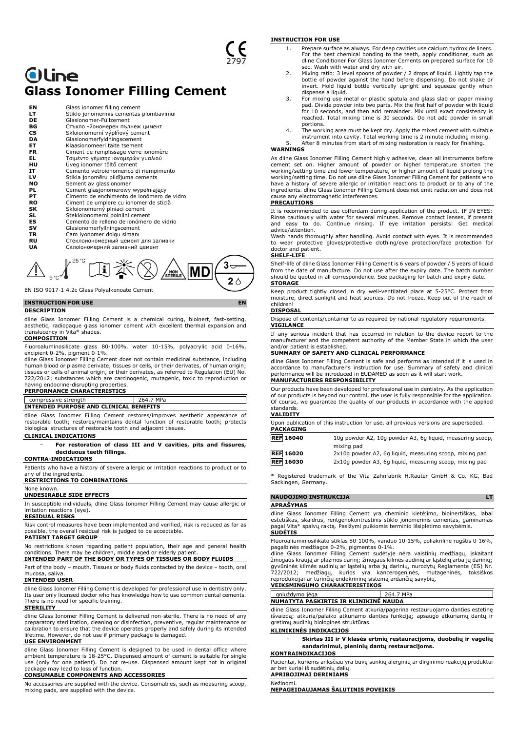CE 2797

# dline

# Glass Ionomer Filling Cement

| | |
|---|---|
| **EN** | Glass ionomer filling cement |
| **LT** | Stiklo jonomerinis cementas plombavimui |
| **DE** | Glasionomer-Füllzement |
| **BG** | Стъкло -йономерен пълнеж цимент |
| **CS** | Skloionomerní výplňový cement |
| **DA** | Glasionomerfyldningscement |
| **ET** | Klaasionomeeri täite tsement |
| **FR** | Ciment de remplissage verre ionomère |
| **EL** | Τσιμέντο γέμισης ιονομερών γυαλιού |
| **HU** | Üveg ionomer töltő cement |
| **IT** | Cemento vetroionomerico di riempimento |
| **LV** | Stikla jonomēru pildījuma cements |
| **NO** | Sement av glassionomer |
| **PL** | Cement glasjonomerowy wypełniający |
| **PT** | Cimento de enchimento de ionômero de vidro |
| **RO** | Ciment de umplere cu ionomer de sticlă |
| **SK** | Skloionomerný plniaci cement |
| **SL** | Stekloionomerni polnilni cement |
| **ES** | Cemento de relleno de ionómero de vidrio |
| **SV** | Glasionomerfyllningscement |
| **TR** | Cam iyonomer dolgu simanı |
| **RU** | Стеклоиономерный цемент для заливки |
| **UA** | Склоіономерний заливний цемент |

25 °C 5 °C NON STERILE MD 3 2

EN ISO 9917-1 4.2c Glass Polyalkenoate Cement

## INSTRUCTION FOR USE — EN

### DESCRIPTION

dline Glass Ionomer Filling Cement is a chemical curing, bioinert, fast-setting, aesthetic, radiopaque glass ionomer cement with excellent thermal expansion and translucency in Vita* shades.

### COMPOSITION

Fluoroaluminosilicate glass 80-100%, water 10-15%, polyacrylic acid 0-16%, excipient 0-2%, pigment 0-1%.

dline Glass Ionomer Filling Cement does not contain medicinal substance, including human blood or plasma derivate; tissues or cells, or their derivates, of human origin; tissues or cells of animal origin, or their derivates, as referred to Regulation (EU) No. 722/2012; substances which are carcinogenic, mutagenic, toxic to reproduction or having endocrine-disrupting properties.

### PERFORMANCE CHARACTERISTICS

| compressive strength | 264.7 MPa |
|---|---|

### INTENDED PURPOSE AND CLINICAL BENEFITS

dline Glass Ionomer Filling Cement restores/improves aesthetic appearance of restorable tooth; restores/maintains dental function of restorable tooth; protects biological structures of restorable tooth and adjacent tissues.

### CLINICAL INDICATIONS

- **For restoration of class III and V cavities, pits and fissures, deciduous teeth fillings.**

### CONTRA-INDICATIONS

Patients who have a history of severe allergic or irritation reactions to product or to any of the ingredients.

### RESTRICTIONS TO COMBINATIONS

None known.

### UNDESIRABLE SIDE EFFECTS

In susceptible individuals, dline Glass Ionomer Filling Cement may cause allergic or irritation reactions (eye).

### RESIDUAL RISKS

Risk control measures have been implemented and verified, risk is reduced as far as possible, the overall residual risk is judged to be acceptable.

### PATIENT TARGET GROUP

No restrictions known regarding patient population, their age and general health conditions. There may be children, middle aged or elderly patient.

### INTENDED PART OF THE BODY OR TYPES OF TISSUES OR BODY FLUIDS

Part of the body – mouth. Tissues or body fluids contacted by the device – tooth, oral mucosa, saliva.

### INTENDED USER

dline Glass Ionomer Filling Cement is developed for professional use in dentistry only. Its user only licensed doctor who has knowledge how to use common dental cements. There is no need for specific training.

### STERILITY

dline Glass Ionomer Filling Cement is delivered non-sterile. There is no need of any preparatory sterilization, cleaning or disinfection, preventive, regular maintenance or calibration to ensure that the device operates properly and safely during its intended lifetime. However, do not use if primary package is damaged.

### USE ENVIRONMENT

dline Glass Ionomer Filling Cement is designed to be used in dental office where ambient temperature is 18-25°C. Dispensed amount of cement is suitable for single use (only for one patient). Do not re-use. Dispensed amount kept not in original package may lead to loss of function.

### CONSUMABLE COMPONENTS AND ACCESSORIES

No accessories are supplied with the device. Consumables, such as measuring scoop, mixing pads, are supplied with the device.

### INSTRUCTION FOR USE

1. Prepare surface as always. For deep cavities use calcium hydroxide liners. For the best chemical bonding to the teeth, apply conditioner, such as dline Conditioner For Glass Ionomer Cements on prepared surface for 10 sec. Wash with water and dry with air.
2. Mixing ratio: 3 level spoons of powder / 2 drops of liquid. Lightly tap the bottle of powder against the hand before dispensing. Do not shake or invert. Hold liquid bottle vertically upright and squeeze gently when dispense a liquid.
3. For mixing use metal or plastic spatula and glass slab or paper mixing pad. Divide powder into two parts. Mix the first half of powder with liquid for 10 seconds, and then add remainder. Mix until exact consistency is reached. Total mixing time is 30 seconds. Do not add powder in small portions.
4. The working area must be kept dry. Apply the mixed cement with suitable instrument into cavity. Total working time is 2 minute including mixing.
5. After 8 minutes from start of mixing restoration is ready for finishing.

### WARNINGS

As dline Glass Ionomer Filling Cement highly adhesive, clean all instruments before cement set on. Higher amount of powder or higher temperature shorten the working/setting time and lower temperature, or higher amount of liquid prolong the working/setting time. Do not use dline Glass Ionomer Filling Cement for patients who have a history of severe allergic or irritation reactions to product or to any of the ingredients. dline Glass Ionomer Filling Cement does not emit radiation and does not cause any electromagnetic interferences.

### PRECAUTIONS

It is recommended to use cofferdam during application of the product. IF IN EYES: Rinse cautiously with water for several minutes. Remove contact lenses, if present and easy to do. Continue rinsing. If eye irritation persists: Get medical advice/attention.

Wash hands thoroughly after handling. Avoid contact with eyes. It is recommended to wear protective gloves/protective clothing/eye protection/face protection for doctor and patient.

### SHELF-LIFE

Shelf-life of dline Glass Ionomer Filling Cement is 6 years of powder / 5 years of liquid from the date of manufacture. Do not use after the expiry date. The batch number should be quoted in all correspondence. See packaging for batch and expiry date.

### STORAGE

Keep product tightly closed in dry well-ventilated place at 5-25°C. Protect from moisture, direct sunlight and heat sources. Do not freeze. Keep out of the reach of children!

### DISPOSAL

Dispose of contents/container to as required by national regulatory requirements.

### VIGILANCE

If any serious incident that has occurred in relation to the device report to the manufacturer and the competent authority of the Member State in which the user and/or patient is established.

### SUMMARY OF SAFETY AND CLINICAL PERFORMANCE

dline Glass Ionomer Filling Cement is safe and performs as intended if it is used in accordance to manufacturer's instruction for use. Summary of safety and clinical performance will be introduced in EUDAMED as soon as it will start work.

### MANUFACTURERS RESPONSIBILITY

Our products have been developed for professional use in dentistry. As the application of our products is beyond our control, the user is fully responsible for the application. Of course, we guarantee the quality of our products in accordance with the applied standards.

### VALIDITY

Upon publication of this instruction for use, all previous versions are superseded.

### PACKAGING

| | |
|---|---|
| REF 16040 | 10g powder A2, 10g powder A3, 6g liquid, measuring scoop, mixing pad |
| REF 16020 | 2x10g powder A2, 6g liquid, measuring scoop, mixing pad |
| REF 16030 | 2x10g powder A3, 6g liquid, measuring scoop, mixing pad |

\* Registered trademark of the Vita Zahnfabrik H.Rauter GmbH & Co. KG, Bad Sackingen, Germany.

## NAUDOJIMO INSTRUKCIJA — LT

### APRAŠYMAS

dline Glass Ionomer Filling Cement yra cheminio kietėjimo, bioinertiškas, labai estetiškas, skaidrus, rentgenokontrastinis stiklo jonomerinis cementas, gaminamas pagal Vita* spalvų raktą. Pasižymi puikiomis terminio išsiplėtimo savybėmis.

### SUDĖTIS

Fluoroaliuminiosilikato stiklas 80-100%, vanduo 10-15%, poliakrilinė rūgštis 0-16%, pagalbinės medžiagos 0-2%, pigmentas 0-1%.

dline Glass Ionomer Filling Cement sudėtyje nėra vaistinių medžiagų, įskaitant žmogaus kraują ar plazmos darinį; žmogaus kilmės audinių ar ląstelių arba jų darinių; gyvūninės kilmės audinių ar ląstelių arba jų darinių, nurodytų Reglamente (ES) Nr. 722/2012; medžiagų, kurios yra kancerogeninės, mutageninės, toksiškos reprodukcijai ar turinčių endokrininę sistemą ardančių savybių.

### VEIKSMINGUMO CHARAKTERISTIKOS

| gniuždymo jėga | 264.7 MPa |
|---|---|

### NUMATYTA PASKIRTIS IR KLINIKINĖ NAUDA

dline Glass Ionomer Filling Cement atkuria/pagerina restauruojamo danties estetinę išvaizdą; atkuria/palaiko atkuriamo danties funkciją; apsaugo atkuriamų dantų ir gretimų audinių biologines struktūras.

### KLINIKINĖS INDIKACIJOS

- **Skirtas III ir V klasės ertmių restauracijoms, duobelių ir vagelių sandarinimui, pieninių dantų restauracijoms.**

### KONTRAINDIKACIJOS

Pacientai, kuriems anksčiau yra buvę sunkių alerginių ar dirginimo reakcijų produktui ar bet kuriai iš sudėtinių dalių.

### APRIBOJIMAI DERINIAMS

Nežinomi.

### NEPAGEIDAUJAMAS ŠALUTINIS POVEIKIS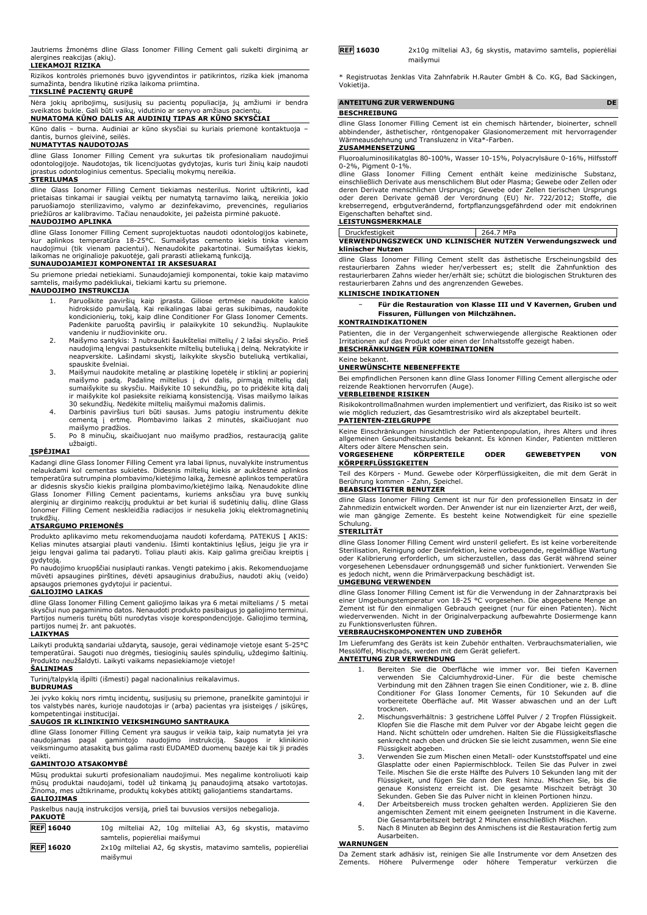Jautriems žmonėms dline Glass Ionomer Filling Cement gali sukelti dirginimą ar alergines reakcijas (akių).

**LIEKAMOJI RIZIKA**

Rizikos kontrolės priemonės buvo įgyvendintos ir patikrintos, rizika kiek įmanoma sumažinta, bendra likutinė rizika laikoma priimtina.

**TIKSLINĖ PACIENTŲ GRUPĖ**

Nėra jokių apribojimų, susijusių su pacientų populiacija, jų amžiumi ir bendra sveikatos būkle. Gali būti vaikų, vidutinio ar senyvo amžiaus pacientų.

**NUMATOMA KŪNO DALIS AR AUDINIŲ TIPAS AR KŪNO SKYSČIAI**

Kūno dalis – burna. Audiniai ar kūno skysčiai su kuriais priemonė kontaktuoja – dantis, burnos gleivinė, seilės.

**NUMATYTAS NAUDOTOJAS**

dline Glass Ionomer Filling Cement yra sukurtas tik profesionaliam naudojimui odontologijoje. Naudotojas, tik licencijuotas gydytojas, kuris turi žinių kaip naudoti įprastus odontologinius cementus. Specialių mokymų nereikia.

**STERILUMAS**

dline Glass Ionomer Filling Cement tiekiamas nesterilus. Norint užtikrinti, kad prietaisas tinkamai ir saugiai veiktų per numatytą tarnavimo laiką, nereikia jokio paruošiamojo sterilizavimo, valymo ar dezinfekavimo, prevencinės, reguliarios priežiūros ar kalibravimo. Tačiau nenaudokite, jei pažeista pirminė pakuotė.

**NAUDOJIMO APLINKA**

dline Glass Ionomer Filling Cement suprojektuotas naudoti odontologijos kabinete, kur aplinkos temperatūra 18-25°C. Sumaišytas cemento kiekis tinka vienam naudojimui (tik vienam pacientui). Nenaudokite pakartotinai. Sumaišytas kiekis, laikomas ne originalioje pakuotėje, gali prarasti atliekamą funkciją.

**SUNAUDOJAMIEJI KOMPONENTAI IR AKSESUARAI**

Su priemone priedai netiekiami. Sunaudojamieji komponentai, tokie kaip matavimo samtelis, maišymo padėkliukai, tiekiami kartu su priemone.

**NAUDOJIMO INSTRUKCIJA**

1. Paruoškite paviršių kaip įprasta. Giliose ertmėse naudokite kalcio hidroksido pamušalą. Kai reikalingas labai geras sukibimas, naudokite kondicionierių, tokį, kaip dline Conditioner For Glass Ionomer Cements. Padenkite paruoštą paviršių ir palaikykite 10 sekundžių. Nuplaukite vandeniu ir nudžiovinkite oru.
2. Maišymo santykis: 3 nubraukti šaukšteliai miltelių / 2 lašai skysčio. Prieš naudojimą lengvai pastuksenkite miltelių buteliuką į delną. Nekratykite ir neapverskite. Lašindami skystį, laikykite skysčio buteliuką vertikaliai, spauskite švelniai.
3. Maišymui naudokite metalinę ar plastikinę lopetėlę ir stiklinį ar popierinį maišymo padą. Padalinę miltelius į dvi dalis, pirmąją miltelių dalį sumaišykite su skysčiu. Maišykite 10 sekundžių, po to pridėkite kitą dalį ir maišykite kol pasieksite reikiamą konsistenciją. Visas maišymo laikas 30 sekundžių. Nedėkite miltelių maišymui mažomis dalimis.
4. Darbinis paviršius turi būti sausas. Jums patogiu instrumentu dėkite cementą į ertmę. Plombavimo laikas 2 minutės, skaičiuojant nuo maišymo pradžios.
5. Po 8 minučių, skaičiuojant nuo maišymo pradžios, restauraciją galite užbaigti.

**ĮSPĖJIMAI**

Kadangi dline Glass Ionomer Filling Cement yra labai lipnus, nuvalykite instrumentus nelaukdami kol cementas sukietės. Didesnis miltelių kiekis ar aukštesnė aplinkos temperatūra sutrumpina plombavimo/kietėjimo laiką, žemesnė aplinkos temperatūra ar didesnis skysčio kiekis prailgina plombavimo/kietėjimo laiką. Nenaudokite dline Glass Ionomer Filling Cement pacientams, kuriems anksčiau yra buvę sunkių alerginių ar dirginimo reakcijų produktui ar bent kuriai iš sudėtinių dalių. dline Glass Ionomer Filling Cement neskleidžia radiacijos ir nesukelia jokių elektromagnetinių trukdžių.

**ATSARGUMO PRIEMONĖS**

Produkto aplikavimo metu rekomenduojama naudoti koferdamą. PATEKUS Į AKIS: Kelias minutes atsargiai plauti vandeniu. Išimti kontaktinius lęšius, jeigu jie yra ir jeigu lengvai galima tai padaryti. Toliau plauti akis. Kaip galima greičiau kreiptis į gydytoją.

Po naudojimo kruopščiai nusiplauti rankas. Vengti patekimo į akis. Rekomenduojame mūvėti apsaugines pirštines, dėvėti apsauginius drabužius, naudoti akių (veido) apsaugos priemones gydytojui ir pacientui.

**GALIOJIMO LAIKAS**

dline Glass Ionomer Filling Cement galiojimo laikas yra 6 metai milteliams / 5 metai skysčiui nuo pagaminimo datos. Nenaudoti produkto pasibaigus jo galiojimo terminui. Partijos numeris turėtų būti nurodytas visoje korespondencijoje. Galiojimo terminą, partijos numerį žr. ant pakuotės.

**LAIKYMAS**

Laikyti produktą sandariai uždarytą, sausoje, gerai vėdinamoje vietoje esant 5-25°C temperatūrai. Saugoti nuo drėgmės, tiesioginių saulės spindulių, uždegimo šaltinių. Produkto neužšaldyti. Laikyti vaikams nepasiekiamoje vietoje!

**ŠALINIMAS**

Turinį/talpyklą išpilti (išmesti) pagal nacionalinius reikalavimus.

**BUDRUMAS**

Jei įvyko kokių nors rimtų incidentų, susijusių su priemone, praneškite gamintojui ir tos valstybės narės, kurioje naudotojas ir (arba) pacientas yra įsisteigęs / įsikūręs, kompetentingai institucijai.

**SAUGOS IR KLINIKINIO VEIKSMINGUMO SANTRAUKA**

dline Glass Ionomer Filling Cement yra saugus ir veikia taip, kaip numatyta jei yra naudojamas pagal gamintojo naudojimo instrukciją. Saugos ir klinikinio veiksmingumo atasakitą bus galima rasti EUDAMED duomenų bazėje kai tik ji pradės veikti.

**GAMINTOJO ATSAKOMYBĖ**

Mūsų produktai sukurti profesionaliam naudojimui. Mes negalime kontroliuoti kaip mūsų produktai naudojami, todėl už tinkamą jų panaudojimą atsako vartotojas. Žinoma, mes užtikriname, produktų kokybės atitiktį galiojantiems standartams.

**GALIOJIMAS**

Paskelbus naują instrukcijos versiją, prieš tai buvusios versijos nebegalioja.

**PAKUOTĖ**

| REF | |
|---|---|
| **REF 16040** | 10g milteliai A2, 10g milteliai A3, 6g skystis, matavimo samtelis, popierėliai maišymui |
| **REF 16020** | 2x10g milteliai A2, 6g skystis, matavimo samtelis, popierėliai maišymui |
| **REF 16030** | 2x10g milteliai A3, 6g skystis, matavimo samtelis, popierėliai maišymui |

\* Registruotas ženklas Vita Zahnfabrik H.Rauter GmbH & Co. KG, Bad Säckingen, Vokietija.

## ANTEITUNG ZUR VERWENDUNG — DE

**BESCHREIBUNG**

dline Glass Ionomer Filling Cement ist ein chemisch härtender, bioinerter, schnell abbindender, ästhetischer, röntgenopaker Glasionomerzement mit hervorragender Wärmeausdehnung und Transluzenz in Vita*-Farben.

**ZUSAMMENSETZUNG**

Fluoroaluminosilikatglas 80-100%, Wasser 10-15%, Polyacrylsäure 0-16%, Hilfsstoff 0-2%, Pigment 0-1%.

dline Glass Ionomer Filling Cement enthält keine medizinische Substanz, einschließlich Derivate aus menschlichem Blut oder Plasma; Gewebe oder Zellen oder deren Derivate menschlichen Ursprungs; Gewebe oder Zellen tierischen Ursprungs oder deren Derivate gemäß der Verordnung (EU) Nr. 722/2012; Stoffe, die krebserregend, erbgutverändernd, fortpflanzungsgefährdend oder mit endokrinen Eigenschaften behaftet sind.

**LEISTUNGSMERKMALE**

| Druckfestigkeit | 264.7 MPa |
|---|---|

**VERWENDUNGSZWECK UND KLINISCHER NUTZEN Verwendungszweck und klinischer Nutzen**

dline Glass Ionomer Filling Cement stellt das ästhetische Erscheinungsbild des restaurierbaren Zahns wieder her/verbessert es; stellt die Zahnfunktion des restaurierbaren Zahns wieder her/erhält sie; schützt die biologischen Strukturen des restaurierbaren Zahns und des angrenzenden Gewebes.

**KLINISCHE INDIKATIONEN**

- **Für die Restauration von Klasse III und V Kavernen, Gruben und Fissuren, Füllungen von Milchzähnen.**

**KONTRAINDIKATIONEN**

Patienten, die in der Vergangenheit schwerwiegende allergische Reaktionen oder Irritationen auf das Produkt oder einen der Inhaltsstoffe gezeigt haben.

**BESCHRÄNKUNGEN FÜR KOMBINATIONEN**

Keine bekannt.

**UNERWÜNSCHTE NEBENEFFEKTE**

Bei empfindlichen Personen kann dline Glass Ionomer Filling Cement allergische oder reizende Reaktionen hervorrufen (Auge).

**VERBLEIBENDE RISIKEN**

Risikokontrollmaßnahmen wurden implementiert und verifiziert, das Risiko ist so weit wie möglich reduziert, das Gesamtrestrisiko wird als akzeptabel beurteilt.

**PATIENTEN-ZIELGRUPPE**

Keine Einschränkungen hinsichtlich der Patientenpopulation, ihres Alters und ihres allgemeinen Gesundheitszustands bekannt. Es können Kinder, Patienten mittleren Alters oder ältere Menschen sein.

**VORGESEHENE KÖRPERTEILE ODER GEWEBETYPEN VON KÖRPERFLÜSSIGKEITEN**

Teil des Körpers - Mund. Gewebe oder Körperflüssigkeiten, die mit dem Gerät in Berührung kommen - Zahn, Speichel.

**BEABSICHTIGTER BENUTZER**

dline Glass Ionomer Filling Cement ist nur für den professionellen Einsatz in der Zahnmedizin entwickelt worden. Der Anwender ist nur ein lizenzierter Arzt, der weiß, wie man gängige Zemente. Es besteht keine Notwendigkeit für eine spezielle Schulung.

**STERILITÄT**

dline Glass Ionomer Filling Cement wird unsteril geliefert. Es ist keine vorbereitende Sterilisation, Reinigung oder Desinfektion, keine vorbeugende, regelmäßige Wartung oder Kalibrierung erforderlich, um sicherzustellen, dass das Gerät während seiner vorgesehenen Lebensdauer ordnungsgemäß und sicher funktioniert. Verwenden Sie es jedoch nicht, wenn die Primärverpackung beschädigt ist.

**UMGEBUNG VERWENDEN**

dline Glass Ionomer Filling Cement ist für die Verwendung in der Zahnarztpraxis bei einer Umgebungstemperatur von 18-25 °C vorgesehen. Die abgegebene Menge an Zement ist für den einmaligen Gebrauch geeignet (nur für einen Patienten). Nicht wiederverwenden. Nicht in der Originalverpackung aufbewahrte Dosiermenge kann zu Funktionsverlusten führen.

**VERBRAUCHSKOMPONENTEN UND ZUBEHÖR**

Im Lieferumfang des Geräts ist kein Zubehör enthalten. Verbrauchsmaterialien, wie Messlöffel, Mischpads, werden mit dem Gerät geliefert.

**ANTEITUNG ZUR VERWENDUNG**

1. Bereiten Sie die Oberfläche wie immer vor. Bei tiefen Kavernen verwenden Sie einen Calciumhydroxid-Liner. Für die beste chemische Verbindung mit den Zähnen tragen Sie einen Conditioner, wie z. B. dline Conditioner For Glass Ionomer Cements, für 10 Sekunden auf die vorbereitete Oberfläche auf. Mit Wasser abwaschen und an der Luft trocknen.
2. Mischungsverhältnis: 3 gestrichene Löffel Pulver / 2 Tropfen Flüssigkeit. Klopfen Sie die Flasche mit dem Pulver vor der Abgabe leicht gegen die Hand. Nicht schütteln oder umdrehen. Halten Sie die Flüssigkeitsflasche senkrecht nach oben und drücken Sie sie leicht zusammen, wenn Sie eine Flüssigkeit abgeben.
3. Verwenden Sie zum Mischen einen Metall- oder Kunststoffspatel und eine Glasplatte oder einen Papiermischblock. Teilen Sie das Pulver in zwei Teile. Mischen Sie die erste Hälfte des Pulvers 10 Sekunden lang mit der Flüssigkeit, und fügen Sie dann den Rest hinzu. Mischen Sie, bis die genaue Konsistenz erreicht ist. Die gesamte Mischzeit beträgt 30 Sekunden. Geben Sie das Pulver nicht in kleinen Portionen hinzu.
4. Der Arbeitsbereich muss trocken gehalten werden. Applizieren Sie den angemischten Zement mit einem geeigneten Instrument in die Kaverne. Die Gesamtarbeitszeit beträgt 2 Minuten einschließlich Mischen.
5. Nach 8 Minuten ab Beginn des Anmischens ist die Restauration fertig zum Ausarbeiten.

**WARNUNGEN**

Da Zement stark adhäsiv ist, reinigen Sie alle Instrumente vor dem Ansetzen des Zements. Höhere Pulvermenge oder höhere Temperatur verkürzen die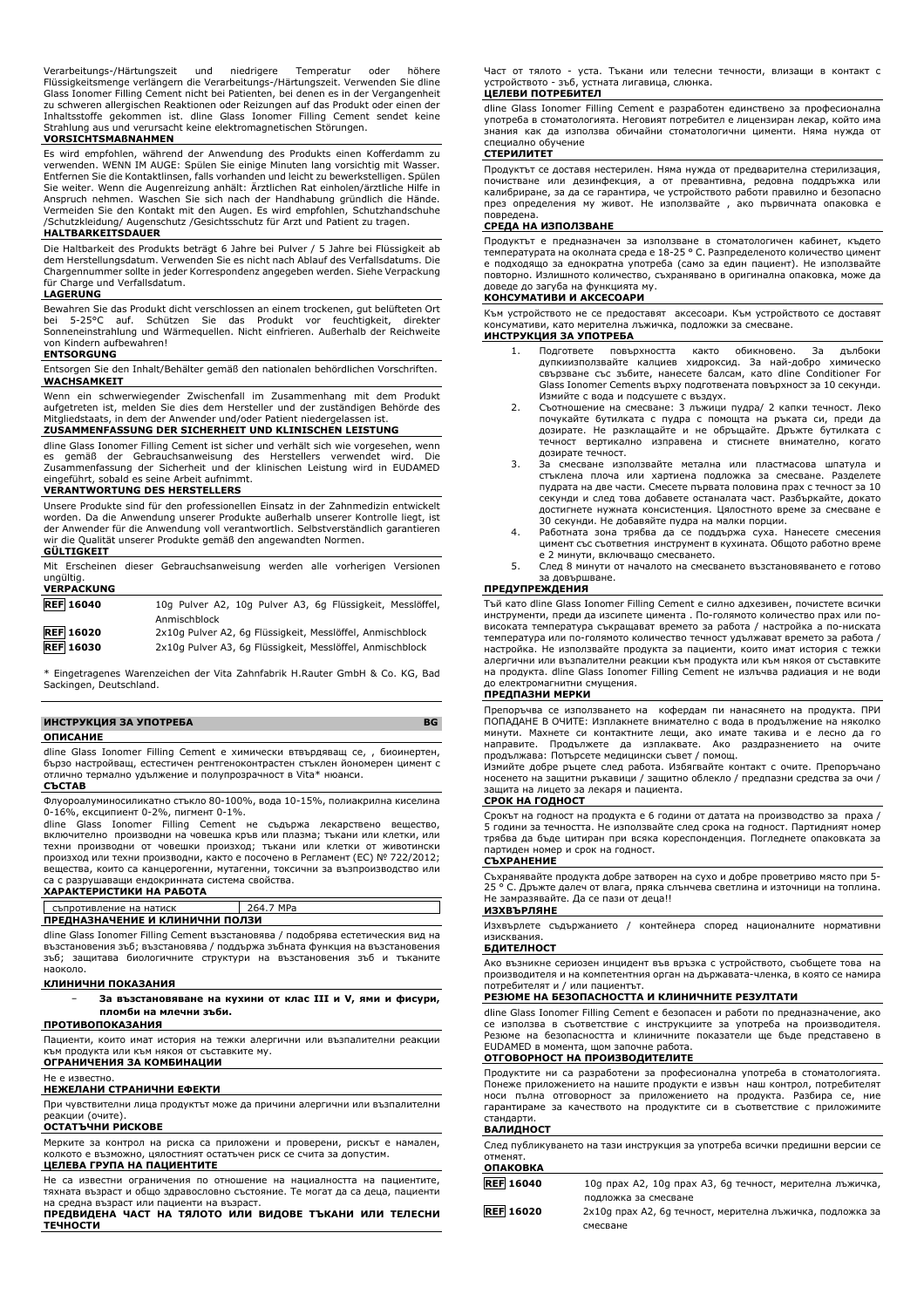Verarbeitungs-/Härtungszeit und niedrigere Temperatur oder höhere Flüssigkeitsmenge verlängern die Verarbeitungs-/Härtungszeit. Verwenden Sie dline Glass Ionomer Filling Cement nicht bei Patienten, bei denen es in der Vergangenheit zu schweren allergischen Reaktionen oder Reizungen auf das Produkt oder einen der Inhaltsstoffe gekommen ist. dline Glass Ionomer Filling Cement sendet keine Strahlung aus und verursacht keine elektromagnetischen Störungen.

**VORSICHTSMAßNAHMEN**

Es wird empfohlen, während der Anwendung des Produkts einen Kofferdamm zu verwenden. WENN IM AUGE: Spülen Sie einige Minuten lang vorsichtig mit Wasser. Entfernen Sie die Kontaktlinsen, falls vorhanden und leicht zu bewerkstelligen. Spülen Sie weiter. Wenn die Augenreizung anhält: Ärztlichen Rat einholen/ärztliche Hilfe in Anspruch nehmen. Waschen Sie sich nach der Handhabung gründlich die Hände. Vermeiden Sie den Kontakt mit den Augen. Es wird empfohlen, Schutzhandschuhe /Schutzkleidung/ Augenschutz /Gesichtsschutz für Arzt und Patient zu tragen.

**HALTBARKEITSDAUER**

Die Haltbarkeit des Produkts beträgt 6 Jahre bei Pulver / 5 Jahre bei Flüssigkeit ab dem Herstellungsdatum. Verwenden Sie es nicht nach Ablauf des Verfallsdatums. Die Chargennummer sollte in jeder Korrespondenz angegeben werden. Siehe Verpackung für Charge und Verfallsdatum.

**LAGERUNG**

Bewahren Sie das Produkt dicht verschlossen an einem trockenen, gut belüfteten Ort bei 5-25°C auf. Schützen Sie das Produkt vor feuchtigkeit, direkter Sonneneinstrahlung und Wärmequellen. Nicht einfrieren. Außerhalb der Reichweite von Kindern aufbewahren!

**ENTSORGUNG**

Entsorgen Sie den Inhalt/Behälter gemäß den nationalen behördlichen Vorschriften.

**WACHSAMKEIT**

Wenn ein schwerwiegender Zwischenfall im Zusammenhang mit dem Produkt aufgetreten ist, melden Sie dies dem Hersteller und der zuständigen Behörde des Mitgliedstaats, in dem der Anwender und/oder Patient niedergelassen ist.

**ZUSAMMENFASSUNG DER SICHERHEIT UND KLINISCHEN LEISTUNG**

dline Glass Ionomer Filling Cement ist sicher und verhält sich wie vorgesehen, wenn es gemäß der Gebrauchsanweisung des Herstellers verwendet wird. Die Zusammenfassung der Sicherheit und der klinischen Leistung wird in EUDAMED eingeführt, sobald es seine Arbeit aufnimmt.

**VERANTWORTUNG DES HERSTELLERS**

Unsere Produkte sind für den professionellen Einsatz in der Zahnmedizin entwickelt worden. Da die Anwendung unserer Produkte außerhalb unserer Kontrolle liegt, ist der Anwender für die Anwendung voll verantwortlich. Selbstverständlich garantieren wir die Qualität unserer Produkte gemäß den angewandten Normen.

**GÜLTIGKEIT**

Mit Erscheinen dieser Gebrauchsanweisung werden alle vorherigen Versionen ungültig.

**VERPACKUNG**

| | |
|---|---|
| REF 16040 | 10g Pulver A2, 10g Pulver A3, 6g Flüssigkeit, Messlöffel, Anmischblock |
| REF 16020 | 2x10g Pulver A2, 6g Flüssigkeit, Messlöffel, Anmischblock |
| REF 16030 | 2x10g Pulver A3, 6g Flüssigkeit, Messlöffel, Anmischblock |

* Eingetragenes Warenzeichen der Vita Zahnfabrik H.Rauter GmbH & Co. KG, Bad Sackingen, Deutschland.

## ИНСТРУКЦИЯ ЗА УПОТРЕБА BG

**ОПИСАНИЕ**

dline Glass Ionomer Filling Cement е химически втвърдяващ се, , биоинертен, бързо настройващ, естествичен рентгеноконтрастен стъклен йономерен цимент с отлично термално удължение и полупрозрачност в Vita* нюанси.

**СЪСТАВ**

Флуороалуминосиликатно стъкло 80-100%, вода 10-15%, полиакрилна киселина 0-16%, ексципиент 0-2%, пигмент 0-1%.

dline Glass Ionomer Filling Cement не съдържа лекарствено вещество, включително производни на човешка кръв или плазма; тъкани или клетки, или техни производни от човешки произход; тъкани или клетки от животински произход или техни производни, както е посочено в Регламент (ЕС) № 722/2012; вещества, които са канцерогенни, мутагенни, токсични за възпроизводство или са с разрушаващи ендокринната система свойства.

**ХАРАКТЕРИСТИКИ НА РАБОТА**

| | |
|---|---|
| съпротивление на натиск | 264.7 MPa |

**ПРЕДНАЗНАЧЕНИЕ И КЛИНИЧНИ ПОЛЗИ**

dline Glass Ionomer Filling Cement възстановява / подобрява естетическия вид на възстановения зъб; възстановява / поддържа зъбната функция на възстановения зъб; защитава биологичните структури на възстановения зъб и тъканите наоколо.

**КЛИНИЧНИ ПОКАЗАНИЯ**

- **За възстановяване на кухини от клас III и V, ями и фисури, пломби на млечни зъби.**

**ПРОТИВОПОКАЗАНИЯ**

Пациенти, които имат история на тежки алергични или възпалителни реакции към продукта или към някоя от съставките му.

**ОГРАНИЧЕНИЯ ЗА КОМБИНАЦИИ**

Не е известно.

**НЕЖЕЛАНИ СТРАНИЧНИ ЕФЕКТИ**

При чувствителни лица продуктът може да причини алергични или възпалителни реакции (очите).

**ОСТАТЪЧНИ РИСКОВЕ**

Мерките за контрол на риска са приложени и проверени, рискът е намален, колкото е възможно, цялостният остатъчен риск се счита за допустим.

**ЦЕЛЕВА ГРУПА НА ПАЦИЕНТИТЕ**

Не са известни ограничения по отношение на нациналността на пациентите, тяхната възраст и общо здравословно състояние. Те могат да са деца, пациенти на средна възраст или пациенти на възраст.

**ПРЕДВИДЕНА ЧАСТ НА ТЯЛОТО ИЛИ ВИДОВЕ ТЪКАНИ ИЛИ ТЕЛЕСНИ ТЕЧНОСТИ**

Част от тялото - уста. Тъкани или телесни течности, влизащи в контакт с устройството - зъб, устната лигавица, слюнка.

**ЦЕЛЕВИ ПОТРЕБИТЕЛ**

dline Glass Ionomer Filling Cement е разработен единствено за професионална употреба в стоматологията. Неговият потребител е лицензиран лекар, който има знания как да използва обичайни стоматологични цименти. Няма нужда от специално обучение

**СТЕРИЛИТЕТ**

Продуктът се доставя нестерилен. Няма нужда от предварителна стерилизация, почистване или дезинфекция, а от превантивна, редовна поддръжка или калибриране, за да се гарантира, че устройството работи правилно и безопасно през определения му живот. Не използвайте , ако първичната опаковка е повредена.

**СРЕДА НА ИЗПОЛЗВАНЕ**

Продуктът е предназначен за използване в стоматологичен кабинет, където температурата на околната среда е 18-25 ° C. Разпределеното количество цимент е подходящо за еднократна употреба (само за един пациент). Не използвайте повторно. Излишното количество, съхранявано в оригинална опаковка, може да доведе до загуба на функцията му.

**КОНСУМАТИВИ И АКСЕСОАРИ**

Към устройството не се предоставят аксесоари. Към устройството се доставят консумативи, като мерителна лъжичка, подложки за смесване.

**ИНСТРУКЦИЯ ЗА УПОТРЕБА**

1. Подгответе повърхността както обикновено. За дълбоки дупкиизползвайте калциев хидроксид. За най-добро химическо свързване със зъбите, нанесете балсам, като dline Conditioner For Glass Ionomer Cements върху подготвената повърхност за 10 секунди. Измийте с вода и подсушете с въздух.
2. Съотношение на смесване: 3 лъжици пудра/ 2 капки течност. Леко почукайте бутилката с пудра с помощта на ръката си, преди да дозирате. Не разклащайте и не обръщайте. Дръжте бутилката с течност вертикално изправена и стиснете внимателно, когато дозирате течност.
3. За смесване използвайте метална или пластмасова шпатула и стъклена плоча или хартиена подложка за смесване. Разделете пудрата на две части. Смесете първата половина прах с течност за 10 секунди и след това добавете останалата част. Разбъркайте, докато достигнете нужната консистенция. Цялостното време за смесване е 30 секунди. Не добавяйте пудра на малки порции.
4. Работната зона трябва да се поддържа суха. Нанесете смесения цимент със съответния инструмент в кухината. Общото работно време е 2 минути, включващо смесването.
5. След 8 минути от началото на смесването възстановяването е готово за довършване.

**ПРЕДУПРЕЖДЕНИЯ**

Тъй като dline Glass Ionomer Filling Cement е силно адхезивен, почистете всички инструменти, преди да изсипете цимента . По-голямото количество прах или по-високата температура съкращават времето за работа / настройка а по-ниската температура или по-голямото количество течност удължават времето за работа / настройка. Не използвайте продукта за пациенти, които имат история с тежки алергични или възпалителни реакции към продукта или към някоя от съставките на продукта. dline Glass Ionomer Filling Cement не излъчва радиация и не води до електромагнитни смущения.

**ПРЕДПАЗНИ МЕРКИ**

Препоръчва се използването на кофердам пи нанасянето на продукта. ПРИ ПОПАДАНЕ В ОЧИТЕ: Изплакнете внимателно с вода в продължение на няколко минути. Махнете си контактните лещи, ако имате такива и е лесно да го направите. Продължете да изплаквате. Ако раздразнението на очите продължава: Потърсете медицински съвет / помощ.

Измийте добре ръцете след работа. Избягвайте контакт с очите. Препоръчано носенето на защитни ръкавици / защитно облекло / предпазни средства за очи / защита на лицето за лекаря и пациента.

**СРОК НА ГОДНОСТ**

Срокът на годност на продукта е 6 години от датата на производство за праха / 5 години за течността. Не използвайте след срока на годност. Партидният номер трябва да бъде цитиран при всяка кореспонденция. Погледнете опаковката за партиден номер и срок на годност.

**СЪХРАНЕНИЕ**

Съхранявайте продукта добре затворен на сухо и добре проветриво място при 5-25 ° C. Дръжте далеч от влага, пряка слънчева светлина и източници на топлина. Не замразявайте. Да се пази от деца!!

**ИЗХВЪРЛЯНЕ**

Изхвърлете съдържанието / контейнера според националните нормативни изисквания.

**БДИТЕЛНОСТ**

Ако възникне сериозен инцидент във връзка с устройството, съобщете това на производителя и на компетентния орган на държавата-членка, в която се намира потребителят и / или пациентът.

**РЕЗЮМЕ НА БЕЗОПАСНОСТТА И КЛИНИЧНИТЕ РЕЗУЛТАТИ**

dline Glass Ionomer Filling Cement е безопасен и работи по предназначение, ако се използва в съответствие с инструкциите за употреба на производителя. Резюме на безопасността и клиничните показатели ще бъде представено в EUDAMED в момента, щом започне работа.

**ОТГОВОРНОСТ НА ПРОИЗВОДИТЕЛИТЕ**

Продуктите ни са разработени за професионална употреба в стоматологията. Понеже приложението на нашите продукти е извън наш контрол, потребителят носи пълна отговорност за приложението на продукта. Разбира се, ние гарантираме за качеството на продуктите си в съответствие с приложимите стандарти.

**ВАЛИДНОСТ**

След публикуването на тази инструкция за употреба всички предишни версии се отменят.

**ОПАКОВКА**

| | |
|---|---|
| REF 16040 | 10g прах A2, 10g прах A3, 6g течност, мерителна лъжичка, подложка за смесване |
| REF 16020 | 2x10g прах A2, 6g течност, мерителна лъжичка, подложка за смесване |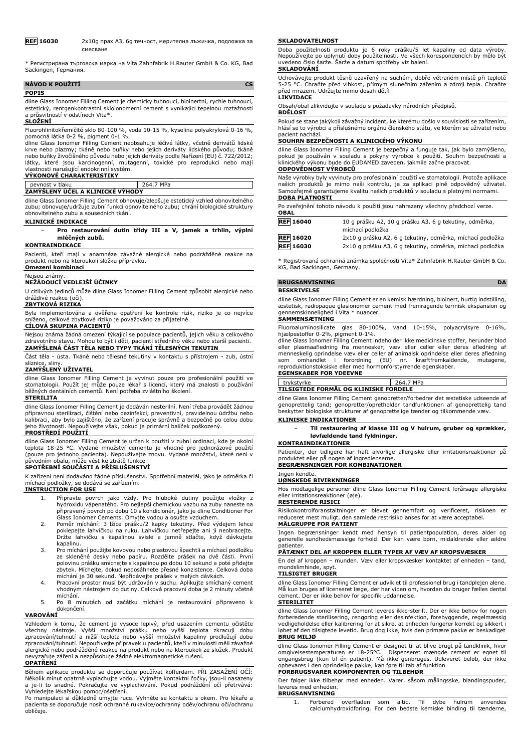| REF 16030 | 2x10g прах А3, 6g течност, мерителна лъжичка, подложка за смесване |
|---|---|

* Регистрирана търговска марка на Vita Zahnfabrik H.Rauter GmbH & Co. KG, Bad Sackingen, Германия.

## NÁVOD K POUŽITÍ CS

### POPIS

dline Glass Ionomer Filling Cement je chemicky tuhnoucí, bioinertní, rychle tuhnoucí, estetický, rentgenkontrastní skloionomerní cement s vynikající tepelnou roztažností a průsvitností v odstínech Vita*.

### SLOŽENÍ

Fluorohlinitokřemičité sklo 80-100 %, voda 10-15 %, kyselina polyakrylová 0-16 %, pomocná látka 0-2 %, pigment 0-1 %.

dline Glass Ionomer Filling Cement neobsahuje léčivé látky, včetně derivátů lidské krve nebo plazmy; tkáně nebo buňky nebo jejich deriváty lidského původu; tkáně nebo buňky živočišného původu nebo jejich deriváty podle Nařízení (EU) č. 722/2012; látky, které jsou karcinogenní, mutagenní, toxické pro reprodukci nebo mají vlastnosti narušující endokrinní systém.

### VÝKONOVÉ CHARAKTERISTIKY

| pevnost v tlaku | 264.7 MPa |
|---|---|

### ZAMÝŠLENÝ ÚČEL A KLINICKÉ VÝHODY

dline Glass Ionomer Filling Cement obnovuje/zlepšuje estetický vzhled obnovitelného zubu; obnovuje/udržuje zubní funkci obnovitelného zubu; chrání biologické struktury obnovitelného zubu a sousedních tkání.

### KLINICKÉ INDIKACE

- **Pro restaurování dutin třídy III a V, jamek a trhlin, výplní mléčných zubů.**

### KONTRAINDIKACE

Pacienti, kteří mají v anamnéze závažné alergické nebo podrážděné reakce na produkt nebo na kteroukoli složku přípravku.

### Omezení kombinací

Nejsou známy.

### NEŽÁDOUCÍ VEDLEJŠÍ ÚČINKY

U citlivých jedinců může dline Glass Ionomer Filling Cement způsobit alergické nebo dráždivé reakce (oči).

### ZBYTKOVÁ RIZIKA

Byla implementována a ověřena opatření ke kontrole rizik, riziko je co nejvíce sníženo, celkové zbytkové riziko je považováno za přijatelné.

### CÍLOVÁ SKUPINA PACIENTŮ

Nejsou známa žádná omezení týkající se populace pacientů, jejich věku a celkového zdravotního stavu. Mohou to být i děti, pacienti středního věku nebo starší pacienti.

### ZAMÝŠLENÁ ČÁST TĚLA NEBO TYPY TKÁNÍ TĚLESNÝCH TEKUTIN

Část těla - ústa. Tkáně nebo tělesné tekutiny v kontaktu s přístrojem - zub, ústní sliznice, sliny.

### ZAMÝŠLENÝ UŽIVATEL

dline Glass Ionomer Filling Cement je vyvinut pouze pro profesionální použití ve stomatologii. Použít jej může pouze lékař s licencí, který má znalosti o používání běžných dentálních cementů. Není potřeba zvláštního školení.

### STERILITA

dline Glass Ionomer Filling Cement je dodáván nesterilní. Není třeba provádět žádnou přípravnou sterilizaci, čištění nebo dezinfekci, preventivní, pravidelnou údržbu nebo kalibraci, aby bylo zajištěno, že zařízení pracuje správně a bezpečně po celou dobu jeho životnosti. Nepoužívejte však, pokud je primární balíček poškozený.

### PROSTŘEDÍ POUŽITÍ

dline Glass Ionomer Filling Cement je určen k použití v zubní ordinaci, kde je okolní teplota 18-25 °C. Vydané množství cementu je vhodné pro jednorázové použití (pouze pro jednoho pacienta). Nepoužívejte znovu. Vydané množství, které není v původním obalu, může vést ke ztrátě funkce

### SPOTŘEBNÍ SOUČÁSTI A PŘÍSLUŠENSTVÍ

K zařízení není dodáváno žádné příslušenství. Spotřební materiál, jako je odměrka či míchací podložky, se dodává se zařízením.

### INSTRUCTION FOR USE

1. Připravte povrch jako vždy. Pro hluboké dutiny použijte vložky z hydroxidu vápenatého. Pro nejlepší chemickou vazbu na zuby naneste na připravený povrch po dobu 10 s kondicionér, jako je dline Conditioner For Glass Ionomer Cements. Omyjte vodou a osušte vzduchem.
2. Poměr míchání: 3 lžíce prášku/2 kapky tekutiny. Před výdejem lehce poklepejte lahvičkou na ruku. Lahvičkou netřepejte ani ji neobracejte. Držte lahvičku s kapalinou svisle a jemně stlačte, když dávkujete kapalinu.
3. Pro míchání použijte kovovou nebo plastovou špachtli a míchací podložku ze skleněné desky nebo papíru. Rozdělte prášek na dvě části. První polovinu prášku smíchejte s kapalinou po dobu 10 sekund a poté přidejte zbytek. Míchejte, dokud nedosáhnete přesné konzistence. Celková doba míchání je 30 sekund. Nepřidávejte prášek v malých dávkách.
4. Pracovní prostor musí být udržován v suchu. Aplikujte smíchaný cement vhodným nástrojem do dutiny. Celková pracovní doba je 2 minuty včetně míchání.
5. Po 8 minutách od začátku míchání je restaurování připraveno k dokončení.

### VAROVÁNÍ

Vzhledem k tomu, že cement je vysoce lepivý, před usazením cementu očistěte všechny nástroje. Vyšší množství prášku nebo vyšší teplota zkracují dobu zpracování/tuhnutí a nižší teplota nebo vyšší množství kapaliny prodlužují dobu zpracování/tuhnutí. Nepoužívejte přípravek u pacientů, kteří v minulosti měli závažné alergické nebo podrážděné reakce na produkt nebo na kteroukoli ze složek. Produkt nevyzařuje záření a nezpůsobuje žádné elektromagnetické rušení.

### OPATŘENÍ

Během aplikace produktu se doporučuje používat kofferdam. PŘI ZASAŽENÍ OČÍ: Několik minut opatrně vyplachujte vodou. Vyjměte kontaktní čočky, jsou-li nasazeny a je-li to snadné. Pokračujte ve vyplachování. Pokud podráždění očí přetrvává: Vyhledejte lékařskou pomoc/ošetření.

Po manipulaci si důkladně umyjte ruce. Vyhněte se kontaktu s okem. Pro lékaře a pacienta se doporučuje nosit ochranné rukavice/ochranný oděv/ochranu očí/ochranu obličeje.

### SKLADOVATELNOST

Doba použitelnosti produktu je 6 roky prášku/5 let kapaliny od data výroby. Nepoužívejte po uplynutí doby použitelnosti. Ve všech korespondencích by mělo být uvedeno číslo šarže. Šarže a datum spotřeby viz balení.

### SKLADOVÁNÍ

Uchovávejte produkt těsně uzavřený na suchém, dobře větraném místě při teplotě 5-25 °C. Chraňte před vlhkost, přímým slunečním zářením a zdroji tepla. Chraňte před mrazem. Udržujte mimo dosah dětí!

### LIKVIDACE

Obsah/obal zlikvidujte v souladu s požadavky národních předpisů.

### BDĚLOST

Pokud se stane jakýkoli závažný incident, ke kterému došlo v souvislosti se zařízením, hlásí se to výrobci a příslušnému orgánu členského státu, ve kterém se uživatel nebo pacient nachází.

### SOUHRN BEZPEČNOSTI A KLINICKÉHO VÝKONU

dline Glass Ionomer Filling Cement je bezpečný a funguje tak, jak bylo zamýšleno, pokud je používán v souladu s pokyny výrobce k použití. Souhrn bezpečnosti a klinického výkonu bude do EUDAMED zaveden, jakmile začne pracovat.

### ODPOVĚDNOST VÝROBCŮ

Naše výrobky byly vyvinuty pro profesionální použití ve stomatologii. Protože aplikace našich produktů je mimo naši kontrolu, je za aplikaci plně odpovědný uživatel. Samozřejmě garantujeme kvalitu našich produktů v souladu s platnými normami.

### DOBA PLATNOSTI

Po zveřejnění tohoto návodu k použití jsou nahrazeny všechny předchozí verze.

### OBAL

| REF 16040 | 10 g prášku A2, 10 g prášku A3, 6 g tekutiny, odměrka, míchací podložka |
|---|---|
| REF 16020 | 2x10 g prášku A2, 6 g tekutiny, odměrka, míchací podložka |
| REF 16030 | 2x10 g prášku A3, 6 g tekutiny, odměrka, míchací podložka |

* Registrovaná ochranná známka společnosti Vita* Zahnfabrik H.Rauter GmbH & Co. KG, Bad Sackingen, Germany.

## BRUGSANVISNING DA

### BESKRIVELSE

dline Glass Ionomer Filling Cement er en kemisk hærdning, bioinert, hurtig indstilling, æstetisk, radiopaque glasionomer cement med fremragende termisk ekspansion og gennemskinnelighed i Vita * nuancer.

### SAMMENSÆTNING

Fluoroaluminosilicate glas 80-100%, vand 10-15%, polyacrylsyre 0-16%, hjælpestoffer 0-2%, pigment 0-1%.

dline Glass Ionomer Filling Cement indeholder ikke medicinske stoffer, herunder blod eller plasmaafledning fra mennesker; væv eller celler eller deres afledning af menneskelig oprindelse væv eller celler af animalsk oprindelse eller deres afledning som omhandlet i forordning (EU) nr. kræftfremkaldende, mutagene, reproduktionstoksiske eller med hormonforstyrrende egenskaber.

### EGENSKABER FOR YDEEVNE

| trykstyrke | 264.7 MPa |
|---|---|

### TILSIGTEDE FORMÅL OG KLINISKE FORDELE

dline Glass Ionomer Filling Cement genopretter/forbedrer det æstetiske udseende af genoprettelig tand; genopretter/opretholder tandfunktionen af genoprettelig tand beskytter biologiske strukturer af genoprettelige tænder og tilkommende væv.

### KLINISKE INDIKATIONER

- **Til restaurering af klasse III og V hulrum, gruber og sprækker, løvfældende tand fyldninger.**

### KONTRAINDIKATIONER

Patienter, der tidligere har haft alvorlige allergiske eller irritationsreaktioner på produktet eller på nogen af ingredienserne.

### BEGRÆNSNINGER FOR KOMBINATIONER

Ingen kendte.

### UØNSKEDE BIVIRKNINGER

Hos modtagelige personer dline Glass Ionomer Filling Cement forårsage allergiske eller irritationsreaktioner (øje).

### RESTERENDE RISICI

Risikokontrolforanstaltninger er blevet gennemført og verificeret, risikoen er reduceret mest muligt, den samlede restrisiko anses for at være acceptabel.

### MÅLGRUPPE FOR PATIENT

Ingen begrænsninger kendt med hensyn til patientpopulation, deres alder og generelle sundhedsmæssige forhold. Der kan være børn, midaldrende eller ældre patienter.

### PÅTÆNKT DEL AF KROPPEN ELLER TYPER AF VÆV AF KROPSVÆSKER

En del af kroppen – munden. Væv eller kropsvæsker kontaktet af enheden – tand, mundslimhinde, spyt.

### TILSIGTET BRUGER

dline Glass Ionomer Filling Cement er udviklet til professionel brug i tandplejen alene. Må kun bruges af licenseret læge, der har viden om, hvordan du bruger fælles dental cement. Der er ikke behov for specifik uddannelse.

### STERILITET

dline Glass Ionomer Filling Cement leveres ikke-sterilt. Der er ikke behov for nogen forberedende sterilisering, rengøring eller desinfektion, forebyggende, regelmæssig vedligeholdelse eller kalibrering for at sikre, at enheden fungerer korrekt og sikkert i løbet af den tilsigtede levetid. Brug dog ikke, hvis den primære pakke er beskadiget

### BRUG MILJØ

dline Glass Ionomer Filling Cement er designet til at blive brugt på tandklinik, hvor omgivelsestemperaturen er 18-25°C. Dispenseret mængde cement er egnet til engangsbrug (kun til én patient). Må ikke genbruges. Udleveret beløb, der ikke opbevares i den oprindelige pakke, kan føre til tab af funktion

### FORBRUGSVARER KOMPONENTER OG TILBEHØR

Der følger ikke tilbehør med enheden. Varer, såsom målingsske, blandingspuder, leveres med enheden.

### BRUGSANVISNING

1. Forbered overfladen som altid. Til dybe hulrum anvendes calciumhydroxidforing. For den bedste kemiske binding til tænderne,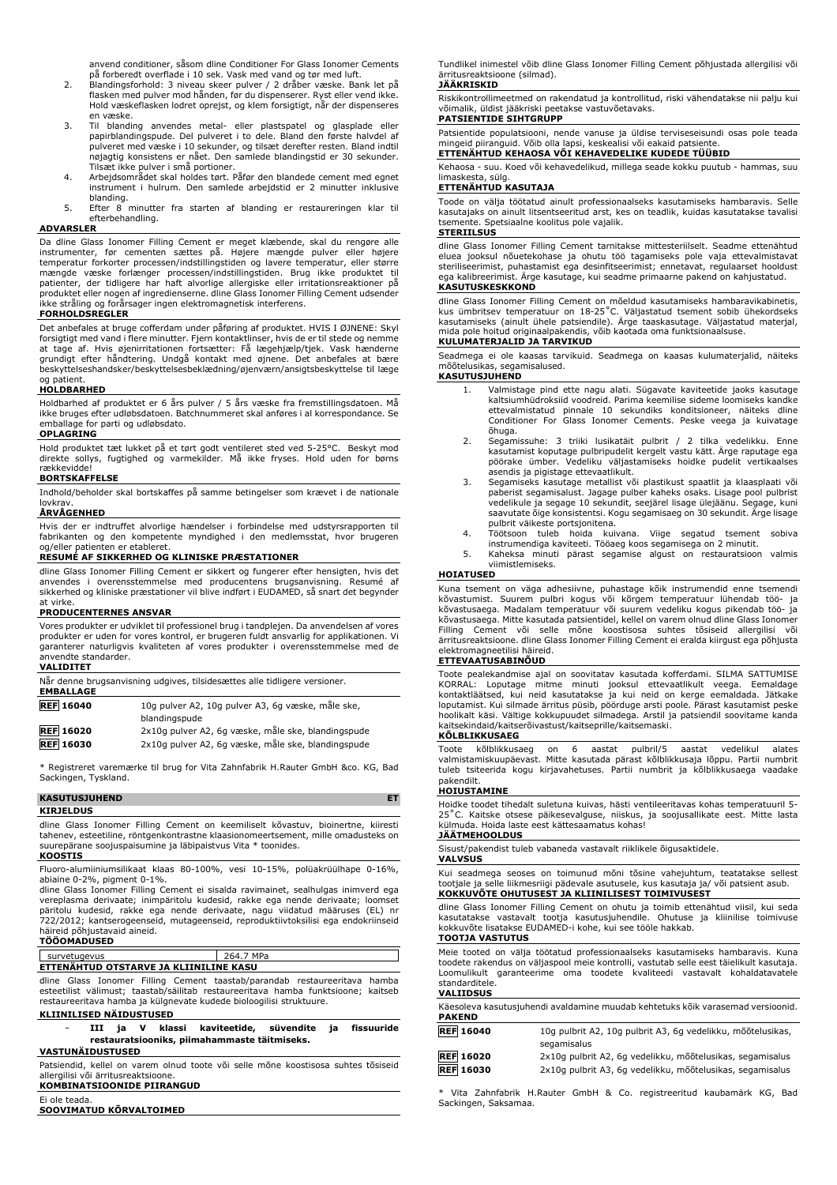anvend conditioner, såsom dline Conditioner For Glass Ionomer Cements på forberedt overflade i 10 sek. Vask med vand og tør med luft.

2. Blandingsforhold: 3 niveau skeer pulver / 2 dråber væske. Bank let på flasken med pulver mod hånden, før du dispenserer. Ryst eller vend ikke. Hold væskeflasken lodret oprejst, og klem forsigtigt, når der dispenseres en væske.
3. Til blanding anvendes metal- eller plastspatel og glasplade eller papirblandingspude. Del pulveret i to dele. Bland den første halvdel af pulveret med væske i 10 sekunder, og tilsæt derefter resten. Bland indtil nøjagtig konsistens er nået. Den samlede blandingstid er 30 sekunder. Tilsæt ikke pulver i små portioner.
4. Arbejdsområdet skal holdes tørt. Påfør den blandede cement med egnet instrument i hulrum. Den samlede arbejdstid er 2 minutter inklusive blanding.
5. Efter 8 minutter fra starten af blanding er restaureringen klar til efterbehandling.

**ADVARSLER**

Da dline Glass Ionomer Filling Cement er meget klæbende, skal du rengøre alle instrumenter, før cementen sættes på. Højere mængde pulver eller højere temperatur forkorter processen/indstillingstiden og lavere temperatur, eller større mængde væske forlænger processen/indstillingstiden. Brug ikke produktet til patienter, der tidligere har haft alvorlige allergiske eller irritationsreaktioner på produktet eller nogen af ingredienserne. dline Glass Ionomer Filling Cement udsender ikke stråling og forårsager ingen elektromagnetisk interferens.

**FORHOLDSREGLER**

Det anbefales at bruge cofferdam under påføring af produktet. HVIS I ØJNENE: Skyl forsigtigt med vand i flere minutter. Fjern kontaktlinser, hvis de er til stede og nemme at tage af. Hvis øjenirritationen fortsætter: Få lægehjælp/tjek. Vask hænderne grundigt efter håndtering. Undgå kontakt med øjnene. Det anbefales at bære beskyttelseshandsker/beskyttelsesbeklædning/øjenværn/ansigtsbeskyttelse til læge og patient.

**HOLDBARHED**

Holdbarhed af produktet er 6 års pulver / 5 års væske fra fremstillingsdatoen. Må ikke bruges efter udløbsdatoen. Batchnummeret skal anføres i al korrespondance. Se emballage for parti og udløbsdato.

**OPLAGRING**

Hold produktet tæt lukket på et tørt godt ventileret sted ved 5-25°C. Beskyt mod direkte sollys, fugtighed og varmekilder. Må ikke fryses. Hold uden for børns rækkevidde!

**BORTSKAFFELSE**

Indhold/beholder skal bortskaffes på samme betingelser som krævet i de nationale lovkrav.

**ÅRVÅGENHED**

Hvis der er indtruffet alvorlige hændelser i forbindelse med udstyrsrapporten til fabrikanten og den kompetente myndighed i den medlemsstat, hvor brugeren og/eller patienten er etableret.

**RESUMÉ AF SIKKERHED OG KLINISKE PRÆSTATIONER**

dline Glass Ionomer Filling Cement er sikkert og fungerer efter hensigten, hvis det anvendes i overensstemmelse med producentens brugsanvisning. Resumé af sikkerhed og kliniske præstationer vil blive indført i EUDAMED, så snart det begynder at virke.

**PRODUCENTERNES ANSVAR**

Vores produkter er udviklet til professionel brug i tandplejen. Da anvendelsen af vores produkter er uden for vores kontrol, er brugeren fuldt ansvarlig for applikationen. Vi garanterer naturligvis kvaliteten af vores produkter i overensstemmelse med de anvendte standarder.

**VALIDITET**

Når denne brugsanvisning udgives, tilsidesættes alle tidligere versioner.

**EMBALLAGE**

| | |
|---|---|
| REF 16040 | 10g pulver A2, 10g pulver A3, 6g væske, måle ske, blandingspude |
| REF 16020 | 2x10g pulver A2, 6g væske, måle ske, blandingspude |
| REF 16030 | 2x10g pulver A2, 6g væske, måle ske, blandingspude |

\* Registreret varemærke til brug for Vita Zahnfabrik H.Rauter GmbH &co. KG, Bad Sackingen, Tyskland.

## KASUTUSJUHEND — ET

**KIRJELDUS**

dline Glass Ionomer Filling Cement on keemiliselt kõvastuv, bioinertne, kiiresti tahenev, esteetiline, röntgenkontrastne klaasionomeertsement, mille omadusteks on suurepärane soojuspaisumine ja läbipaistvus Vita * toonides.

**KOOSTIS**

Fluoro-alumiiniumsilikaat klaas 80-100%, vesi 10-15%, polüakrüülhape 0-16%, abiaine 0-2%, pigment 0-1%.

dline Glass Ionomer Filling Cement ei sisalda ravimainet, sealhulgas inimverd ega vereplasma derivaate; inimpäritolu kudesid, rakke ega nende derivaate; loomset päritolu kudesid, rakke ega nende derivaate, nagu viidatud määruses (EL) nr 722/2012; kantserogeenseid, mutageenseid, reproduktiivtoksilisi ega endokriinseid häireid põhjustavaid aineid.

**TÖÖOMADUSED**

| | |
|---|---|
| survetugevus | 264.7 MPa |

**ETTENÄHTUD OTSTARVE JA KLIINILINE KASU**

dline Glass Ionomer Filling Cement taastab/parandab restaureeritava hamba esteetilist välimust; taastab/säilitab restaureeritava hamba funktsioone; kaitseb restaureeritava hamba ja külgnevate kudede bioloogilist struktuure.

**KLIINILISED NÄIDUSTUSED**

- **III ja V klassi kaviteetide, süvendite ja fissuuride restauratsiooniks, piimahammaste täitmiseks.**

**VASTUNÄIDUSTUSED**

Patsiendid, kellel on varem olnud toote või selle mõne koostisosa suhtes tõsiseid allergilisi või ärritusreaktsioone.

**KOMBINATSIOONIDE PIIRANGUD**

Ei ole teada.

**SOOVIMATUD KÕRVALTOIMED**

Tundlikel inimestel võib dline Glass Ionomer Filling Cement põhjustada allergilisi või ärritusreaktsioone (silmad).

**JÄÄKRISKID**

Riskikontrollimeetmed on rakendatud ja kontrollitud, riski vähendatakse nii palju kui võimalik, üldist jääkriski peetakse vastuvõetavaks.

**PATSIENTIDE SIHTGRUPP**

Patsientide populatsiooni, nende vanuse ja üldise terviseseisundi osas pole teada mingeid piiranguid. Võib olla lapsi, keskealisi või eakaid patsiente.

**ETTENÄHTUD KEHAOSA VÕI KEHAVEDELIKE KUDEDE TÜÜBID**

Kehaosa - suu. Koed või kehavedelikud, millega seade kokku puutub - hammas, suu limaskesta, sülg.

**ETTENÄHTUD KASUTAJA**

Toode on välja töötatud ainult professionaalseks kasutamiseks hambaravis. Selle kasutajaks on ainult litsentseeritud arst, kes on teadlik, kuidas kasutatakse tavalisi tsemente. Spetsiaalne koolitus pole vajalik.

**STERIILSUS**

dline Glass Ionomer Filling Cement tarnitakse mittesteriilselt. Seadme ettenähtud eluea jooksul nõuetekohase ja ohutu töö tagamiseks pole vaja ettevalmistavat steriliseerimist, puhastamist ega desinfitseerimist; ennetavat, regulaarset hooldust ega kalibreerimist. Ärge kasutage, kui seadme primaarne pakend on kahjustatud.

**KASUTUSKESKKOND**

dline Glass Ionomer Filling Cement on mõeldud kasutamiseks hambaravikabinetis, kus ümbritsev temperatuur on 18-25˚C. Väljastatud tsement sobib ühekordseks kasutamiseks (ainult ühele patsiendile). Ärge taaskasutage. Väljastatud materjal, mida pole hoitud originaalpakendis, võib kaotada oma funktsionaalsuse.

**KULUMATERJALID JA TARVIKUD**

Seadmega ei ole kaasas tarvikuid. Seadmega on kaasas kulumaterjalid, näiteks mõõtelusikas, segamisalused.

**KASUTUSJUHEND**

1. Valmistage pind ette nagu alati. Sügavate kaviteetide jaoks kasutage kaltsiumhüdroksiid voodreid. Parima keemilise sideme loomiseks kandke ettevalmistatud pinnale 10 sekundiks konditsioneer, näiteks dline Conditioner For Glass Ionomer Cements. Peske veega ja kuivatage õhuga.
2. Segamissuhe: 3 triki lusikatäit pulbrit / 2 tilka vedelikku. Enne kasutamist koputage pulbripudelit kergelt vastu kätt. Ärge raputage ega pöörake ümber. Vedeliku väljastamiseks hoidke pudelit vertikaalses asendis ja pigistage ettevaatlikult.
3. Segamiseks kasutage metallist või plastikust spaatlit ja klaasplaati või paberist segamisalust. Jagage pulber kaheks osaks. Lisage pool pulbrist vedelikule ja segage 10 sekundit, seejärel lisage ülejäänu. Segage, kuni saavutate õige konsistentsi. Kogu segamisaeg on 30 sekundit. Ärge lisage pulbrit väikeste portsjonitena.
4. Töötsoon tuleb hoida kuivana. Viige segatud tsement sobiva instrumendiga kaviteeti. Tööaeg koos segamisega on 2 minutit.
5. Kaheksa minuti pärast segamise algust on restauratsioon valmis viimistlemiseks.

**HOIATUSED**

Kuna tsement on väga adhesiivne, puhastage kõik instrumendid enne tsemendi kõvastumist. Suurem pulbri kogus või kõrgem temperatuur lühendab töö- ja kõvastusaega. Madalam temperatuur või suurem vedeliku kogus pikendab töö- ja kõvastusaega. Mitte kasutada patsientidel, kellel on varem olnud dline Glass Ionomer Filling Cement või selle mõne koostisosa suhtes tõsiseid allergilisi või ärritusreaktsioone. dline Glass Ionomer Filling Cement ei eralda kiirgust ega põhjusta elektromagneetilisi häireid.

**ETTEVAATUSABINÕUD**

Toote pealekandmise ajal on soovitatav kasutada kofferdami. SILMA SATTUMISE KORRAL: Loputage mitme minuti jooksul ettevaatlikult veega. Eemaldage kontaktläätsed, kui neid kasutatakse ja kui neid on kerge eemaldada. Jätkake loputamist. Kui silmade ärritus püsib, pöörduge arsti poole. Pärast kasutamist peske hoolikalt käsi. Vältige kokkupuudet silmadega. Arstil ja patsiendil soovitame kanda kaitsekindaid/kaitserõivastust/kaitseprille/kaitsemaski.

**KÕLBLIKKUSAEG**

Toote kõlblikkusaeg on 6 aastat pulbril/5 aastat vedelikul alates valmistamiskuupäevast. Mitte kasutada pärast kõlblikkusaja lõppu. Partii numbrit tuleb tsiteerida kogu kirjavahetuses. Partii numbrit ja kõlblikkusaega vaadake pakendilt.

**HOIUSTAMINE**

Hoidke toodet tihedalt suletuna kuivas, hästi ventileeritavas kohas temperatuuril 5-25˚C. Kaitske otsese päikesevalguse, niiskus, ja soojusallikate eest. Mitte lasta külmuda. Hoida laste eest kättesaamatus kohas!

**JÄÄTMEHOOLDUS**

Sisust/pakendist tuleb vabaneda vastavalt riiklikele õigusaktidele.

**VALVSUS**

Kui seadmega seoses on toimunud mõni tõsine vahejuhtum, teatatakse sellest tootjale ja selle liikmesriigi pädevale asutusele, kus kasutaja ja/ või patsient asub.

**KOKKUVÕTE OHUTUSEST JA KLIINILISEST TOIMIVUSEST**

dline Glass Ionomer Filling Cement on ohutu ja toimib ettenähtud viisil, kui seda kasutatakse vastavalt tootja kasutusjuhendile. Ohutuse ja kliinilise toimivuse kokkuvõte lisatakse EUDAMED-i kohe, kui see tööle hakkab.

**TOOTJA VASTUTUS**

Meie tooted on välja töötatud professionaalseks kasutamiseks hambaravis. Kuna toodete rakendus on väljaspool meie kontrolli, vastutab selle eest täielikult kasutaja. Loomulikult garanteerime oma toodete kvaliteedi vastavalt kohaldatavatele standarditele.

**VALIIDSUS**

Käesoleva kasutusjuhendi avaldamine muudab kehtetuks kõik varasemad versioonid.

**PAKEND**

| | |
|---|---|
| REF 16040 | 10g pulbrit A2, 10g pulbrit A3, 6g vedelikku, mõõtelusikas, segamisalus |
| REF 16020 | 2x10g pulbrit A2, 6g vedelikku, mõõtelusikas, segamisalus |
| REF 16030 | 2x10g pulbrit A3, 6g vedelikku, mõõtelusikas, segamisalus |

\* Vita Zahnfabrik H.Rauter GmbH & Co. registreeritud kaubamärk KG, Bad Sackingen, Saksamaa.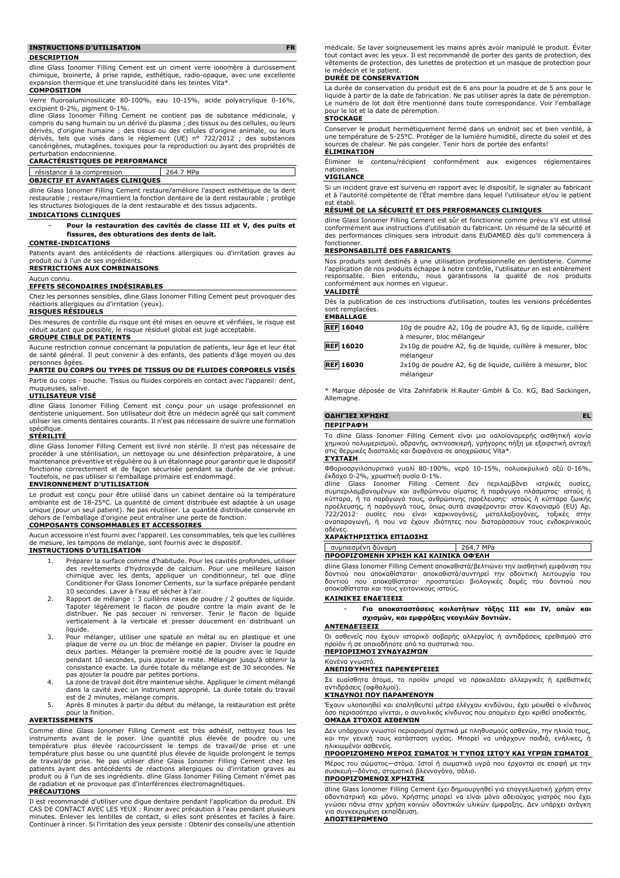## INSTRUCTIONS D'UTILISATION FR

### DESCRIPTION

dline Glass Ionomer Filling Cement est un ciment verre ionomère à durcissement chimique, bioinerte, à prise rapide, esthétique, radio-opaque, avec une excellente expansion thermique et une translucidité dans les teintes Vita*.

### COMPOSITION

Verre fluoroaluminosilicate 80-100%, eau 10-15%, acide polyacrylique 0-16%, excipient 0-2%, pigment 0-1%.

dline Glass Ionomer Filling Cement ne contient pas de substance médicinale, y compris du sang humain ou un dérivé du plasma ; des tissus ou des cellules, ou leurs dérivés, d'origine humaine ; des tissus ou des cellules d'origine animale, ou leurs dérivés, tels que visés dans le règlement (UE) n° 722/2012 ; des substances cancérigènes, mutagènes, toxiques pour la reproduction ou ayant des propriétés de perturbation endocrinienne.

### CARACTÉRISTIQUES DE PERFORMANCE

| résistance à la compression | 264.7 MPa |
|---|---|

### OBJECTIF ET AVANTAGES CLINIQUES

dline Glass Ionomer Filling Cement restaure/améliore l'aspect esthétique de la dent restaurable ; restaure/maintient la fonction dentaire de la dent restaurable ; protège les structures biologiques de la dent restaurable et des tissus adjacents.

### INDICATIONS CLINIQUES

- **Pour la restauration des cavités de classe III et V, des puits et fissures, des obturations des dents de lait.**

### CONTRE-INDICATIONS

Patients ayant des antécédents de réactions allergiques ou d'irritation graves au produit ou à l'un de ses ingrédients.

### RESTRICTIONS AUX COMBINAISONS

Aucun connu.

### EFFETS SECONDAIRES INDÉSIRABLES

Chez les personnes sensibles, dline Glass Ionomer Filling Cement peut provoquer des réactions allergiques ou d'irritation (yeux).

### RISQUES RÉSIDUELS

Des mesures de contrôle du risque ont été mises en oeuvre et vérifiées, le risque est réduit autant que possible, le risque résiduel global est jugé acceptable.

### GROUPE CIBLE DE PATIENTS

Aucune restriction connue concernant la population de patients, leur âge et leur état de santé général. Il peut convenir à des enfants, des patients d'âge moyen ou des personnes âgées.

### PARTIE DU CORPS OU TYPES DE TISSUS OU DE FLUIDES CORPORELS VISÉS

Partie du corps - bouche. Tissus ou fluides corporels en contact avec l'appareil: dent, muqueuses, salive.

### UTILISATEUR VISÉ

dline Glass Ionomer Filling Cement est conçu pour un usage professionnel en dentisterie uniquement. Son utilisateur doit être un médecin agréé qui sait comment utiliser les ciments dentaires courants. Il n'est pas nécessaire de suivre une formation spécifique.

### STÉRILITÉ

dline Glass Ionomer Filling Cement est livré non stérile. Il n'est pas nécessaire de procéder à une stérilisation, un nettoyage ou une désinfection préparatoire, à une maintenance préventive et régulière ou à un étalonnage pour garantir que le dispositif fonctionne correctement et de façon sécurisée pendant sa durée de vie prévue. Toutefois, ne pas utiliser si l'emballage primaire est endommagé.

### ENVIRONNEMENT D'UTILISATION

Le produit est conçu pour être utilisé dans un cabinet dentaire où la température ambiante est de 18-25°C. La quantité de ciment distribuée est adaptée à un usage unique (pour un seul patient). Ne pas réutiliser. La quantité distribuée conservée en dehors de l'emballage d'origine peut entraîner une perte de fonction.

### COMPOSANTS CONSOMMABLES ET ACCESSOIRES

Aucun accessoire n'est fourni avec l'appareil. Les consommables, tels que les cuillères de mesure, les tampons de mélange, sont fournis avec le dispositif.

### INSTRUCTIONS D'UTILISATION

1. Préparer la surface comme d'habitude. Pour les cavités profondes, utiliser des revêtements d'hydroxyde de calcium. Pour une meilleure liaison chimique avec les dents, appliquer un conditionneur, tel que dline Conditioner For Glass Ionomer Cements, sur la surface préparée pendant 10 secondes. Laver à l'eau et sécher à l'air.
2. Rapport de mélange : 3 cuillères rases de poudre / 2 gouttes de liquide. Tapoter légèrement le flacon de poudre contre la main avant de le distribuer. Ne pas secouer ni renverser. Tenir le flacon de liquide verticalement à la verticale et presser doucement en distribuant un liquide.
3. Pour mélanger, utiliser une spatule en métal ou en plastique et une plaque de verre ou un bloc de mélange en papier. Diviser la poudre en deux parties. Mélanger la première moitié de la poudre avec le liquide pendant 10 secondes, puis ajouter le reste. Mélanger jusqu'à obtenir la consistance exacte. La durée totale du mélange est de 30 secondes. Ne pas ajouter la poudre par petites portions.
4. La zone de travail doit être maintenue sèche. Appliquer le ciment mélangé dans la cavité avec un instrument approprié. La durée totale du travail est de 2 minutes, mélange compris.
5. Après 8 minutes à partir du début du mélange, la restauration est prête pour la finition.

### AVERTISSEMENTS

Comme dline Glass Ionomer Filling Cement est très adhésif, nettoyez tous les instruments avant de le poser. Une quantité plus élevée de poudre ou une température plus élevée raccourcissent le temps de travail/de prise et une température plus basse ou une quantité plus élevée de liquide prolongent le temps de travail/de prise. Ne pas utiliser dline Glass Ionomer Filling Cement chez les patients ayant des antécédents de réactions allergiques ou d'irritation graves au produit ou à l'un de ses ingrédients. dline Glass Ionomer Filling Cement n'émet pas de radiation et ne provoque pas d'interférences électromagnétiques.

### PRÉCAUTIONS

Il est recommandé d'utiliser une digue dentaire pendant l'application du produit. EN CAS DE CONTACT AVEC LES YEUX : Rincer avec précaution à l'eau pendant plusieurs minutes. Enlever les lentilles de contact, si elles sont présentes et faciles à faire. Continuer à rincer. Si l'irritation des yeux persiste : Obtenir des conseils/une attention médicale. Se laver soigneusement les mains après avoir manipulé le produit. Éviter tout contact avec les yeux. Il est recommandé de porter des gants de protection, des vêtements de protection, des lunettes de protection et un masque de protection pour le médecin et le patient.

### DURÉE DE CONSERVATION

La durée de conservation du produit est de 6 ans pour la poudre et de 5 ans pour le liquide à partir de la date de fabrication. Ne pas utiliser après la date de péremption. Le numéro de lot doit être mentionné dans toute correspondance. Voir l'emballage pour le lot et la date de péremption.

### STOCKAGE

Conserver le produit hermétiquement fermé dans un endroit sec et bien ventilé, à une température de 5-25°C. Protéger de la lumière humidité, directe du soleil et des sources de chaleur. Ne pas congeler. Tenir hors de portée des enfants!

### ÉLIMINATION

Éliminer le contenu/récipient conformément aux exigences réglementaires nationales.

### VIGILANCE

Si un incident grave est survenu en rapport avec le dispositif, le signaler au fabricant et à l'autorité compétente de l'État membre dans lequel l'utilisateur et/ou le patient est établi.

### RÉSUMÉ DE LA SÉCURITÉ ET DES PERFORMANCES CLINIQUES

dline Glass Ionomer Filling Cement est sûr et fonctionne comme prévu s'il est utilisé conformément aux instructions d'utilisation du fabricant. Un résumé de la sécurité et des performances cliniques sera introduit dans EUDAMED dès qu'il commencera à fonctionner.

### RESPONSABILITÉ DES FABRICANTS

Nos produits sont destinés à une utilisation professionnelle en dentisterie. Comme l'application de nos produits échappe à notre contrôle, l'utilisateur en est entièrement responsable. Bien entendu, nous garantissons la qualité de nos produits conformément aux normes en vigueur.

### VALIDITÉ

Dès la publication de ces instructions d'utilisation, toutes les versions précédentes sont remplacées.

### EMBALLAGE

| | |
|---|---|
| REF 16040 | 10g de poudre A2, 10g de poudre A3, 6g de liquide, cuillère à mesurer, bloc mélangeur |
| REF 16020 | 2x10g de poudre A2, 6g de liquide, cuillère à mesurer, bloc mélangeur |
| REF 16030 | 2x10g de poudre A2, 6g de liquide, cuillère à mesurer, bloc mélangeur |

\* Marque déposée de Vita Zahnfabrik H.Rauter GmbH & Co. KG, Bad Sackingen, Allemagne.

## ΟΔΗΓΊΕΣ ΧΡΉΣΗΣ EL

### ΠΕΡΙΓΡΑΦΉ

Το dline Glass Ionomer Filling Cement είναι μια υαλοϊονομερής αισθητική κονία χημικού πολυμερισμού, αδρανής, ακτινοσκιερή, γρήγορης πήξη με εξαιρετική αντοχή στις θερμικές διαστολές και διαφάνεια σε αποχρώσεις Vita*.

### ΣΎΣΤΑΣΗ

Φθοριοαργιλοπυριτικό γυαλί 80-100%, νερό 10-15%, πολυακρυλικό οξύ 0-16%, έκδοχο 0-2%, χρωστική ουσία 0-1%.

dline Glass Ionomer Filling Cement δεν περιλαμβάνει ιατρικές ουσίες, συμπεριλαμβανομένων και ανθρώπινου αίματος ή παράγωγο πλάσματος· ιστούς ή κύτταρα, ή τα παράγωγά τους, ανθρώπινης προέλευσης· ιστούς ή κύτταρα ζωικής προέλευσης, ή παράγωγά τους, όπως αυτά αναφέρονται στον Κανονισμό (EU) Αρ. 722/2012· ουσίες που είναι καρκινογόνες, μεταλλαξιογόνες, τοξικές στην αναπαραγωγή, ή που να έχουν ιδιότητες που διαταράσσουν τους ενδοκρινικούς αδένες.

### ΧΑΡΑΚΤΗΡΙΣΤΙΚΆ ΕΠΙΔΌΣΗΣ

| συμπιεσμένη δύναμη | 264.7 MPa |
|---|---|

### ΠΡΟΟΡΙΖΌΜΕΝΗ ΧΡΉΣΗ ΚΑΙ ΚΛΙΝΙΚΆ ΟΦΈΛΗ

dline Glass Ionomer Filling Cement αποκαθίσταται/βελτιώνει την αισθητική εμφάνιση του δοντιού που αποκαθίσταται· αποκαθιστά/συντηρεί την οδοντική λειτουργία του δοντιού που αποκαθίσταται· προστατεύει βιολογικές δομές του δοντιού που αποκαθίσταται και τους γειτονικούς ιστούς.

### ΚΛΙΝΙΚΈΣ ΕΝΔΕΊΞΕΙΣ

- **Για αποκαταστάσεις κοιλοτήτων τάξης III και IV, οπών και σχισμών, και εμφράξεις νεογιλών δοντιών.**

### ΑΝΤΕΝΔΕΊΞΕΙΣ

Οι ασθενείς που έχουν ιστορικό σοβαρής αλλεργίας ή αντιδράσεις ερεθισμού στο προϊόν ή σε οποιοδήποτε από τα συστατικά του.

### ΠΕΡΙΟΡΙΣΜΟΊ ΣΥΝΔΥΑΣΜΏΝ

Κανένα γνωστό.

### ΑΝΕΠΙΘΎΜΗΤΕΣ ΠΑΡΕΝΈΡΓΕΙΕΣ

Σε ευαίσθητα άτομα, το προϊόν μπορεί να προκαλέσει αλλεργικές ή ερεθιστικές αντιδράσεις (οφθαλμοί).

### ΚΊΝΔΥΝΟΙ ΠΟΥ ΠΑΡΑΜΈΝΟΥΝ

Έχουν υλοποιηθεί και επαληθευτεί μέτρα ελέγχου κινδύνου, έχει μειωθεί ο κίνδυνος όσο περισσότερο γίνεται, ο συνολικός κίνδυνος που απομένει έχει κριθεί αποδεκτός.

### ΟΜΆΔΑ ΣΤΌΧΟΣ ΑΣΘΕΝΏΝ

Δεν υπάρχουν γνωστοί περιορισμοί σχετικά με πληθυσμούς ασθενών, την ηλικία τους, και την γενική τους κατάσταση υγείας. Μπορεί να υπάρχουν παιδιά, ενήλικες, ή ηλικιωμένοι ασθενείς.

### ΠΡΟΟΡΙΖΌΜΕΝΟ ΜΈΡΟΣ ΣΏΜΑΤΟΣ Ή ΤΎΠΟΣ ΙΣΤΟΎ ΚΑΙ ΥΓΡΏΝ ΣΏΜΑΤΟΣ

Μέρος του σώματος—στόμα. Ιστοί ή σωματικά υγρά που έρχονται σε επαφή με την συσκευή—δόντια, στοματικό βλεννογόνο, σάλιο.

### ΠΡΟΟΡΙΖΌΜΕΝΟΣ ΧΡΉΣΤΗΣ

dline Glass Ionomer Filling Cement έχει δημιουργηθεί για επαγγελματική χρήση στην οδοντιατρική και μόνο. Χρήστης μπορεί να είναι μόνο αδειούχος γιατρός που έχει γνώσει πάνω στην χρήση κοινών οδοντικών υλικών έμφραξης. Δεν υπάρχει ανάγκη για συγκεκριμένη εκπαίδευση.

### ΑΠΟΣΤΕΙΡΩΜΈΝΟ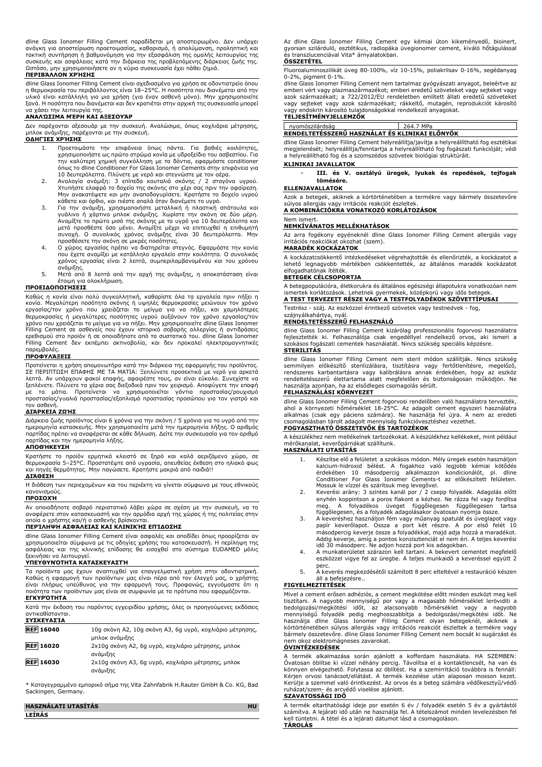dline Glass Ionomer Filling Cement παραδίδεται μη αποστειρωμένο. Δεν υπάρχει ανάγκη για αποστείρωση προετοιμασίας, καθαρισμό, ή απολύμανση, προληπτική και τακτική συντήρηση ή βαθμονόμηση για την εξασφάλιση της ομαλής λειτουργίας της συσκευής και ασφάλειας κατά την διάρκεια της προβλεπόμενης διάρκειας ζωής της. Ωστόσο, μην χρησιμοποιείτε αν η κύρια συσκευασία έχει πάθει ζημιά.

**ΠΕΡΙΒΆΛΛΟΝ ΧΡΉΣΗΣ**

dline Glass Ionomer Filling Cement είναι σχεδιασμένο για χρήση σε οδοντιατρείο όπου η θερμοκρασία του περιβάλλοντος είναι 18–25°C. Η ποσότητα που διανέμεται από την υλικό είναι κατάλληλη για μια χρήση (για έναν ασθενή μόνο). Μην χρησιμοποιείτε ξανά. Η ποσότητα που διανέμεται και δεν κρατείται στην αρχική της συσκευασία μπορεί να χάσει την λειτουργία της.

**ΑΝΑΛΏΣΙΜΑ ΜΈΡΗ ΚΑΙ ΑΞΕΣΟΥΆΡ**

Δεν παρέχονται αξεσουάρ με την συσκευή. Αναλώσιμα, όπως κοχλιάρια μέτρησης, μπλοκ ανάμιξης, παρέχονται με την συσκευή.

**ΟΔΗΓΊΕΣ ΧΡΉΣΗΣ**

1. Προετοιμάστε την επιφάνεια όπως πάντα. Για βαθιές κοιλότητες, χρησιμοποιήστε ως πρώτο στρώμα κονία με υδροξείδιο του ασβεστίου. Για την καλύτερη χημική συγκόλληση με τα δόντια, εφαρμόστε conditioner όπως το dline Conditioner For Glass Ionomer Cements στην επιφάνεια για 10 δευτερόλεπτα. Πλύνετε με νερό και στεγνώστε με τον αέρα.
2. Αναλογία ανάμιξη: 3 επίπεδα κουταλιά σκόνης / 2 σταγόνα υγρού. Χτυπήστε ελαφρά το δοχείο της σκόνης στο χέρι σας πριν την αφαίρεση. Μην ανακατέψετε και μην αναποδογυρίσετε. Κρατήστε το δοχείο υγρού κάθετα και όρθιο, και πιέστε απαλά όταν διανέμετε το υγρό.
3. Για την ανάμιξη, χρησιμοποιήστε μεταλλική ή πλαστική σπάτουλα και γυάλινο ή χάρτινο μπλοκ ανάμιξης. Χωρίστε την σκόνη σε δύο μέρη. Αναμίξτε το πρώτο μισό της σκόνης με το υγρό για 10 δευτερόλεπτα και μετά προσθέστε όσο μένει. Αναμίξτε μέχρι να επιτευχθεί η επιθυμητή συνοχή. Ο συνολικός χρόνος ανάμιξης είναι 30 δευτερόλεπτα. Μην προσθέσετε την σκόνη σε μικρές ποσότητες.
4. Ο χώρος εργασίας πρέπει να διατηρείται στεγνός. Εφαρμόστε την κονία που έχετε αναμίξει με κατάλληλο εργαλείο στην κοιλότητα. Ο συνολικός χρόνος εργασίας είναι 2 λεπτά, συμπεριλαμβανομένου και του χρόνου ανάμιξης.
5. Μετά από 8 λεπτά από την αρχή της ανάμιξης, η αποκατάσταση είναι έτοιμη για ολοκλήρωση.

**ΠΡΟΕΙΔΟΠΟΙΉΣΕΙΣ**

Καθώς η κονία είναι πολύ συγκολλητική, καθαρίστε όλα τα εργαλεία πριν πήξει η κονία. Μεγαλύτερη ποσότητα σκόνης ή υψηλές θερμοκρασίες μειώνουν τον χρόνο εργασίας/τον χρόνο που χρειάζεται το μείγμα για να πήξει, και χαμηλότερες θερμοκρασίες ή μεγαλύτερες ποσότητες υγρού αυξάνουν τον χρόνο εργασίας/τον χρόνο που χρειάζεται το μείγμα για να πήξει. Μην χρησιμοποιείτε dline Glass Ionomer Filling Cement σε ασθενείς που έχουν ιστορικό σοβαρής αλλεργίας ή αντιδράσεις ερεθισμού στο προϊόν ή σε οποιοδήποτε από τα συστατικά του. dline Glass Ionomer Filling Cement δεν εκπέμπει ακτινοβολία, και δεν προκαλεί ηλεκτρομαγνητικές παρεμβολές.

**ΠΡΟΦΥΛΆΞΕΙΣ**

Προτείνεται η χρήση απομονωτήρα κατά την διάρκεια της εφαρμογής του προϊόντος. ΣΕ ΠΕΡΙΠΤΩΣΗ ΕΠΑΦΗΣ ΜΕ ΤΑ ΜΑΤΙΑ: Ξεπλύνετε προσεκτικά με νερό για αρκετά λεπτά. Αν υπάρχουν φακοί επαφής, αφαιρέστε τους, αν είναι εύκολο. Συνεχίστε να ξεπλένετε. Πλύνετε τα χέρια σας διεξοδικά πριν τον χειρισμό. Αποφύγετε την επαφή με τα μάτια. Προτείνεται να χρησιμοποιείται γάντια προστασίας/ρουχισμό προστασίας/γυαλιά προστασίας/εξοπλισμό προστασίας προσώπου για τον γιατρό και τον ασθενή.

**ΔΙΆΡΚΕΙΑ ΖΩΉΣ**

Διάρκεια ζωής προϊόντος είναι 6 χρόνια για την σκόνη / 5 χρόνια για το υγρό από την ημερομηνία κατασκευής. Μην χρησιμοποιείτε μετά την ημερομηνία λήξης. Ο αριθμός παρτίδας πρέπει να αναφέρεται σε κάθε δήλωση. Δείτε την συσκευασία για τον αριθμό παρτίδας και την ημερομηνία λήξης.

**ΑΠΟΘΉΚΕΥΣΗ**

Κρατήστε το προϊόν ερμητικά κλειστό σε ξηρό και καλά αεριζόμενο χώρο, σε θερμοκρασία 5–25°C. Προστατέψτε από υγρασία, απευθείας έκθεση στο ηλιακό φως και πηγές θερμότητας. Μην παγώσετε. Κρατήστε μακριά από παιδιά!!

**ΔΙΆΘΕΣΗ**

Η διάθεση των περιεχομένων και του περιέκτη να γίνεται σύμφωνα με τους εθνικούς κανονισμούς.

**ΠΡΟΣΟΧΉ**

Αν οποιοδήποτε σοβαρό περιστατικό λάβει χώρα σε σχέση με την συσκευή, να το αναφέρετε στον κατασκευαστή και την αρμόδια αρχή της χώρας ή της πολιτείας στην οποία ο χρήστης και/ή ο ασθενής βρίσκονται.

**ΠΕΡΊΛΗΨΗ ΑΣΦΆΛΕΙΑΣ ΚΑΙ ΚΛΙΝΙΚΉΣ ΕΠΊΔΟΣΗΣ**

dline Glass Ionomer Filling Cement είναι ασφαλές και αποδίδει όπως προορίζεται αν χρησιμοποιείται σύμφωνα με τις οδηγίες χρήσης του κατασκευαστή. Η περίληψη της ασφάλειας και της κλινικής επίδοσης θα εισαχθεί στο σύστημα EUDAMED μόλις ξεκινήσει να λειτουργεί.

**ΥΠΕΥΘΥΝΌΤΗΤΑ ΚΑΤΑΣΚΕΥΑΣΤΉ**

Τα προϊόντα μας έχουν αναπτυχθεί για επαγγελματική χρήση στην οδοντιατρική. Καθώς η εφαρμογή των προϊόντων μας είναι πέρα από τον έλεγχό μας, ο χρήστης είναι πλήρως υπεύθυνος για την εφαρμογή τους. Προφανώς, εγγυόμαστε ότι η ποιότητα των προϊόντων μας είναι σε συμφωνία με τα πρότυπα που εφαρμόζονται.

**ΕΓΚΥΡΌΤΗΤΑ**

Κατά την έκδοση του παρόντος εγχειριδίου χρήσης, όλες οι προηγούμενες εκδόσεις αντικαθίστανται.

**ΣΥΣΚΕΥΑΣΊΑ**

| | |
|---|---|
| **REF 16040** | 10g σκόνη A2, 10g σκόνη A3, 6g υγρό, κοχλιάριο μέτρησης, μπλοκ ανάμιξης |
| **REF 16020** | 2x10g σκόνη A2, 6g υγρό, κοχλιάριο μέτρησης, μπλοκ ανάμιξης |
| **REF 16030** | 2x10g σκόνη A3, 6g υγρό, κοχλιάριο μέτρησης, μπλοκ ανάμιξης |

\* Καταγεγραμμένο εμπορικό σήμα της Vita Zahnfabrik H.Rauter GmbH & Co. KG, Bad Sackingen, Germany.

## HASZNÁLATI UTASÍTÁS — HU

**LEÍRÁS**

Az dline Glass Ionomer Filling Cement egy kémiai úton kikeményedő, bioinert, gyorsan szilárduló, esztétikus, radiopáka üvegionomer cement, kiváló hőtágulással és transzlucenciával Vita* árnyalatokban.

**ÖSSZETÉTEL**

Fluoroaluminoszilikát üveg 80-100%, víz 10-15%, poliakrilsav 0-16%, segédanyag 0-2%, pigment 0-1%.

dline Glass Ionomer Filling Cement nem tartalmaz gyógyászati anyagot, beleértve az emberi vért vagy plazmaszármazékot; emberi eredetű szöveteket vagy sejteket vagy azok származékait; a 722/2012/EU rendeletben említett állati eredetű szöveteket vagy sejteket vagy azok származékait; rákkeltő, mutagén, reprodukciót károsító vagy endokrin károsító tulajdonságokkal rendelkező anyagokat.

**TELJESÍTMÉNYJELLEMZŐK**

| | |
|---|---|
| nyomószilárdság | 264.7 MPa |

**RENDELTETÉSSZERŰ HASZNÁLAT ÉS KLINIKAI ELŐNYÖK**

dline Glass Ionomer Filling Cement helyreállítja/javítja a helyreállítható fog esztétikai megjelenését; helyreállítja/fenntartja a helyreállítható fog fogászati funkcióját; védi a helyreállítható fog és a szomszédos szövetek biológiai struktúráit.

**KLINIKAI JAVALLATOK**

- **III. és V. osztályú üregek, lyukak és repedések, tejfogak tömésére.**

**ELLENJAVALLATOK**

Azok a betegek, akiknek a kórtörténetében a termékre vagy bármely összetevőre súlyos allergiás vagy irritációs reakciókat észleltek.

**A KOMBINÁCIÓKRA VONATKOZÓ KORLÁTOZÁSOK**

Nem ismert.

**NEMKÍVÁNATOS MELLÉKHATÁSOK**

Az arra fogékony egyéneknél dline Glass Ionomer Filling Cement allergiás vagy irritációs reakciókat okozhat (szem).

**MARADÉK KOCKÁZATOK**

A kockázatcsökkentő intézkedéseket végrehajtották és ellenőrizték, a kockázatot a lehető legnagyobb mértékben csökkentették, az általános maradék kockázatot elfogadhatónak ítélték.

**BETEGEK CÉLCSOPORTJA**

A betegpopulációra, életkorukra és általános egészségi állapotukra vonatkozóan nem ismertek korlátozások. Lehetnek gyermekek, középkorú vagy idős betegek.

**A TEST TERVEZETT RÉSZE VAGY A TESTFOLYADÉKOK SZÖVETTÍPUSAI**

Testrész - száj. Az eszközzel érintkező szövetek vagy testnedvek - fog, szájnyálkahártya, nyál.

**RENDELTETÉSSZERŰ FELHASZNÁLÓ**

dline Glass Ionomer Filling Cement kizárólag professzionális fogorvosi használatra fejlesztették ki. Felhasználója csak engedéllyel rendelkező orvos, aki ismeri a szokásos fogászati cementek használatát. Nincs szükség speciális képzésre.

**STERILITÁS**

dline Glass Ionomer Filling Cement nem steril módon szállítják. Nincs szükség semmilyen előkészítő sterilizálásra, tisztításra vagy fertőtlenítésre, megelőző, rendszeres karbantartásra vagy kalibrálásra annak érdekében, hogy az eszköz rendeltetésszerű élettartama alatt megfelelően és biztonságosan működjön. Ne használja azonban, ha az elsődleges csomagolás sérült.

**FELHASZNÁLÁSI KÖRNYEZET**

dline Glass Ionomer Filling Cement fogorvosi rendelőben való használatra tervezték, ahol a környezeti hőmérséklet 18-25°C. Az adagolt cement egyszeri használatra alkalmas (csak egy páciens számára). Ne használja fel újra. A nem az eredeti csomagolásban tárolt adagolt mennyiség funkcióvesztéshez vezethet.

**FOGYASZTHATÓ ÖSSZETEVŐK ÉS TARTOZÉKOK**

A készülékhez nem mellékelnek tartozékokat. A készülékhez kellékeket, mint például mérőkanalat, keverőpárnákat szállítunk.

**HASZNÁLATI UTASÍTÁS**

1. Készítse elő a felületet a szokásos módon. Mély üregek esetén használjon kalcium-hidroxid bélést. A fogakhoz való legjobb kémiai kötődés érdekében 10 másodpercig alkalmazzon kondicionálót, pl. dline Conditioner For Glass Ionomer Cements-t az előkészített felületen. Mossuk le vízzel és szárítsuk meg levegővel.
2. Keverési arány: 3 szintes kanál por / 2 csepp folyadék. Adagolás előtt enyhén koppintson a poros flakont a kézhez. Ne rázza fel vagy fordítsa meg. A folyadékos üveget függőlegesen függőlegesen tartsa függőlegesen, és a folyadék adagolásakor óvatosan nyomja össze.
3. A keveréshez használjon fém vagy műanyag spatulát és üveglapot vagy papír keverőlapot. Ossza a port két részre. A por első felét 10 másodpercig keverje össze a folyadékkal, majd adja hozzá a maradékot. Addig keverje, amíg a pontos konzisztenciát el nem éri. A teljes keverési idő 30 másodperc. Ne adjon hozzá port kis adagokban.
4. A munkaterületet szárazon kell tartani. A bekevert cementet megfelelő eszközzel vigye fel az üregbe. A teljes munkaidő a keveréssel együtt 2 perc.
5. A keverés megkezdésétől számított 8 perc elteltével a restauráció készen áll a befejezésre..

**FIGYELMEZTETÉSEK**

Mivel a cement erősen adhéziós, a cement megkötése előtt minden eszközt meg kell tisztítani. A nagyobb mennyiségű por vagy a magasabb hőmérséklet lerövidíti a bedolgozási/megkötési időt, az alacsonyabb hőmérséklet vagy a nagyobb mennyiségű folyadék pedig meghosszabbítja a bedolgozási/megkötési időt. Ne használja dline Glass Ionomer Filling Cement olyan betegeknél, akiknek a kórtörténetében súlyos allergiás vagy irritációs reakciót észleltek a termékre vagy bármely összetevőre. dline Glass Ionomer Filling Cement nem bocsát ki sugárzást és nem okoz elektromágneses zavarokat.

**ÓVINTÉZKEDÉSEK**

A termék alkalmazása során ajánlott a kofferdam használata. HA SZEMBEN: Óvatosan öblítse ki vízzel néhány percig. Távolítsa el a kontaktlencsét, ha van és könnyen elvégezhető. Folytassa az öblítést. Ha a szemirritáció továbbra is fennáll: Kérjen orvosi tanácsot/ellátást. A termék kezelése után alaposan mosson kezet. Kerülje a szemmel való érintkezést. Az orvos és a beteg számára védőkesztyű/védő ruházat/szem- és arcvédő viselése ajánlott.

**SZAVATOSSÁGI IDŐ**

A termék eltarthatósági ideje por esetén 6 év / folyadék esetén 5 év a gyártástól számítva. A lejárati idő után ne használja fel. A tételszámot minden levelezésben fel kell tüntetni. A tétel és a lejárati dátumot lásd a csomagoláson.

**TÁROLÁS**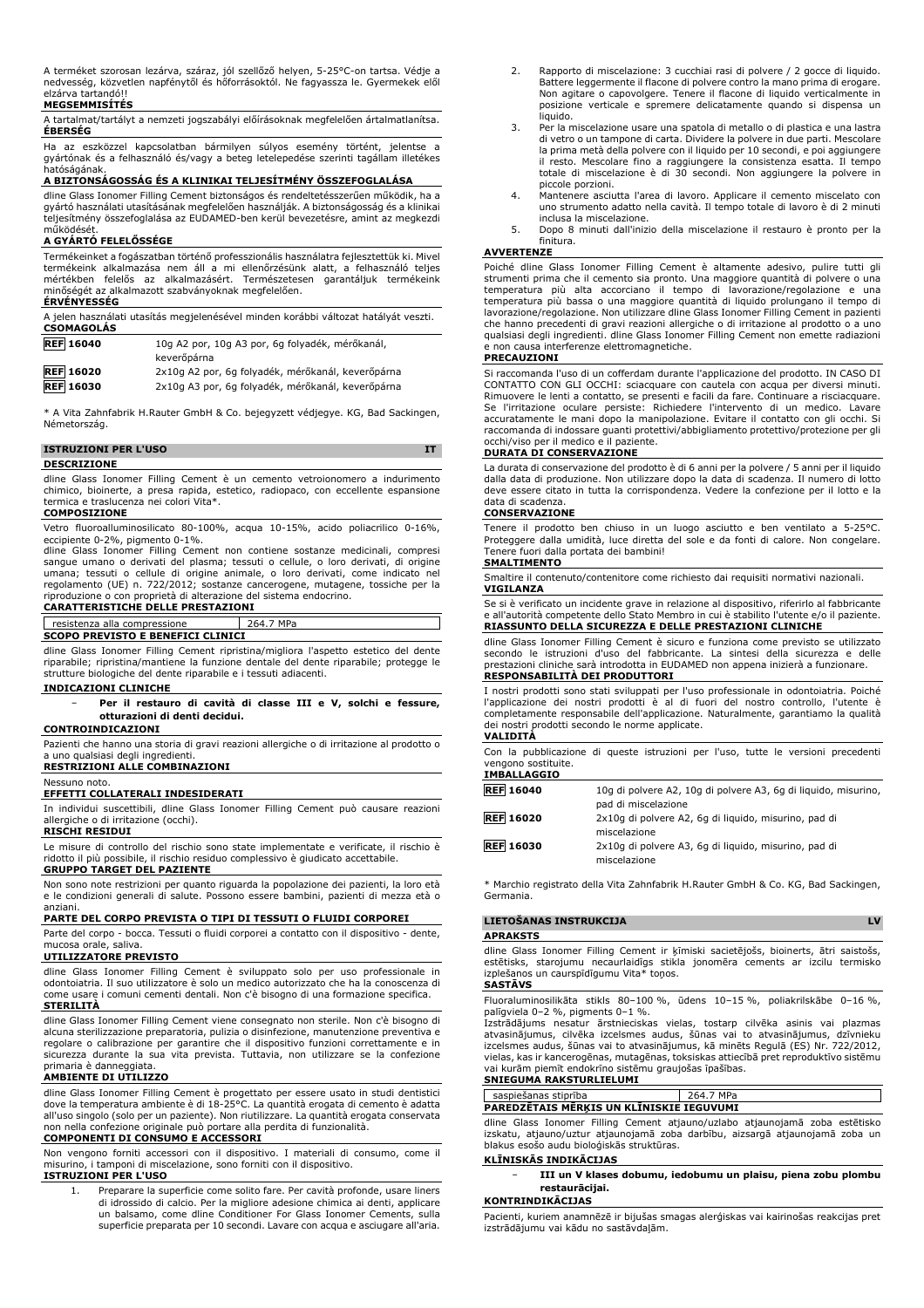A terméket szorosan lezárva, száraz, jól szellőző helyen, 5-25°C-on tartsa. Védje a nedvesség, közvetlen napfénytől és hőforrásoktól. Ne fagyassza le. Gyermekek elől elzárva tartandó!!

**MEGSEMMISÍTÉS**

A tartalmat/tartályt a nemzeti jogszabályi előírásoknak megfelelően ártalmatlanítsa.

**ÉBERSÉG**

Ha az eszközzel kapcsolatban bármilyen súlyos esemény történt, jelentse a gyártónak és a felhasználó és/vagy a beteg letelepedése szerinti tagállam illetékes hatóságának.

**A BIZTONSÁGOSSÁG ÉS A KLINIKAI TELJESÍTMÉNY ÖSSZEFOGLALÁSA**

dline Glass Ionomer Filling Cement biztonságos és rendeltetésszerűen működik, ha a gyártó használati utasításának megfelelően használják. A biztonságosság és a klinikai teljesítmény összefoglalása az EUDAMED-ben kerül bevezetésre, amint az megkezdi működését.

**A GYÁRTÓ FELELŐSSÉGE**

Termékeinket a fogászatban történő professzionális használatra fejlesztettük ki. Mivel termékeink alkalmazása nem áll a mi ellenőrzésünk alatt, a felhasználó teljes mértékben felelős az alkalmazásért. Természetesen garantáljuk termékeink minőségét az alkalmazott szabványoknak megfelelően.

**ÉRVÉNYESSÉG**

A jelen használati utasítás megjelenésével minden korábbi változat hatályát veszti.

**CSOMAGOLÁS**

| | |
|---|---|
| REF 16040 | 10g A2 por, 10g A3 por, 6g folyadék, mérőkanál, keverőpárna |
| REF 16020 | 2x10g A2 por, 6g folyadék, mérőkanál, keverőpárna |
| REF 16030 | 2x10g A3 por, 6g folyadék, mérőkanál, keverőpárna |

* A Vita Zahnfabrik H.Rauter GmbH & Co. bejegyzett védjegye. KG, Bad Sackingen, Németország.

## ISTRUZIONI PER L'USO — IT

**DESCRIZIONE**

dline Glass Ionomer Filling Cement è un cemento vetroionomero a indurimento chimico, bioinerte, a presa rapida, estetico, radiopaco, con eccellente espansione termica e traslucenza nei colori Vita*.

**COMPOSIZIONE**

Vetro fluoroalluminosilicato 80-100%, acqua 10-15%, acido poliacrilico 0-16%, eccipiente 0-2%, pigmento 0-1%.

dline Glass Ionomer Filling Cement non contiene sostanze medicinali, compresi sangue umano o derivati del plasma; tessuti o cellule, o loro derivati, di origine umana; tessuti o cellule di origine animale, o loro derivati, come indicate nel regolamento (UE) n. 722/2012; sostanze cancerogene, mutagene, tossiche per la riproduzione o con proprietà di alterazione del sistema endocrino.

**CARATTERISTICHE DELLE PRESTAZIONI**

| | |
|---|---|
| resistenza alla compressione | 264.7 MPa |

**SCOPO PREVISTO E BENEFICI CLINICI**

dline Glass Ionomer Filling Cement ripristina/migliora l'aspetto estetico del dente riparabile; ripristina/mantiene la funzione dentale del dente riparabile; protegge le strutture biologiche del dente riparabile e i tessuti adiacenti.

**INDICAZIONI CLINICHE**

- **Per il restauro di cavità di classe III e V, solchi e fessure, otturazioni di denti decidui.**

**CONTROINDICAZIONI**

Pazienti che hanno una storia di gravi reazioni allergiche o di irritazione al prodotto o a uno qualsiasi degli ingredienti.

**RESTRIZIONI ALLE COMBINAZIONI**

Nessuno noto.

**EFFETTI COLLATERALI INDESIDERATI**

In individui suscettibili, dline Glass Ionomer Filling Cement può causare reazioni allergiche o di irritazione (occhi).

**RISCHI RESIDUI**

Le misure di controllo del rischio sono state implementate e verificate, il rischio è ridotto il più possibile, il rischio residuo complessivo è giudicato accettabile.

**GRUPPO TARGET DEL PAZIENTE**

Non sono note restrizioni per quanto riguarda la popolazione dei pazienti, la loro età e le condizioni generali di salute. Possono essere bambini, pazienti di mezza età o anziani.

**PARTE DEL CORPO PREVISTA O TIPI DI TESSUTI O FLUIDI CORPOREI**

Parte del corpo - bocca. Tessuti o fluidi corporei a contatto con il dispositivo - dente, mucosa orale, saliva.

**UTILIZZATORE PREVISTO**

dline Glass Ionomer Filling Cement è sviluppato solo per uso professionale in odontoiatria. Il suo utilizzatore è solo un medico autorizzato che ha la conoscenza di come usare i comuni cementi dentali. Non c'è bisogno di una formazione specifica.

**STERILITÀ**

dline Glass Ionomer Filling Cement viene consegnato non sterile. Non c'è bisogno di alcuna sterilizzazione preparatoria, pulizia o disinfezione, manutenzione preventiva e regolare o calibrazione per garantire che il dispositivo funzioni correttamente e in sicurezza durante la sua vita prevista. Tuttavia, non utilizzare se la confezione primaria è danneggiata.

**AMBIENTE DI UTILIZZO**

dline Glass Ionomer Filling Cement è progettato per essere usato in studi dentistici dove la temperatura ambiente è di 18-25°C. La quantità erogata di cemento è adatta all'uso singolo (solo per un paziente). Non riutilizzare. La quantità erogata conservata non nella confezione originale può portare alla perdita di funzionalità.

**COMPONENTI DI CONSUMO E ACCESSORI**

Non vengono forniti accessori con il dispositivo. I materiali di consumo, come il misurino, i tamponi di miscelazione, sono forniti con il dispositivo.

**ISTRUZIONI PER L'USO**

1. Preparare la superficie come solito fare. Per cavità profonde, usare liners di idrossido di calcio. Per la migliore adesione chimica ai denti, applicare un balsamo, come dline Conditioner For Glass Ionomer Cements, sulla superficie preparata per 10 secondi. Lavare con acqua e asciugare all'aria.
2. Rapporto di miscelazione: 3 cucchiai rasi di polvere / 2 gocce di liquido. Battere leggermente il flacone di polvere contro la mano prima di erogare. Non agitare o capovolgere. Tenere il flacone di liquido verticalmente in posizione verticale e spremere delicatamente quando si dispensa un liquido.
3. Per la miscelazione usare una spatola di metallo o di plastica e una lastra di vetro o un tampone di carta. Dividere la polvere in due parti. Mescolare la prima metà della polvere con il liquido per 10 secondi, e poi aggiungere il resto. Mescolare fino a raggiungere la consistenza esatta. Il tempo totale di miscelazione è di 30 secondi. Non aggiungere la polvere in piccole porzioni.
4. Mantenere asciutta l'area di lavoro. Applicare il cemento miscelato con uno strumento adatto nella cavità. Il tempo totale di lavoro è di 2 minuti inclusa la miscelazione.
5. Dopo 8 minuti dall'inizio della miscelazione il restauro è pronto per la finitura.

**AVVERTENZE**

Poiché dline Glass Ionomer Filling Cement è altamente adesivo, pulire tutti gli strumenti prima che il cemento sia pronto. Una maggiore quantità di polvere o una temperatura più alta accorciano il tempo di lavorazione/regolazione e una temperatura più bassa o una maggiore quantità di liquido prolungano il tempo di lavorazione/regolazione. Non utilizzare dline Glass Ionomer Filling Cement in pazienti che hanno precedenti di gravi reazioni allergiche o di irritazione al prodotto o a uno qualsiasi degli ingredienti. dline Glass Ionomer Filling Cement non emette radiazioni e non causa interferenze elettromagnetiche.

**PRECAUZIONI**

Si raccomanda l'uso di un cofferdam durante l'applicazione del prodotto. IN CASO DI CONTATTO CON GLI OCCHI: sciacquare con cautela con acqua per diversi minuti. Rimuovere le lenti a contatto, se presenti e facili da fare. Continuare a risciacquare. Se l'irritazione oculare persiste: Richiedere l'intervento di un medico. Lavare accuratamente le mani dopo la manipolazione. Evitare il contatto con gli occhi. Si raccomanda di indossare guanti protettivi/abbigliamento protettivo/protezione per gli occhi/viso per il medico e il paziente.

**DURATA DI CONSERVAZIONE**

La durata di conservazione del prodotto è di 6 anni per la polvere / 5 anni per il liquido dalla data di produzione. Non utilizzare dopo la data di scadenza. Il numero di lotto deve essere citato in tutta la corrispondenza. Vedere la confezione per il lotto e la data di scadenza.

**CONSERVAZIONE**

Tenere il prodotto ben chiuso in un luogo asciutto e ben ventilato a 5-25°C. Proteggere dalla umidità, luce diretta del sole e da fonti di calore. Non congelare. Tenere fuori dalla portata dei bambini!

**SMALTIMENTO**

Smaltire il contenuto/contenitore come richiesto dai requisiti normativi nazionali.

**VIGILANZA**

Se si è verificato un incidente grave in relazione al dispositivo, riferirlo al fabbricante e all'autorità competente dello Stato Membro in cui è stabilito l'utente e/o il paziente.

**RIASSUNTO DELLA SICUREZZA E DELLE PRESTAZIONI CLINICHE**

dline Glass Ionomer Filling Cement è sicuro e funziona come previsto se utilizzato secondo le istruzioni d'uso del fabbricante. La sintesi della sicurezza e delle prestazioni cliniche sarà introdotta in EUDAMED non appena inizierà a funzionare.

**RESPONSABILITÀ DEI PRODUTTORI**

I nostri prodotti sono stati sviluppati per l'uso professionale in odontoiatria. Poiché l'applicazione dei nostri prodotti è al di fuori del nostro controllo, l'utente è completamente responsabile dell'applicazione. Naturalmente, garantiamo la qualità dei nostri prodotti secondo le norme applicate.

**VALIDITÀ**

Con la pubblicazione di queste istruzioni per l'uso, tutte le versioni precedenti vengono sostituite.

**IMBALLAGGIO**

| | |
|---|---|
| REF 16040 | 10g di polvere A2, 10g di polvere A3, 6g di liquido, misurino, pad di miscelazione |
| REF 16020 | 2x10g di polvere A2, 6g di liquido, misurino, pad di miscelazione |
| REF 16030 | 2x10g di polvere A3, 6g di liquido, misurino, pad di miscelazione |

* Marchio registrato della Vita Zahnfabrik H.Rauter GmbH & Co. KG, Bad Sackingen, Germania.

## LIETOŠANAS INSTRUKCIJA — LV

**APRAKSTS**

dline Glass Ionomer Filling Cement ir ķīmiski sacietējošs, bioinerts, ātri saistošs, estētisks, starojumu necaurlaidīgs stikla jonomēra cements ar izcilu termisko izplešanos un caurspīdīgumu Vita* toņos.

**SASTĀVS**

Fluoraluminosilikāta stikls 80–100 %, ūdens 10–15 %, poliakrilskābe 0–16 %, palīgviela 0–2 %, pigments 0–1 %.

Izstrādājums nesatur ārstnieciskas vielas, tostarp cilvēka asinis vai plazmas atvasinājumus, cilvēka izcelsmes audus, šūnas vai to atvasinājumus, dzīvnieku izcelsmes audus, šūnas vai to atvasinājumus, kā minēts Regulā (ES) Nr. 722/2012, vielas, kas ir kancerogēnas, mutagēnas, toksiskas attiecībā pret reproduktīvo sistēmu vai kurām piemīt endokrīno sistēmu graujošas īpašības.

**SNIEGUMA RAKSTURLIELUMI**

| | |
|---|---|
| saspiešanas stiprība | 264.7 MPa |

**PAREDZĒTAIS MĒRĶIS UN KLĪNISKIE IEGUVUMI**

dline Glass Ionomer Filling Cement atjauno/uzlabo atjaunojamā zoba estētisko izskatu, atjauno/uztur atjaunojamā zoba darbību, aizsargā atjaunojamā zoba un blakus esošo audu bioloģiskās struktūras.

**KLĪNISKĀS INDIKĀCIJAS**

- **III un V klases dobumu, iedobumu un plaisu, piena zobu plombu restaurācijai.**

**KONTRINDIKĀCIJAS**

Pacienti, kuriem anamnēzē ir bijušas smagas alerģiskas vai kairinošas reakcijas pret izstrādājumu vai kādu no sastāvdaļām.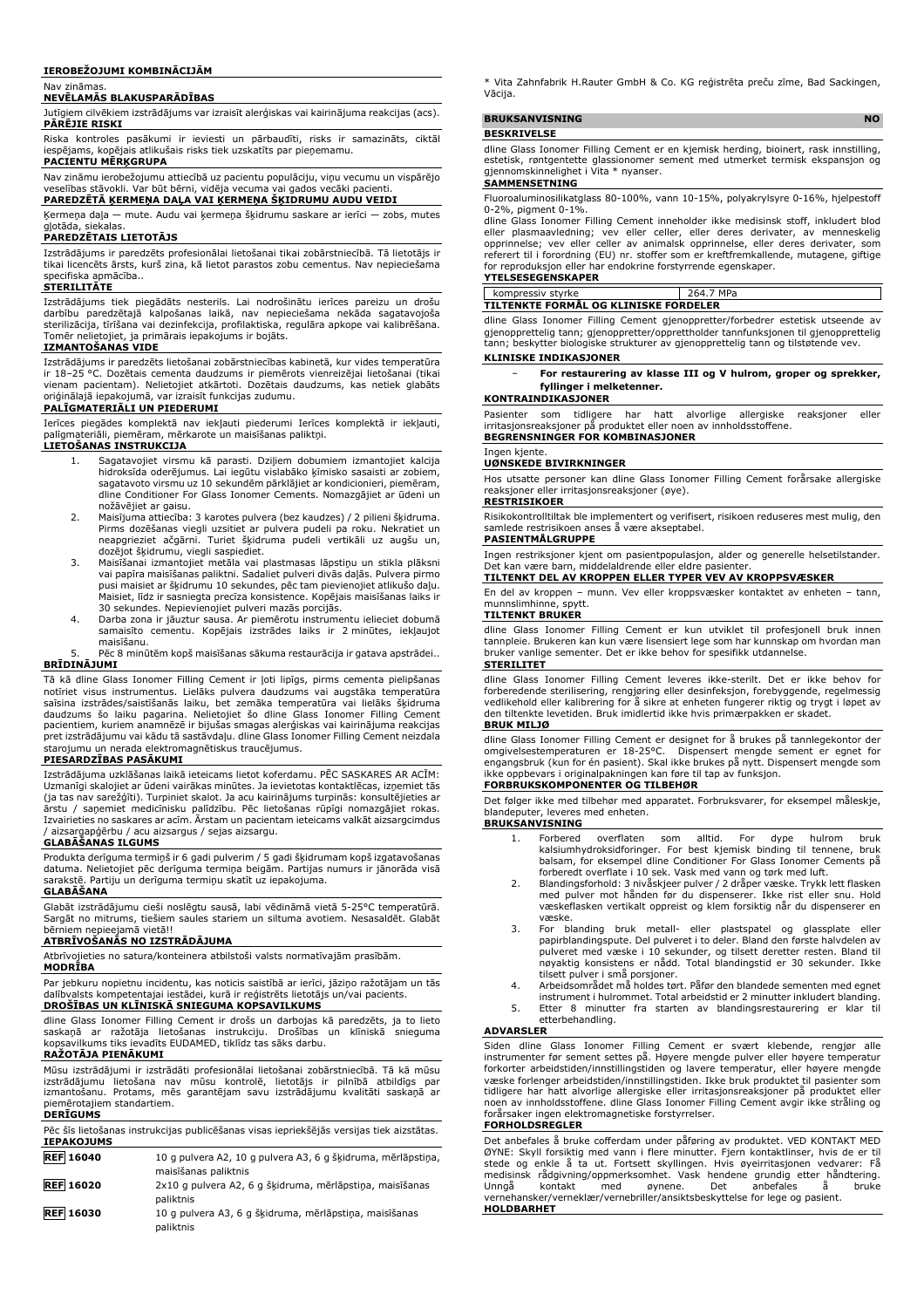### IEROBEŽOJUMI KOMBINĀCIJĀM

Nav zināmas.

### NEVĒLAMĀS BLAKUSPARĀDĪBAS

Jutīgiem cilvēkiem izstrādājums var izraisīt alerģiskas vai kairinājuma reakcijas (acs).

### PĀRĒJIE RISKI

Riska kontroles pasākumi ir ieviesti un pārbaudīti, risks ir samazināts, ciktāl iespējams, kopējais atlikušais risks tiek uzskatīts par pieņemamu.

### PACIENTU MĒRĶGRUPA

Nav zināmu ierobežojumu attiecībā uz pacientu populāciju, viņu vecumu un vispārējo veselības stāvokli. Var būt bērni, vidēja vecuma vai gados vecāki pacienti.

### PAREDZĒTĀ ĶERMEŅA DAĻA VAI ĶERMEŅA ŠĶIDRUMU AUDU VEIDI

Ķermeņa daļa — mute. Audu vai ķermeņa šķidrumu saskare ar ierīci — zobs, mutes gļotāda, siekalas.

### PAREDZĒTAIS LIETOTĀJS

Izstrādājums ir paredzēts profesionālai lietošanai tikai zobārstniecībā. Tā lietotājs ir tikai licencēts ārsts, kurš zina, kā lietot parastos zobu cementus. Nav nepieciešama specifiska apmācība..

### STERILITĀTE

Izstrādājums tiek piegādāts nesterils. Lai nodrošinātu ierīces pareizu un drošu darbību paredzētajā kalpošanas laikā, nav nepieciešama nekāda sagatavojoša sterilizācija, tīrīšana vai dezinfekcija, profilaktiska, regulāra apkope vai kalibrēšana. Tomēr nelietojiet, ja primārais iepakojums ir bojāts.

### IZMANTOŠANAS VIDE

Izstrādājums ir paredzēts lietošanai zobārstniecības kabinetā, kur vides temperatūra ir 18–25 °C. Dozētais cementa daudzums ir piemērots vienreizējai lietošanai (tikai vienam pacientam). Nelietojiet atkārtoti. Dozētais daudzums, kas netiek glabāts oriģinālajā iepakojumā, var izraisīt funkcijas zudumu.

### PALĪGMATERIĀLI UN PIEDERUMI

Ierīces piegādes komplektā nav iekļauti piederumi Ierīces komplektā ir iekļauti, palīgmateriāli, piemēram, mērkarote un maisīšanas paliktņi.

### LIETOŠANAS INSTRUKCIJA

1. Sagatavojiet virsmu kā parasti. Dziļiem dobumiem izmantojiet kalcija hidroksīda oderējumus. Lai iegūtu vislabāko ķīmisko saisti ar zobiem, sagatavoto virsmu uz 10 sekundēm pārklājiet ar kondicionieri, piemēram, dline Conditioner For Glass Ionomer Cements. Nomazgājiet ar ūdeni un nožāvējiet ar gaisu.
2. Maisījuma attiecība: 3 karotes pulvera (bez kaudzes) / 2 pilieni šķidruma. Pirms dozēšanas viegli uzsitiet ar pulvera pudeli pa roku. Nekratiet un neapgrieziet ačgārni. Turiet šķidruma pudeli vertikāli uz augšu un, dozējot šķidrumu, viegli saspiediet.
3. Maisīšanai izmantojiet metāla vai plastmasas lāpstiņu un stikla plāksni vai papīra maisīšanas paliktni. Sadaliet pulveri divās daļās. Pulvera pirmo pusi maisiet ar šķidrumu 10 sekundes, pēc tam pievienojiet atlikušo daļu. Maisiet, līdz ir sasniegta precīza konsistence. Kopējais maisīšanas laiks ir 30 sekundes. Nepievienojiet pulveri mazās porcijās.
4. Darba zona ir jāuztur sausa. Ar piemērotu instrumentu ielieciet dobumā samaisīto cementu. Kopējais izstrādes laiks ir 2 minūtes, iekļaujot maisīšanu.
5. Pēc 8 minūtēm kopš maisīšanas sākuma restaurācija ir gatava apstrādei..

### BRĪDINĀJUMI

Tā kā dline Glass Ionomer Filling Cement ir ļoti lipīgs, pirms cementa pielipšanas notīriet visus instrumentus. Lielāks pulvera daudzums vai augstāka temperatūra saīsina izstrādes/saistīšanās laiku, bet zemāka temperatūra vai lielāks šķidruma daudzums šo laiku pagarina. Nelietojiet šo dline Glass Ionomer Filling Cement pacientiem, kuriem anamnēzē ir bijušas smagas alerģiskas vai kairinājuma reakcijas pret izstrādājumu vai kādu tā sastāvdaļu. dline Glass Ionomer Filling Cement neizdala starojumu un nerada elektromagnētiskus traucējumus.

### PIESARDZĪBAS PASĀKUMI

Izstrādājuma uzklāšanas laikā ieteicams lietot koferdamu. PĒC SASKARES AR ACĪM: Uzmanīgi skalojiet ar ūdeni vairākas minūtes. Ja ievietotas kontaktlēcas, izņemiet tās (ja tas nav sarežģīti). Turpiniet skalot. Ja acu kairinājums turpinās: konsultējieties ar ārstu / saņemiet medicīnisku palīdzību. Pēc lietošanas rūpīgi nomazgājiet rokas. Izvairieties no saskares ar acīm. Ārstam un pacientam ieteicams valkāt aizsargcimdus / aizsargapģērbu / acu aizsargu / sejas aizsargu.

### GLABĀŠANAS ILGUMS

Produkta derīguma termiņš ir 6 gadi pulverim / 5 gadi šķidrumam kopš izgatavošanas datuma. Nelietojiet pēc derīguma termiņa beigām. Partijas numurs ir jānorāda visā sarakstē. Partiju un derīguma termiņu skatīt uz iepakojuma.

### GLABĀŠANA

Glabāt izstrādājumu cieši noslēgtu sausā, labi vēdināmā vietā 5-25°C temperatūrā. Sargāt no mitrums, tiešiem saules stariem un siltuma avotiem. Nesasaldēt. Glabāt bērniem nepieejamā vietā!!

### ATBRĪVOŠANĀS NO IZSTRĀDĀJUMA

Atbrīvojieties no satura/konteinera atbilstoši valsts normatīvajām prasībām.

### MODRĪBA

Par jebkuru nopietnu incidentu, kas noticis saistībā ar ierīci, jāziņo ražotājam un tās dalībvalsts kompetentajai iestādei, kurā ir reģistrēts lietotājs un/vai pacients.

### DROŠĪBAS UN KLĪNISKĀ SNIEGUMA KOPSAVILKUMS

dline Glass Ionomer Filling Cement ir drošs un darbojas kā paredzēts, ja to lieto saskaņā ar ražotāja lietošanas instrukciju. Drošības un klīniskā snieguma kopsavilkums tiks ievadīts EUDAMED, tiklīdz tas sāks darbu.

### RAŽOTĀJA PIENĀKUMI

Mūsu izstrādājumi ir izstrādāti profesionālai lietošanai zobārstniecībā. Tā kā mūsu izstrādājumu lietošana nav mūsu kontrolē, lietotājs ir pilnībā atbildīgs par izmantošanu. Protams, mēs garantējam savu izstrādājumu kvalitāti saskaņā ar piemērotajiem standartiem.

### DERĪGUMS

Pēc šīs lietošanas instrukcijas publicēšanas visas iepriekšējās versijas tiek aizstātas.

### IEPAKOJUMS

| | |
|---|---|
| REF 16040 | 10 g pulvera A2, 10 g pulvera A3, 6 g šķidruma, mērlāpstiņa, maisīšanas paliktnis |
| REF 16020 | 2x10 g pulvera A2, 6 g šķidruma, mērlāpstiņa, maisīšanas paliktnis |
| REF 16030 | 10 g pulvera A3, 6 g šķidruma, mērlāpstiņa, maisīšanas paliktnis |

\* Vita Zahnfabrik H.Rauter GmbH & Co. KG reģistrēta preču zīme, Bad Sackingen, Vācija.

## BRUKSANVISNING NO

### BESKRIVELSE

dline Glass Ionomer Filling Cement er en kjemisk herding, bioinert, rask innstilling, estetisk, røntgentette glassionomer sement med utmerket termisk ekspansjon og gjennomskinnelighet i Vita * nyanser.

### SAMMENSETNING

Fluoroaluminosilikatglass 80-100%, vann 10-15%, polyakrylsyre 0-16%, hjelpestoff 0-2%, pigment 0-1%.

dline Glass Ionomer Filling Cement inneholder ikke medisinsk stoff, inkludert blod eller plasmaavledning; vev eller celler, eller deres derivater, av menneskelig opprinnelse; vev eller celler av animalsk opprinnelse, eller deres derivater, som referert til i forordning (EU) nr. stoffer som er kreftfremkallende, mutagene, giftige for reproduksjon eller har endokrine forstyrrende egenskaper.

### YTELSESEGENSKAPER

| | |
|---|---|
| kompressiv styrke | 264.7 MPa |

### TILTENKTE FORMÅL OG KLINISKE FORDELER

dline Glass Ionomer Filling Cement gjenoppretter/forbedrer estetisk utseende av gjenopprettelig tann; gjenoppretter/opprettholder tannfunksjonen til gjenopprettelig tann; beskytter biologiske strukturer av gjenopprettelig tann og tilstøtende vev.

### KLINISKE INDIKASJONER

- **For restaurering av klasse III og V hulrom, groper og sprekker, fyllinger i melketenner.**

### KONTRAINDIKASJONER

Pasienter som tidligere har hatt alvorlige allergiske reaksjoner eller irritasjonsreaksjoner på produktet eller noen av innholdsstoffene.

### BEGRENSNINGER FOR KOMBINASJONER

Ingen kjente.

### UØNSKEDE BIVIRKNINGER

Hos utsatte personer kan dline Glass Ionomer Filling Cement forårsake allergiske reaksjoner eller irritasjonsreaksjoner (øye).

### RESTRISIKOER

Risikokontrolltiltak ble implementert og verifisert, risikoen reduseres mest mulig, den samlede restrisikoen anses å være akseptabel.

### PASIENTMÅLGRUPPE

Ingen restriksjoner kjent om pasientpopulasjon, alder og generelle helsetilstander. Det kan være barn, middelaldrende eller eldre pasienter.

### TILTENKT DEL AV KROPPEN ELLER TYPER VEV AV KROPPSVÆSKER

En del av kroppen – munn. Vev eller kroppsvæsker kontaktet av enheten – tann, munnslimhinne, spytt.

### TILTENKT BRUKER

dline Glass Ionomer Filling Cement er kun utviklet til profesjonell bruk innen tannpleie. Brukeren kan kun være lisensiert lege som har kunnskap om hvordan man bruker vanlige sementer. Det er ikke behov for spesifikk utdannelse.

### STERILITET

dline Glass Ionomer Filling Cement leveres ikke-sterilt. Det er ikke behov for forberedende sterilisering, rengjøring eller desinfeksjon, forebyggende, regelmessig vedlikehold eller kalibrering for å sikre at enheten fungerer riktig og trygt i løpet av den tiltenkte levetiden. Bruk imidlertid ikke hvis primærpakken er skadet.

### BRUK MILJØ

dline Glass Ionomer Filling Cement er designet for å brukes på tannlegekontor der omgivelsestemperaturen er 18-25°C. Dispensert mengde sement er egnet for engangsbruk (kun for én pasient). Skal ikke brukes på nytt. Dispensert mengde som ikke oppbevars i originalpakningen kan føre til tap av funksjon.

### FORBRUKSKOMPONENTER OG TILBEHØR

Det følger ikke med tilbehør med apparatet. Forbruksvarer, for eksempel måleskje, blandeputer, leveres med enheten.

### BRUKSANVISNING

1. Forbered overflaten som alltid. For dype hulrom bruk kalsiumhydroksidforinger. For best kjemisk binding til tennene, bruk balsam, for eksempel dline Conditioner For Glass Ionomer Cements på forberedt overflate i 10 sek. Vask med vann og tørk med luft.
2. Blandingsforhold: 3 nivåskjeer pulver / 2 dråper væske. Trykk lett flasken med pulver mot hånden før du dispenserer. Ikke rist eller snu. Hold væskeflasken vertikalt oppreist og klem forsiktig når du dispenserer en væske.
3. For blanding bruk metall- eller plastspatel og glassplate eller papirblandingspute. Del pulveret i to deler. Bland den første halvdelen av pulveret med væske i 10 sekunder, og tilsett deretter resten. Bland til nøyaktig konsistens er nådd. Total blandingstid er 30 sekunder. Ikke tilsett pulver i små porsjoner.
4. Arbeidsområdet må holdes tørt. Påfør den blandede sementen med egnet instrument i hulrommet. Total arbeidstid er 2 minutter inkludert blanding.
5. Etter 8 minutter fra starten av blandingsrestaurering er klar til etterbehandling.

### ADVARSLER

Siden dline Glass Ionomer Filling Cement er svært klebende, rengjør alle instrumenter før sement settes på. Høyere mengde pulver eller høyere temperatur forkorter arbeidstiden/innstillingstiden og lavere temperatur, eller høyere mengde væske forlenger arbeidstiden/innstillingstiden. Ikke bruk produktet til pasienter som tidligere har hatt alvorlige allergiske eller irritasjonsreaksjoner på produktet eller noen av innholdsstoffene. dline Glass Ionomer Filling Cement avgir ikke stråling og forårsaker ingen elektromagnetiske forstyrrelser.

### FORHOLDSREGLER

Det anbefales å bruke cofferdam under påføring av produktet. VED KONTAKT MED ØYNE: Skyll forsiktig med vann i flere minutter. Fjern kontaktlinser, hvis de er til stede og enkle å ta ut. Fortsett skyllingen. Hvis øyeirritasjonen vedvarer: Få medisinsk rådgivning/oppmerksomhet. Vask hendene grundig etter håndtering. Unngå kontakt med øynene. Det anbefales å bruke vernehansker/verneklær/vernebriller/ansiktsbeskyttelse for lege og pasient.

### HOLDBARHET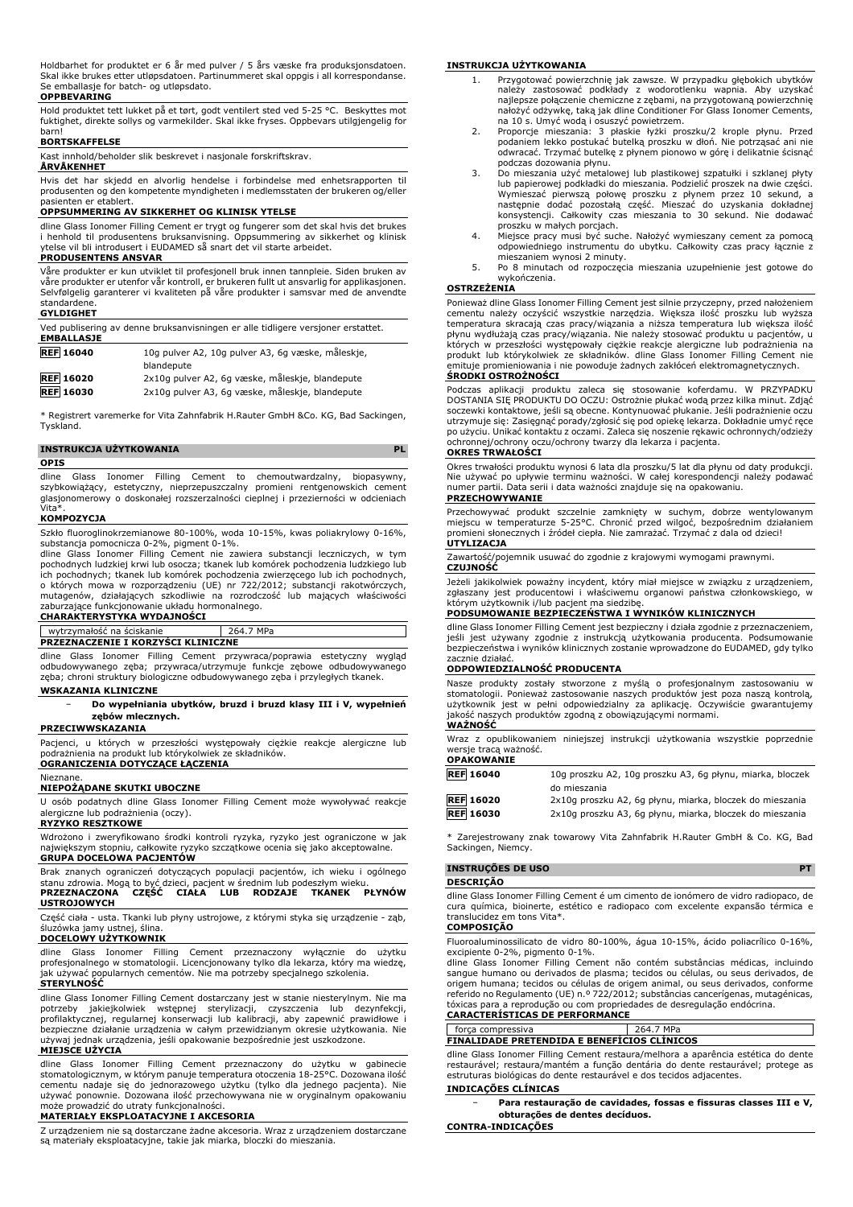Holdbarhet for produktet er 6 år med pulver / 5 års væske fra produksjonsdatoen. Skal ikke brukes etter utløpsdatoen. Partinummeret skal oppgis i all korrespondanse. Se emballasje for batch- og utløpsdato.

**OPPBEVARING**

Hold produktet tett lukket på et tørt, godt ventilert sted ved 5-25 °C. Beskyttes mot fuktighet, direkte sollys og varmekilder. Skal ikke fryses. Oppbevars utilgjengelig for barn!

**BORTSKAFFELSE**

Kast innhold/beholder slik beskrevet i nasjonale forskriftskrav.

**ÅRVÅKENHET**

Hvis det har skjedd en alvorlig hendelse i forbindelse med enhetsrapporten til produsenten og den kompetente myndigheten i medlemsstaten der brukeren og/eller pasienten er etablert.

**OPPSUMMERING AV SIKKERHET OG KLINISK YTELSE**

dline Glass Ionomer Filling Cement er trygt og fungerer som det skal hvis det brukes i henhold til produsentens bruksanvisning. Oppsummering av sikkerhet og klinisk ytelse vil bli introdusert i EUDAMED så snart det vil starte arbeidet.

**PRODUSENTENS ANSVAR**

Våre produkter er kun utviklet til profesjonell bruk innen tannpleie. Siden bruken av våre produkter er utenfor vår kontroll, er brukeren fullt ut ansvarlig for applikasjonen. Selvfølgelig garanterer vi kvaliteten på våre produkter i samsvar med de anvendte standardene.

**GYLDIGHET**

Ved publisering av denne bruksanvisningen er alle tidligere versjoner erstattet.

**EMBALLASJE**

| | |
|---|---|
| REF 16040 | 10g pulver A2, 10g pulver A3, 6g væske, måleskje, blandepute |
| REF 16020 | 2x10g pulver A2, 6g væske, måleskje, blandepute |
| REF 16030 | 2x10g pulver A3, 6g væske, måleskje, blandepute |

\* Registrert varemerke for Vita Zahnfabrik H.Rauter GmbH &Co. KG, Bad Sackingen, Tyskland.

## INSTRUKCJA UŻYTKOWANIA PL

**OPIS**

dline Glass Ionomer Filling Cement to chemoutwardzalny, biopasywny, szybkowiążący, estetyczny, nieprzepuszczalny promieni rentgenowskich cement glasjonomerowy o doskonałej rozszerzalności cieplnej i przezierności w odcieniach Vita*.

**KOMPOZYCJA**

Szkło fluoroglinokrzemianowe 80-100%, woda 10-15%, kwas poliakrylowy 0-16%, substancja pomocnicza 0-2%, pigment 0-1%.

dline Glass Ionomer Filling Cement nie zawiera substancji leczniczych, w tym pochodnych ludzkiej krwi lub osocza; tkanek lub komórek pochodzenia ludzkiego lub ich pochodnych; tkanek lub komórek pochodzenia zwierzęcego lub ich pochodnych, o których mowa w rozporządzeniu (UE) nr 722/2012; substancji rakotwórczych, mutagenów, działających szkodliwie na rozrodczość lub mających właściwości zaburzające funkcjonowanie układu hormonalnego.

**CHARAKTERYSTYKA WYDAJNOŚCI**

| | |
|---|---|
| wytrzymałość na ściskanie | 264.7 MPa |

**PRZEZNACZENIE I KORZYŚCI KLINICZNE**

dline Glass Ionomer Filling Cement przywraca/poprawia estetyczny wygląd odbudowywanego zęba; przywraca/utrzymuje funkcje zębowe odbudowywanego zęba; chroni struktury biologiczne odbudowywanego zęba i przyległych tkanek.

**WSKAZANIA KLINICZNE**

- **Do wypełniania ubytków, bruzd i bruzd klasy III i V, wypełnień zębów mlecznych.**

**PRZECIWWSKAZANIA**

Pacjenci, u których w przeszłości występowały ciężkie reakcje alergiczne lub podrażnienia na produkt lub którykolwiek ze składników.

**OGRANICZENIA DOTYCZĄCE ŁĄCZENIA**

Nieznane.

**NIEPOŻĄDANE SKUTKI UBOCZNE**

U osób podatnych dline Glass Ionomer Filling Cement może wywoływać reakcje alergiczne lub podrażnienia (oczy).

**RYZYKO RESZTKOWE**

Wdrożono i zweryfikowano środki kontroli ryzyka, ryzyko jest ograniczone w jak największym stopniu, całkowite ryzyko szczątkowe ocenia się jako akceptowalne.

**GRUPA DOCELOWA PACJENTÓW**

Brak znanych ograniczeń dotyczących populacji pacjentów, ich wieku i ogólnego stanu zdrowia. Mogą to być dzieci, pacjent w średnim lub podeszłym wieku.

**PRZEZNACZONA CZĘŚĆ CIAŁA LUB RODZAJE TKANEK PŁYNÓW USTROJOWYCH**

Część ciała - usta. Tkanki lub płyny ustrojowe, z którymi styka się urządzenie - ząb, śluzówka jamy ustnej, ślina.

**DOCELOWY UŻYTKOWNIK**

dline Glass Ionomer Filling Cement przeznaczony wyłącznie do użytku profesjonalnego w stomatologii. Licencjonowany tylko dla lekarza, który ma wiedzę, jak używać popularnych cementów. Nie ma potrzeby specjalnego szkolenia.

**STERYLNOŚĆ**

dline Glass Ionomer Filling Cement dostarczany jest w stanie niesterylnym. Nie ma potrzeby jakiejkolwiek wstępnej sterylizacji, czyszczenia lub dezynfekcji, profilaktycznej, regularnej konserwacji lub kalibracji, aby zapewnić prawidłowe i bezpieczne działanie urządzenia w całym przewidzianym okresie użytkowania. Nie używaj jednak urządzenia, jeśli opakowanie bezpośrednie jest uszkodzone.

**MIEJSCE UŻYCIA**

dline Glass Ionomer Filling Cement przeznaczony do użytku w gabinecie stomatologicznym, w którym panuje temperatura otoczenia 18-25°C. Dozowana ilość cementu nadaje się do jednorazowego użytku (tylko dla jednego pacjenta). Nie używać ponownie. Dozowana ilość przechowywana nie w oryginalnym opakowaniu może prowadzić do utraty funkcjonalności.

**MATERIAŁY EKSPLOATACYJNE I AKCESORIA**

Z urządzeniem nie są dostarczane żadne akcesoria. Wraz z urządzeniem dostarczane są materiały eksploatacyjne, takie jak miarka, bloczki do mieszania.

**INSTRUKCJA UŻYTKOWANIA**

1. Przygotować powierzchnię jak zawsze. W przypadku głębokich ubytków należy zastosować podkłady z wodorotlenku wapnia. Aby uzyskać najlepsze połączenie chemiczne z zębami, na przygotowaną powierzchnię nałożyć odżywkę, taką jak dline Conditioner For Glass Ionomer Cements, na 10 s. Umyć wodą i osuszyć powietrzem.
2. Proporcje mieszania: 3 płaskie łyżki proszku/2 krople płynu. Przed podaniem lekko postukać butelką proszku w dłoń. Nie potrząsać ani nie odwracać. Trzymać butelkę z płynem pionowo w górę i delikatnie ściskać podczas dozowania płynu.
3. Do mieszania użyć metalowej lub plastikowej szpatułki i szklanej płyty lub papierowej podkładki do mieszania. Podzielić proszek na dwie części. Wymieszać pierwszą połowę proszku z płynem przez 10 sekund, a następnie dodać pozostałą część. Mieszać do uzyskania dokładnej konsystencji. Całkowity czas mieszania to 30 sekund. Nie dodawać proszku w małych porcjach.
4. Miejsce pracy musi być suche. Nałożyć wymieszany cement za pomocą odpowiedniego instrumentu do ubytku. Całkowity czas pracy łącznie z mieszaniem wynosi 2 minuty.
5. Po 8 minutach od rozpoczęcia mieszania uzupełnienie jest gotowe do wykończenia.

**OSTRZEŻENIA**

Ponieważ dline Glass Ionomer Filling Cement jest silnie przyczepny, przed nałożeniem cementu należy oczyścić wszystkie narzędzia. Większa ilość proszku lub wyższa temperatura skracają czas pracy/wiązania a niższa temperatura lub większa ilość płynu wydłużają czas pracy/wiązania. Nie należy stosować produktu u pacjentów, u których w przeszłości występowały ciężkie reakcje alergiczne lub podrażnienia na produkt lub którykolwiek ze składników. dline Glass Ionomer Filling Cement nie emituje promieniowania i nie powoduje żadnych zakłóceń elektromagnetycznych.

**ŚRODKI OSTROŻNOŚCI**

Podczas aplikacji produktu zaleca się stosowanie koferdamu. W PRZYPADKU DOSTANIA SIĘ PRODUKTU DO OCZU: Ostrożnie płukać wodą przez kilka minut. Zdjąć soczewki kontaktowe, jeśli są obecne. Kontynuować płukanie. Jeśli podrażnienie oczu utrzymuje się: Zasięgnąć porady/zgłosić się pod opiekę lekarza. Dokładnie umyć ręce po użyciu. Unikać kontaktu z oczami. Zaleca się noszenie rękawic ochronnych/odzieży ochronnej/ochrony oczu/ochrony twarzy dla lekarza i pacjenta.

**OKRES TRWAŁOŚCI**

Okres trwałości produktu wynosi 6 lata dla proszku/5 lat dla płynu od daty produkcji. Nie używać po upływie terminu ważności. W całej korespondencji należy podawać numer partii. Data serii i data ważności znajduje się na opakowaniu.

**PRZECHOWYWANIE**

Przechowywać produkt szczelnie zamknięty w suchym, dobrze wentylowanym miejscu w temperaturze 5-25°C. Chronić przed wilgocią, bezpośrednim działaniem promieni słonecznych i źródeł ciepła. Nie zamrażać. Trzymać z dala od dzieci!

**UTYLIZACJA**

Zawartość/pojemnik usuwać do zgodnie z krajowymi wymogami prawnymi.

**CZUJNOŚĆ**

Jeżeli jakikolwiek poważny incydent, który miał miejsce w związku z urządzeniem, zgłaszany jest producentowi i właściwemu organowi państwa członkowskiego, w którym użytkownik i/lub pacjent ma siedzibę.

**PODSUMOWANIE BEZPIECZEŃSTWA I WYNIKÓW KLINICZNYCH**

dline Glass Ionomer Filling Cement jest bezpieczny i działa zgodnie z przeznaczeniem, jeśli jest używany zgodnie z instrukcją użytkowania producenta. Podsumowanie bezpieczeństwa i wyników klinicznych zostanie wprowadzone do EUDAMED, gdy tylko zacznie działać.

**ODPOWIEDZIALNOŚĆ PRODUCENTA**

Nasze produkty zostały stworzone z myślą o profesjonalnym zastosowaniu w stomatologii. Ponieważ zastosowanie naszych produktów jest poza naszą kontrolą, użytkownik jest w pełni odpowiedzialny za aplikację. Oczywiście gwarantujemy jakość naszych produktów zgodną z obowiązującymi normami.

**WAŻNOŚĆ**

Wraz z opublikowaniem niniejszej instrukcji użytkowania wszystkie poprzednie wersje tracą ważność.

**OPAKOWANIE**

| | |
|---|---|
| REF 16040 | 10g proszku A2, 10g proszku A3, 6g płynu, miarka, bloczek do mieszania |
| REF 16020 | 2x10g proszku A2, 6g płynu, miarka, bloczek do mieszania |
| REF 16030 | 2x10g proszku A3, 6g płynu, miarka, bloczek do mieszania |

\* Zarejestrowany znak towarowy Vita Zahnfabrik H.Rauter GmbH & Co. KG, Bad Sackingen, Niemcy.

## INSTRUÇÕES DE USO PT

**DESCRIÇÃO**

dline Glass Ionomer Filling Cement é um cimento de ionómero de vidro radiopaco, de cura química, bioinerte, estético e radiopaco com excelente expansão térmica e translucidez em tons Vita*.

**COMPOSIÇÃO**

Fluoroaluminossilicato de vidro 80-100%, água 10-15%, ácido poliacrílico 0-16%, excipiente 0-2%, pigmento 0-1%.

dline Glass Ionomer Filling Cement não contém substâncias médicas, incluindo sangue humano ou derivados de plasma; tecidos ou células, ou seus derivados, de origem humana; tecidos ou células de origem animal, ou seus derivados, conforme referido no Regulamento (UE) n.º 722/2012; substâncias cancerígenas, mutagénicas, tóxicas para a reprodução ou com propriedades de desregulação endócrina.

**CARACTERÍSTICAS DE PERFORMANCE**

| | |
|---|---|
| força compressiva | 264.7 MPa |

**FINALIDADE PRETENDIDA E BENEFÍCIOS CLÍNICOS**

dline Glass Ionomer Filling Cement restaura/melhora a aparência estética do dente restaurável; restaura/mantém a função dentária do dente restaurável; protege as estruturas biológicas do dente restaurável e dos tecidos adjacentes.

**INDICAÇÕES CLÍNICAS**

- **Para restauração de cavidades, fossas e fissuras classes III e V, obturações de dentes decíduos.**

**CONTRA-INDICAÇÕES**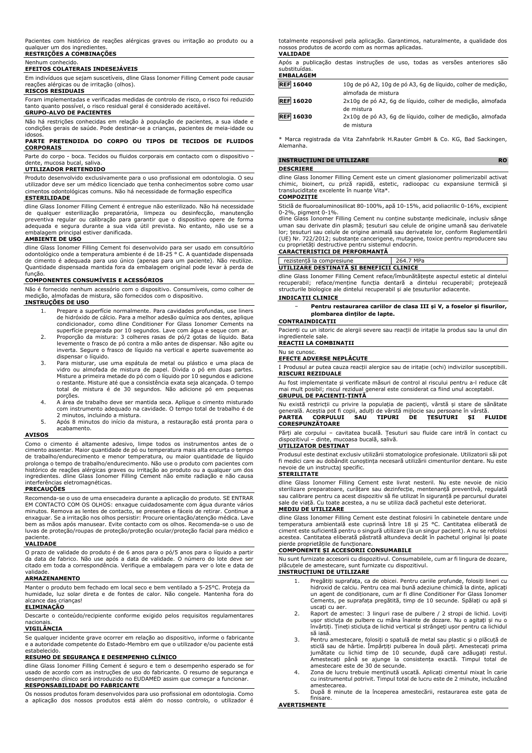Pacientes com histórico de reações alérgicas graves ou irritação ao produto ou a qualquer um dos ingredientes.

**RESTRIÇÕES A COMBINAÇÕES**

Nenhum conhecido.

**EFEITOS COLATERAIS INDESEJÁVEIS**

Em indivíduos que sejam suscetíveis, dline Glass Ionomer Filling Cement pode causar reações alérgicas ou de irritação (olhos).

**RISCOS RESIDUAIS**

Foram implementadas e verificadas medidas de controlo de risco, o risco foi reduzido tanto quanto possível, o risco residual geral é considerado aceitável.

**GRUPO-ALVO DE PACIENTES**

Não há restrições conhecidas em relação à população de pacientes, a sua idade e condições gerais de saúde. Pode destinar-se a crianças, pacientes de meia-idade ou idosos.

**PARTE PRETENDIDA DO CORPO OU TIPOS DE TECIDOS DE FLUIDOS CORPORAIS**

Parte do corpo - boca. Tecidos ou fluidos corporais em contacto com o dispositivo - dente, mucosa bucal, saliva.

**UTILIZADOR PRETENDIDO**

Produto desenvolvido exclusivamente para o uso profissional em odontologia. O seu utilizador deve ser um médico licenciado que tenha conhecimentos sobre como usar cimentos odontológicas comuns. Não há necessidade de formação específica

**ESTERILIDADE**

dline Glass Ionomer Filling Cement é entregue não esterilizado. Não há necessidade de qualquer esterilização preparatória, limpeza ou desinfecção, manutenção preventiva regular ou calibração para garantir que o dispositivo opere de forma adequada e segura durante a sua vida útil prevista. No entanto, não use se a embalagem principal estiver danificada.

**AMBIENTE DE USO**

dline Glass Ionomer Filling Cement foi desenvolvido para ser usado em consultório odontológico onde a temperatura ambiente é de 18-25 ° C. A quantidade dispensada de cimento é adequada para uso único (apenas para um paciente). Não reutilize. Quantidade dispensada mantida fora da embalagem original pode levar à perda de função.

**COMPONENTES CONSUMÍVEIS E ACESSÓRIOS**

Não é fornecido nenhum acessório com o dispositivo. Consumíveis, como colher de medição, almofadas de mistura, são fornecidos com o dispositivo.

**INSTRUÇÕES DE USO**

1. Prepare a superfície normalmente. Para cavidades profundas, use liners de hidróxido de cálcio. Para a melhor adesão química aos dentes, aplique condicionador, como dline Conditioner For Glass Ionomer Cements na superfície preparada por 10 segundos. Lave com água e seque com ar.
2. Proporção da mistura: 3 colheres rasas de pó/2 gotas de líquido. Bata levemente o frasco de pó contra a mão antes de dispensar. Não agite ou inverta. Segure o frasco de líquido na vertical e aperte suavemente ao dispensar o líquido.
3. Para misturar, use uma espátula de metal ou plástico e uma placa de vidro ou almofada de mistura de papel. Divida o pó em duas partes. Misture a primeira metade do pó com o líquido por 10 segundos e adicione o restante. Misture até que a consistência exata seja alcançada. O tempo total de mistura é de 30 segundos. Não adicione pó em pequenas porções.
4. A área de trabalho deve ser mantida seca. Aplique o cimento misturado com instrumento adequado na cavidade. O tempo total de trabalho é de 2 minutos, incluindo a mistura.
5. Após 8 minutos do início da mistura, a restauração está pronta para o acabamento.

**AVISOS**

Como o cimento é altamente adesivo, limpe todos os instrumentos antes de o cimento assentar. Maior quantidade de pó ou temperatura mais alta encurta o tempo de trabalho/endurecimento e menor temperatura, ou maior quantidade de líquido prolonga o tempo de trabalho/endurecimento. Não use o produto com pacientes com histórico de reações alérgicas graves ou irritação ao produto ou a qualquer um dos ingredientes. dline Glass Ionomer Filling Cement não emite radiação e não causa interferências eletromagnéticas.

**PRECAUÇÕES**

Recomenda-se o uso de uma ensecadeira durante a aplicação do produto. SE ENTRAR EM CONTACTO COM OS OLHOS: enxague cuidadosamente com água durante vários minutos. Remova as lentes de contacto, se presentes e fáceis de retirar. Continue a enxaguar. Se a irritação nos olhos persistir: Procure orientação/atenção médica. Lave bem as mãos após manusear. Evite contacto com os olhos. Recomenda-se o uso de luvas de proteção/roupas de proteção/proteção ocular/proteção facial para médico e paciente.

**VALIDADE**

O prazo de validade do produto é de 6 anos para o pó/5 anos para o líquido a partir da data de fabrico. Não use após a data de validade. O número do lote deve ser citado em toda a correspondência. Verifique a embalagem para ver o lote e a data de validade.

**ARMAZENAMENTO**

Manter o produto bem fechado em local seco e bem ventilado a 5-25°C. Proteja da humidade, luz solar direta e de fontes de calor. Não congele. Mantenha fora do alcance das crianças!

**ELIMINAÇÃO**

Descarte o conteúdo/recipiente conforme exigido pelos requisitos regulamentares nacionais.

**VIGILÂNCIA**

Se qualquer incidente grave ocorrer em relação ao dispositivo, informe o fabricante e a autoridade competente do Estado-Membro em que o utilizador e/ou paciente está estabelecido.

**RESUMO DE SEGURANÇA E DESEMPENHO CLÍNICO**

dline Glass Ionomer Filling Cement é seguro e tem o desempenho esperado se for usado de acordo com as instruções de uso do fabricante. O resumo de segurança e desempenho clínico será introduzido no EUDAMED assim que começar a funcionar.

**RESPONSABILIDADE DO FABRICANTE**

Os nossos produtos foram desenvolvidos para uso profissional em odontologia. Como a aplicação dos nossos produtos está além do nosso controlo, o utilizador é totalmente responsável pela aplicação. Garantimos, naturalmente, a qualidade dos nossos produtos de acordo com as normas aplicadas.

**VALIDADE**

Após a publicação destas instruções de uso, todas as versões anteriores são substituídas.

**EMBALAGEM**

| | |
|---|---|
| REF 16040 | 10g de pó A2, 10g de pó A3, 6g de líquido, colher de medição, almofada de mistura |
| REF 16020 | 2x10g de pó A2, 6g de líquido, colher de medição, almofada de mistura |
| REF 16030 | 2x10g de pó A3, 6g de líquido, colher de medição, almofada de mistura |

* Marca registrada da Vita Zahnfabrik H.Rauter GmbH & Co. KG, Bad Sackingen, Alemanha.

## INSTRUCȚIUNI DE UTILIZARE RO

**DESCRIERE**

dline Glass Ionomer Filling Cement este un ciment glasionomer polimerizabil activat chimic, bioinert, cu priză rapidă, estetic, radioopac cu expansiune termică și transluciditate excelente în nuanțe Vita*.

**COMPOZIȚIE**

Sticlă de fluoroaluminosilicat 80-100%, apă 10-15%, acid poliacrilic 0-16%, excipient 0-2%, pigment 0-1%.

dline Glass Ionomer Filling Cement nu conține substanțe medicinale, inclusiv sânge uman sau derivate din plasmă; țesuturi sau celule de origine umană sau derivatele lor; țesuturi sau celule de origine animală sau derivatele lor, conform Reglementării (UE) Nr. 722/2012; substanțe cancerigene, mutagene, toxice pentru reproducere sau cu proprietăți destructive pentru sistemul endocrin.

**CARACTERISTICI DE PERFORMANȚĂ**

| | |
|---|---|
| rezistență la compresiune | 264.7 MPa |

**UTILIZARE DESTINATĂ ȘI BENEFICII CLINICE**

dline Glass Ionomer Filling Cement reface/îmbunătățește aspectul estetic al dintelui recuperabil; reface/menține funcția dentară a dintelui recuperabil; protejează structurile biologice ale dintelui recuperabil și ale țesuturilor adiacente.

**INDICAȚII CLINICE**

- **Pentru restaurarea cariilor de clasa III și V, a foselor și fisurilor, plombarea dinților de lapte.**

**CONTRAINDICAȚII**

Pacienți cu un istoric de alergii severe sau reacții de iritație la produs sau la unul din ingredientele sale.

**REACȚII LA COMBINAȚII**

Nu se cunosc.

**EFECTE ADVERSE NEPLĂCUTE**

I Produsul ar putea cauza reacții alergice sau de iritație (ochi) indivizilor susceptibili.

**RISCURI REZIDUALE**

Au fost implementate și verificate măsuri de control al riscului pentru a-l reduce cât mai mult posibil; riscul rezidual general este considerat ca fiind unul acceptabil.

**GRUPUL DE PACIENȚI-ȚINTĂ**

Nu există restricții cu privire la populația de pacienți, vârstă și stare de sănătate generală. Aceștia pot fi copii, adulți de vârstă mijlocie sau persoane în vârstă.

**PARTEA CORPULUI SAU TIPURI DE ȚESUTURI ȘI FLUIDE CORESPUNZĂTOARE**

Părți ale corpului – cavitatea bucală. Țesuturi sau fluide care intră în contact cu dispozitivul – dinte, mucoasa bucală, salivă.

**UTILIZATOR DESTINAT**

Produsul este destinat exclusiv utilizării stomatologice profesionale. Utilizatorii săi pot fi medici care au dobândit cunoștința necesară utilizării cimenturilor dentare. Nu este nevoie de un instructaj specific.

**STERILITATE**

dline Glass Ionomer Filling Cement este livrat nesteril. Nu este nevoie de nicio sterilizare preparatoare, curățare sau dezinfecție, mentenanță preventivă, regulată sau calibrare pentru ca acest dispozitiv să fie utilizat în siguranță pe parcursul duratei sale de viață. Cu toate acestea, a nu se utiliza dacă pachetul este deteriorat.

**MEDIU DE UTILIZARE**

dline Glass Ionomer Filling Cement este destinat folosirii în cabinetele dentare unde temperatura ambientală este cuprinsă între 18 și 25 °C. Cantitatea eliberată de ciment este suficientă pentru o singură utilizare (la un singur pacient). A nu se refolosi acestea. Cantitatea eliberată păstrată altundeva decât în pachetul original își poate pierde proprietățile de funcționare.

**COMPONENTE ȘI ACCESORII CONSUMABILE**

Nu sunt furnizate accesorii cu dispozitivul. Consumabilele, cum ar fi lingura de dozare, plăcuțele de amestecare, sunt furnizate cu dispozitivul.

**INSTRUCȚIUNI DE UTILIZARE**

1. Pregătiți suprafața, ca de obicei. Pentru cariile profunde, folosiți lineri cu hidroxid de calciu. Pentru cea mai bună adeziune chimică la dinte, aplicați un agent de condiționare, cum ar fi dline Conditioner For Glass Ionomer Cements, pe suprafața pregătită, timp de 10 secunde. Spălați cu apă și uscați cu aer.
2. Raport de amestec: 3 linguri rase de pulbere / 2 stropi de lichid. Loviți ușor sticluța de pulbere cu mâna înainte de dozare. Nu o agitați și nu o învârtiți. Țineți sticluța de lichid vertical și strângeți ușor pentru ca lichidul să iasă.
3. Pentru amestecare, folosiți o spatulă de metal sau plastic și o plăcuță de sticlă sau de hârtie. Împărțiți pulberea în două părți. Amestecați prima jumătate cu lichid timp de 10 secunde, după care adăugați restul. Amestecați până se ajunge la consistența exactă. Timpul total de amestecare este de 30 de secunde.
4. Zona de lucru trebuie menținută uscată. Aplicați cimentul mixat în carie cu instrumentul potrivit. Timpul total de lucru este de 2 minute, incluzând amestecarea.
5. După 8 minute de la începerea amestecării, restaurarea este gata de finisare.

**AVERTISMENTE**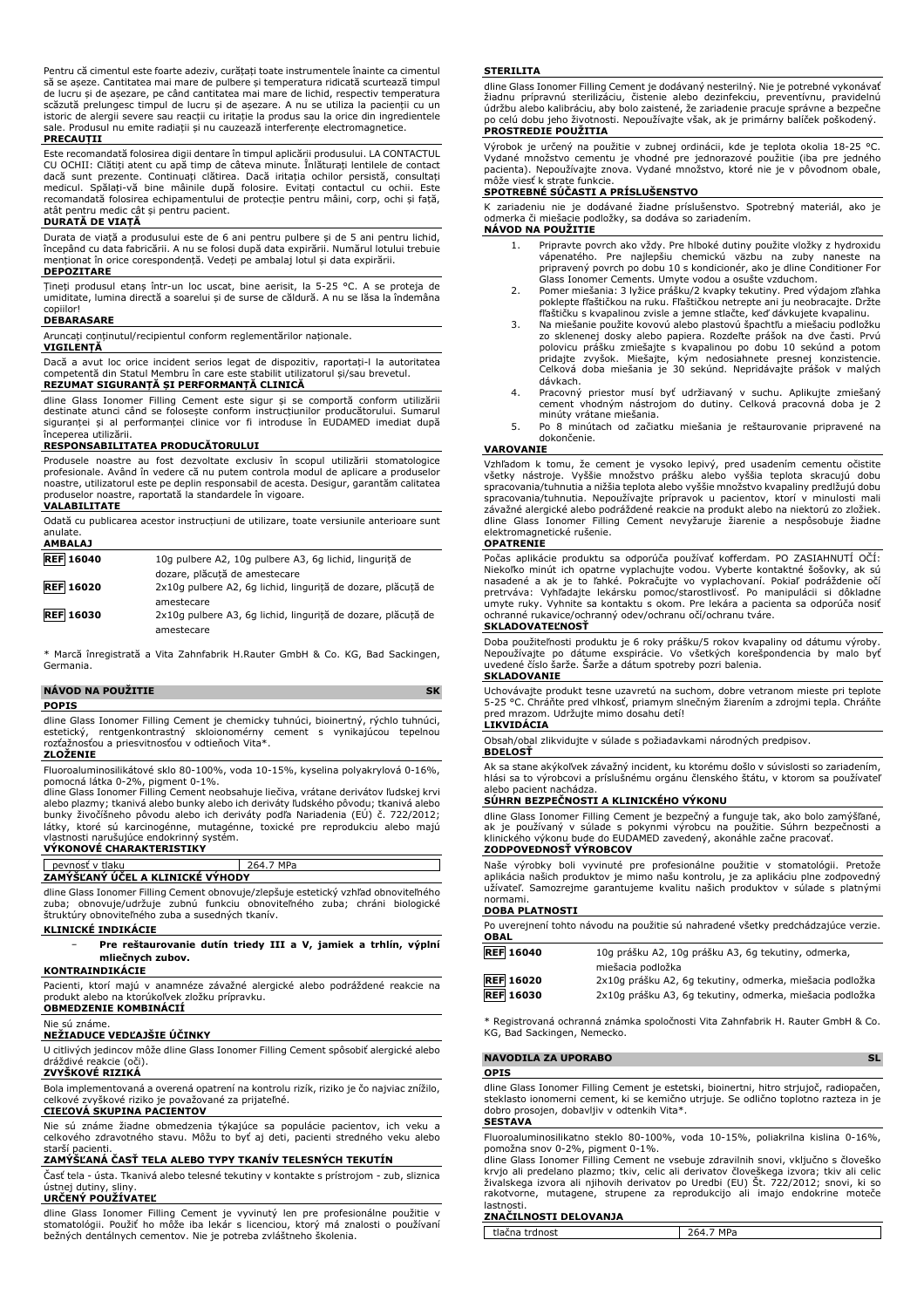Pentru că cimentul este foarte adeziv, curățați toate instrumentele înainte ca cimentul să se așeze. Cantitatea mai mare de pulbere și temperatura ridicată scurtează timpul de lucru și de așezare, pe când cantitatea mai mare de lichid, respectiv temperatura scăzută prelungesc timpul de lucru și de așezare. A nu se utiliza la pacienții cu un istoric de alergii severe sau reacții cu iritație la produs sau la orice din ingredientele sale. Produsul nu emite radiații și nu cauzează interferențe electromagnetice.

**PRECAUȚII**

Este recomandată folosirea digii dentare în timpul aplicării produsului. LA CONTACTUL CU OCHII: Clătiți atent cu apă timp de câteva minute. Înlăturați lentilele de contact dacă sunt prezente. Continuați clătirea. Dacă iritația ochilor persistă, consultați medicul. Spălați-vă bine mâinile după folosire. Evitați contactul cu ochii. Este recomandată folosirea echipamentului de protecție pentru mâini, corp, ochi și față, atât pentru medic cât și pentru pacient.

**DURATĂ DE VIAȚĂ**

Durata de viață a produsului este de 6 ani pentru pulbere și de 5 ani pentru lichid, începând cu data fabricării. A nu se folosi după data expirării. Numărul lotului trebuie menționat în orice corespondență. Vedeți pe ambalaj lotul și data expirării.

**DEPOZITARE**

Țineți produsul etanș într-un loc uscat, bine aerisit, la 5-25 °C. A se proteja de umiditate, lumina directă a soarelui și de surse de căldură. A nu se lăsa la îndemâna copiilor!

**DEBARASARE**

Aruncați conținutul/recipientul conform reglementărilor naționale.

**VIGILENȚĂ**

Dacă a avut loc orice incident serios legat de dispozitiv, raportați-l la autoritatea competentă din Statul Membru în care este stabilit utilizatorul și/sau brevetul.

**REZUMAT SIGURANȚĂ ȘI PERFORMANȚĂ CLINICĂ**

dline Glass Ionomer Filling Cement este sigur și se comportă conform utilizării destinate atunci când se folosește conform instrucțiunilor producătorului. Sumarul siguranței și al performanței clinice vor fi introduse în EUDAMED imediat după începerea utilizării.

**RESPONSABILITATEA PRODUCĂTORULUI**

Produsele noastre au fost dezvoltate exclusiv în scopul utilizării stomatologice profesionale. Având în vedere că nu putem controla modul de aplicare a produselor noastre, utilizatorul este pe deplin responsabil de acesta. Desigur, garantăm calitatea produselor noastre, raportată la standardele în vigoare.

**VALABILITATE**

Odată cu publicarea acestor instrucțiuni de utilizare, toate versiunile anterioare sunt anulate.

**AMBALAJ**

| | |
|---|---|
| **REF** 16040 | 10g pulbere A2, 10g pulbere A3, 6g lichid, linguriță de dozare, plăcuță de amestecare |
| **REF** 16020 | 2x10g pulbere A2, 6g lichid, linguriță de dozare, plăcuță de amestecare |
| **REF** 16030 | 2x10g pulbere A3, 6g lichid, linguriță de dozare, plăcuță de amestecare |

* Marcă înregistrată a Vita Zahnfabrik H.Rauter GmbH & Co. KG, Bad Sackingen, Germania.

## NÁVOD NA POUŽITIE SK

**POPIS**

dline Glass Ionomer Filling Cement je chemicky tuhnúci, bioinertný, rýchlo tuhnúci, estetický, rentgenkontrastný skloionomérny cement s vynikajúcou tepelnou rozťažnosťou a priesvitnosťou v odtieňoch Vita*.

**ZLOŽENIE**

Fluoroaluminosilikátové sklo 80-100%, voda 10-15%, kyselina polyakrylová 0-16%, pomocná látka 0-2%, pigment 0-1%.
dline Glass Ionomer Filling Cement neobsahuje liečivá, vrátane derivátov ľudskej krvi alebo plazmy; tkanivá alebo bunky alebo ich deriváty ľudského pôvodu; tkanivá alebo bunky živočíšneho pôvodu alebo ich deriváty podľa Nariadenia (EÚ) č. 722/2012; látky, ktoré sú karcinogénne, mutagénne, toxické pre reprodukciu alebo majú vlastnosti narušujúce endokrinný systém.

**VÝKONOVÉ CHARAKTERISTIKY**

| | |
|---|---|
| pevnosť v tlaku | 264.7 MPa |

**ZAMÝŠĽANÝ ÚČEL A KLINICKÉ VÝHODY**

dline Glass Ionomer Filling Cement obnovuje/zlepšuje estetický vzhľad obnoviteľného zuba; obnovuje/udržuje zubnú funkciu obnoviteľného zuba; chráni biologické štruktúry obnoviteľného zuba a susedných tkanív.

**KLINICKÉ INDIKÁCIE**

- **Pre reštaurovanie dutín triedy III a V, jamiek a trhlín, výplní mliečnych zubov.**

**KONTRAINDIKÁCIE**

Pacienti, ktorí majú v anamnéze závažné alergické alebo podráždené reakcie na produkt alebo na ktorúkoľvek zložku prípravku.

**OBMEDZENIE KOMBINÁCIÍ**

Nie sú známe.

**NEŽIADUCE VEDĽAJŠIE ÚČINKY**

U citlivých jedincov môže dline Glass Ionomer Filling Cement spôsobiť alergické alebo dráždivé reakcie (oči).

**ZVYŠKOVÉ RIZIKÁ**

Bola implementovaná a overená opatrení na kontrolu rizík, riziko je čo najviac znížilo, celkové zvyškové riziko je považované za prijateľné.

**CIEĽOVÁ SKUPINA PACIENTOV**

Nie sú známe žiadne obmedzenia týkajúce sa populácie pacientov, ich veku a celkového zdravotného stavu. Môžu to byť aj deti, pacienti stredného veku alebo starší pacienti.

**ZAMÝŠĽANÁ ČASŤ TELA ALEBO TYPY TKANÍV TELESNÝCH TEKUTÍN**

Časť tela - ústa. Tkanivá alebo telesné tekutiny v kontakte s prístrojom - zub, sliznica ústnej dutiny, sliny.

**URČENÝ POUŽÍVATEĽ**

dline Glass Ionomer Filling Cement je vyvinutý len pre profesionálne použitie v stomatológii. Použiť ho môže iba lekár s licenciou, ktorý má znalosti o používaní bežných dentálnych cementov. Nie je potreba zvláštneho školenia.

**STERILITA**

dline Glass Ionomer Filling Cement je dodávaný nesterilný. Nie je potrebné vykonávať žiadnu prípravnú sterilizáciu, čistenie alebo dezinfekciu, preventívnu, pravidelnú údržbu alebo kalibráciu, aby bolo zaistené, že zariadenie pracuje správne a bezpečne po celú dobu jeho životnosti. Nepoužívajte však, ak je primárny balíček poškodený.

**PROSTREDIE POUŽITIA**

Výrobok je určený na použitie v zubnej ordinácii, kde je teplota okolia 18-25 °C. Vydané množstvo cementu je vhodné pre jednorazové použitie (iba pre jedného pacienta). Nepoužívajte znova. Vydané množstvo, ktoré nie je v pôvodnom obale, môže viesť k strate funkcie.

**SPOTREBNÉ SÚČASTI A PRÍSLUŠENSTVO**

K zariadeniu nie je dodávané žiadne príslušenstvo. Spotrebný materiál, ako je odmerka či miešacie podložky, sa dodáva so zariadením.

**NÁVOD NA POUŽITIE**

1. Pripravte povrch ako vždy. Pre hlboké dutiny použite vložky z hydroxidu vápenatého. Pre najlepšiu chemickú väzbu na zuby naneste na pripravený povrch po dobu 10 s kondicionér, ako je dline Conditioner For Glass Ionomer Cements. Umyte vodou a osušte vzduchom.
2. Pomer miešania: 3 lyžice prášku/2 kvapky tekutiny. Pred výdajom zľahka poklepte fľaštičkou na ruku. Fľaštičku netrepte ani ju neobracajte. Držte fľaštičku s kvapalinou zvisle a jemne stlačte, keď dávkujete kvapalinu.
3. Na miešanie použite kovovú alebo plastovú špachtľu a miešaciu podložku zo sklenenej dosky alebo papiera. Rozdeľte prášok na dve časti. Prvú polovicu prášku zmiešajte s kvapalinou po dobu 10 sekúnd a potom pridajte zvyšok. Miešajte, kým nedosiahnete presnej konzistencie. Celková doba miešania je 30 sekúnd. Nepridávajte prášok v malých dávkach.
4. Pracovný priestor musí byť udržiavaný v suchu. Aplikujte zmiešaný cement vhodným nástrojom do dutiny. Celková pracovná doba je 2 minúty vrátane miešania.
5. Po 8 minútach od začiatku miešania je reštaurovanie pripravené na dokončenie.

**VAROVANIE**

Vzhľadom k tomu, že cement je vysoko lepivý, pred usadením cementu očistite všetky nástroje. Vyššie množstvo prášku alebo vyššia teplota skracujú dobu spracovania/tuhnutia a nižšia teplota alebo vyššie množstvo kvapaliny predlžujú dobu spracovania/tuhnutia. Nepoužívajte prípravok u pacientov, ktorí v minulosti mali závažné alergické alebo podráždené reakcie na produkt alebo na niektorú zo zložiek. dline Glass Ionomer Filling Cement nevyžaruje žiarenie a nespôsobuje žiadne elektromagnetické rušenie.

**OPATRENIE**

Počas aplikácie produktu sa odporúča používať kofferdam. PO ZASIAHNUTÍ OČÍ: Niekoľko minút ich opatrne vyplachujte vodou. Vyberte kontaktné šošovky, ak sú nasadené a ak je to ľahké. Pokračujte vo vyplachovaní. Pokiaľ podráždenie očí pretrváva: Vyhľadajte lekársku pomoc/starostlivosť. Po manipulácii si dôkladne umyte ruky. Vyhnite sa kontaktu s okom. Pre lekára a pacienta sa odporúča nosiť ochranné rukavice/ochranný odev/ochranu očí/ochranu tváre.

**SKLADOVATEĽNOSŤ**

Doba použiteľnosti produktu je 6 roky prášku/5 rokov kvapaliny od dátumu výroby. Nepoužívajte po dátume exspirácie. Vo všetkých korešpondencia by malo byť uvedené číslo šarže. Šarže a dátum spotreby pozri balenia.

**SKLADOVANIE**

Uchovávajte produkt tesne uzavretú na suchom, dobre vetranom mieste pri teplote 5-25 °C. Chráňte pred vlhkosť, priamym slnečným žiarením a zdrojmi tepla. Chráňte pred mrazom. Udržujte mimo dosahu detí!

**LIKVIDÁCIA**

Obsah/obal zlikvidujte v súlade s požiadavkami národných predpisov.

**BDELOSŤ**

Ak sa stane akýkoľvek závažný incident, ku ktorému došlo v súvislosti so zariadením, hlási sa to výrobcovi a príslušnému orgánu členského štátu, v ktorom sa používateľ alebo pacient nachádza.

**SÚHRN BEZPEČNOSTI A KLINICKÉHO VÝKONU**

dline Glass Ionomer Filling Cement je bezpečný a funguje tak, ako bolo zamýšľané, ak je používaný v súlade s pokynmi výrobcu na použitie. Súhrn bezpečnosti a klinického výkonu bude do EUDAMED zavedený, akonáhle začne pracovať.

**ZODPOVEDNOSŤ VÝROBCOV**

Naše výrobky boli vyvinuté pre profesionálne použitie v stomatológii. Pretože aplikácia našich produktov je mimo našu kontrolu, je za aplikáciu plne zodpovedný užívateľ. Samozrejme garantujeme kvalitu našich produktov v súlade s platnými normami.

**DOBA PLATNOSTI**

Po uverejnení tohto návodu na použitie sú nahradené všetky predchádzajúce verzie.

**OBAL**

| | |
|---|---|
| **REF** 16040 | 10g prášku A2, 10g prášku A3, 6g tekutiny, odmerka, miešacia podložka |
| **REF** 16020 | 2x10g prášku A2, 6g tekutiny, odmerka, miešacia podložka |
| **REF** 16030 | 2x10g prášku A3, 6g tekutiny, odmerka, miešacia podložka |

* Registrovaná ochranná známka spoločnosti Vita Zahnfabrik H. Rauter GmbH & Co. KG, Bad Sackingen, Nemecko.

## NAVODILA ZA UPORABO SL

**OPIS**

dline Glass Ionomer Filling Cement je estetski, bioinertni, hitro strjujoč, radiopačen, steklasto ionomerni cement, ki se kemično utrjuje. Se odlično toplotno razteza in je dobro prosojen, dobavljiv v odtenkih Vita*.

**SESTAVA**

Fluoroaluminosilikatno steklo 80-100%, voda 10-15%, poliakrilna kislina 0-16%, pomožna snov 0-2%, pigment 0-1%.
dline Glass Ionomer Filling Cement ne vsebuje zdravilnih snovi, vključno s človeško krvjo ali predelano plazmo; tkiv, celic ali derivatov človeškega izvora; tkiv ali celic živalskega izvora ali njihovih derivatov po Uredbi (EU) Št. 722/2012; snovi, ki so rakotvorne, mutagene, strupene za reprodukcijo ali imajo endokrine moteče lastnosti.

**ZNAČILNOSTI DELOVANJA**

| | |
|---|---|
| tlačna trdnost | 264.7 MPa |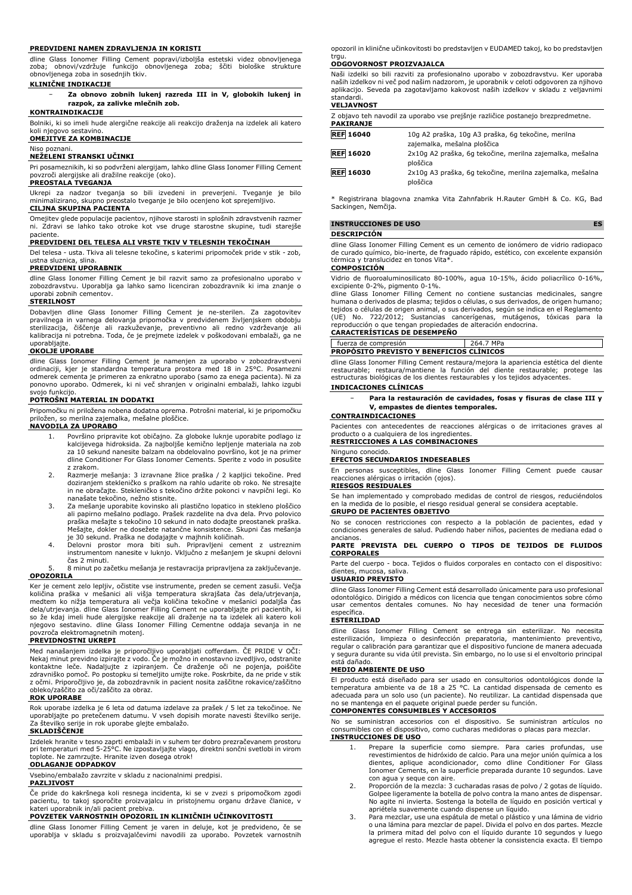**PREDVIDENI NAMEN ZDRAVLJENJA IN KORISTI**

dline Glass Ionomer Filling Cement popravi/izboljša estetski videz obnovljenega zoba; obnovi/vzdržuje funkcijo obnovljenega zoba; ščiti biološke strukture obnovljenega zoba in sosednjih tkiv.

**KLINIČNE INDIKACIJE**

- **Za obnovo zobnih lukenj razreda III in V, globokih lukenj in razpok, za zalivke mlečnih zob.**

**KONTRAINDIKACIJE**

Bolniki, ki so imeli hude alergične reakcije ali reakcijo draženja na izdelek ali katero koli njegovo sestavino.

**OMEJITVE ZA KOMBINACIJE**

Niso poznani.

**NEŽELENI STRANSKI UČINKI**

Pri posameznikih, ki so podvrženi alergijam, lahko dline Glass Ionomer Filling Cement povzroči alergijske ali dražilne reakcije (oko).

**PREOSTALA TVEGANJA**

Ukrepi za nadzor tveganja so bili izvedeni in preverjeni. Tveganje je bilo minimalizirano, skupno preostalo tveganje je bilo ocenjeno kot sprejemljivo.

**CILJNA SKUPINA PACIENTA**

Omejitev glede populacije pacientov, njihove starosti in splošnih zdravstvenih razmer ni. Zdravi se lahko tako otroke kot vse druge starostne skupine, tudi starejše paciente.

**PREDVIDENI DEL TELESA ALI VRSTE TKIV V TELESNIH TEKOČINAH**

Del telesa - usta. Tkiva ali telesne tekočine, s katerimi pripomoček pride v stik - zob, ustna sluznica, slina.

**PREDVIDENI UPORABNIK**

dline Glass Ionomer Filling Cement je bil razvit samo za profesionalno uporabo v zobozdravstvu. Uporablja ga lahko samo licenciran zobozdravnik ki ima znanje o uporabi zobnih cementov.

**STERILNOST**

Dobavljen dline Glass Ionomer Filling Cement je ne-sterilen. Za zagotovitev pravilnega in varnega delovanja pripomočka v predvidenem življenjskem obdobju sterilizacija, čiščenje ali razkuževanje, preventivno ali redno vzdrževanje ali kalibracija ni potrebna. Toda, če je prejmete izdelek v poškodovani embalaži, ga ne uporabljajte.

**OKOLJE UPORABE**

dline Glass Ionomer Filling Cement je namenjen za uporabo v zobozdravstveni ordinaciji, kjer je standardna temperatura prostora med 18 in 25°C. Posamezni odmerek cementa je primeren za enkratno uporabo (samo za enega pacienta). Ni za ponovno uporabo. Odmerek, ki ni več shranjen v originalni embalaži, lahko izgubi svojo funkcijo.

**POTROŠNI MATERIAL IN DODATKI**

Pripomočku ni priložena nobena dodatna oprema. Potrošni material, ki je pripomočku priložen, so merilna zajemalka, mešalne ploščice.

**NAVODILA ZA UPORABO**

1. Površino pripravite kot običajno. Za globoke luknje uporabite podlago iz kalcijevega hidroksida. Za najboljše kemično lepljenje materiala na zob za 10 sekund nanesite balzam na obdelovalno površino, kot je na primer dline Conditioner For Glass Ionomer Cements. Sperite z vodo in posušite z zrakom.
2. Razmerje mešanja: 3 izravnane žlice praška / 2 kapljici tekočine. Pred doziranjem stekleničko s praškom na rahlo udarite ob roko. Ne stresajte in ne obračajte. Stekleničko s tekočino držite pokonci v navpični legi. Ko nanašate tekočino, nežno stisnite.
3. Za mešanje uporabite kovinsko ali plastično lopatico in stekleno ploščico ali papirno mešalno podlago. Prašek razdelite na dva dela. Prvo polovico praška mešajte s tekočino 10 sekund in nato dodajte preostanek praška. Mešajte, dokler ne dosežete natančne konsistence. Skupni čas mešanja je 30 sekund. Praška ne dodajajte v majhnih količinah.
4. Delovni prostor mora biti suh. Pripravljeni cement z ustreznim instrumentom nanesite v luknjo. Vključno z mešanjem je skupni delovni čas 2 minuti.
5. 8 minut po začetku mešanja je restavracija pripravljena za zaključevanje.

**OPOZORILA**

Ker je cement zelo lepljiv, očistite vse instrumente, preden se cement zasuši. Večja količina praška v mešanici ali višja temperatura skrajšata čas dela/utrjevanja, medtem ko nižja temperatura ali večja količina tekočine v mešanici podaljša čas dela/utrjevanja. dline Glass Ionomer Filling Cement ne uporabljajte pri pacientih, ki so že kdaj imeli hude alergijske reakcije ali draženje na ta izdelek ali katero koli njegovo sestavino. dline Glass Ionomer Filling Cementne oddaja sevanja in ne povzroča elektromagnetnih motenj.

**PREVIDNOSTNI UKREPI**

Med nanašanjem izdelka je priporočljivo uporabljati cofferdam. ČE PRIDE V OČI: Nekaj minut previdno izpirajte z vodo. Če je možno in enostavno izvedljivo, odstranite kontaktne leče. Nadaljujte z izpiranjem. Če draženje oči ne pojenja, poiščite zdravniško pomoč. Po postopku si temeljito umijte roke. Poskrbite, da ne pride v stik z očmi. Priporočljivo je, da zobozdravnik in pacient nosita zaščitne rokavice/zaščitno obleko/zaščito za oči/zaščito za obraz.

**ROK UPORABE**

Rok uporabe izdelka je 6 leta od datuma izdelave za prašek / 5 let za tekočinoe. Ne uporabljajte po pretečenem datumu. V vseh dopisih morate navesti številko serije. Za številko serije in rok uporabe glejte embalažo.

**SKLADIŠČENJE**

Izdelek hranite v tesno zaprti embalaži in v suhem ter dobro prezračevanem prostoru pri temperaturi med 5-25°C. Ne izpostavljajte vlago, direktni sončni svetlobi in virom toplote. Ne zamrzujte. Hranite izven dosega otrok!

**ODLAGANJE ODPADKOV**

Vsebino/embalažo zavrzite v skladu z nacionalnimi predpisi.

**PAZLJIVOST**

Če pride do kakršnega koli resnega incidenta, ki se v zvezi s pripomočkom zgodi pacientu, to takoj sporočite proizvajalcu in pristojnemu organu države članice, v kateri uporabnik in/ali pacient prebiva.

**POVZETEK VARNOSTNIH OPOZORIL IN KLINIČNIH UČINKOVITOSTI**

dline Glass Ionomer Filling Cement je varen in deluje, kot je predvideno, če se uporablja v skladu s proizvajalčevimi navodili za uporabo. Povzetek varnostnih opozoril in klinične učinkovitosti bo predstavljen v EUDAMED takoj, ko bo predstavljen trgu.

**ODGOVORNOST PROIZVAJALCA**

Naši izdelki so bili razviti za profesionalno uporabo v zobozdravstvu. Ker uporaba naših izdelkov ni več pod našim nadzorom, je uporabnik v celoti odgovoren za njihovo aplikacijo. Seveda pa zagotavljamo kakovost naših izdelkov v skladu z veljavnimi standardi.

**VELJAVNOST**

Z objavo teh navodil za uporabo vse prejšnje različice postanejo brezpredmetne.

**PAKIRANJE**

| | |
|---|---|
| REF 16040 | 10g A2 praška, 10g A3 praška, 6g tekočine, merilna zajemalka, mešalna ploščica |
| REF 16020 | 2x10g A2 praška, 6g tekočine, merilna zajemalka, mešalna ploščica |
| REF 16030 | 2x10g A3 praška, 6g tekočine, merilna zajemalka, mešalna ploščica |

* Registrirana blagovna znamka Vita Zahnfabrik H.Rauter GmbH & Co. KG, Bad Sackingen, Nemčija.

## INSTRUCCIONES DE USO ES

**DESCRIPCIÓN**

dline Glass Ionomer Filling Cement es un cemento de ionómero de vidrio radiopaco de curado químico, bio-inerte, de fraguado rápido, estético, con excelente expansión térmica y translucidez en tonos Vita*.

**COMPOSICIÓN**

Vidrio de fluoroaluminosilicato 80-100%, agua 10-15%, ácido poliacrílico 0-16%, excipiente 0-2%, pigmento 0-1%.

dline Glass Ionomer Filling Cement no contiene sustancias medicinales, sangre humana o derivados de plasma; tejidos o células, o sus derivados, de origen humano; tejidos o células de origen animal, o sus derivados, según se indica en el Reglamento (UE) No. 722/2012; Sustancias cancerígenas, mutágenos, tóxicas para la reproducción o que tengan propiedades de alteración endocrina.

**CARACTERÍSTICAS DE DESEMPEÑO**

| | |
|---|---|
| fuerza de compresión | 264.7 MPa |

**PROPÓSITO PREVISTO Y BENEFICIOS CLÍNICOS**

dline Glass Ionomer Filling Cement restaura/mejora la apariencia estética del diente restaurable; restaura/mantiene la función del diente restaurable; protege las estructuras biológicas de los dientes restaurables y los tejidos adyacentes.

**INDICACIONES CLÍNICAS**

- **Para la restauración de cavidades, fosas y fisuras de clase III y V, empastes de dientes temporales.**

**CONTRAINDICACIONES**

Pacientes con antecedentes de reacciones alérgicas o de irritaciones graves al producto o a cualquiera de los ingredientes.

**RESTRICCIONES A LAS COMBINACIONES**

Ninguno conocido.

**EFECTOS SECUNDARIOS INDESEABLES**

En personas susceptibles, dline Glass Ionomer Filling Cement puede causar reacciones alérgicas o irritación (ojos).

**RIESGOS RESIDUALES**

Se han implementado y comprobado medidas de control de riesgos, reduciéndolos en la medida de lo posible, el riesgo residual general se considera aceptable.

**GRUPO DE PACIENTES OBJETIVO**

No se conocen restricciones con respecto a la población de pacientes, edad y condiciones generales de salud. Pudiendo haber niños, pacientes de mediana edad o ancianos.

**PARTE PREVISTA DEL CUERPO O TIPOS DE TEJIDOS DE FLUIDOS CORPORALES**

Parte del cuerpo - boca. Tejidos o fluidos corporales en contacto con el dispositivo: dientes, mucosa, saliva.

**USUARIO PREVISTO**

dline Glass Ionomer Filling Cement está desarrollado únicamente para uso profesional odontológico. Dirigido a médicos con licencia que tengan conocimientos sobre cómo usar cementos dentales comunes. No hay necesidad de tener una formación específica.

**ESTERILIDAD**

dline Glass Ionomer Filling Cement se entrega sin esterilizar. No necesita esterilización, limpieza o desinfección preparatoria, mantenimiento preventivo, regular o calibración para garantizar que el dispositivo funcione de manera adecuada y segura durante su vida útil prevista. Sin embargo, no lo use si el envoltorio principal está dañado.

**MEDIO AMBIENTE DE USO**

El producto está diseñado para ser usado en consultorios odontológicos donde la temperatura ambiente va de 18 a 25 °C. La cantidad dispensada de cemento es adecuada para un solo uso (un paciente). No reutilizar. La cantidad dispensada que no se mantenga en el paquete original puede perder su función.

**COMPONENTES CONSUMIBLES Y ACCESORIOS**

No se suministran accesorios con el dispositivo. Se suministran artículos no consumibles con el dispositivo, como cucharas medidoras o placas para mezclar.

**INSTRUCCIONES DE USO**

1. Prepare la superficie como siempre. Para caries profundas, use revestimientos de hidróxido de calcio. Para una mejor unión química a los dientes, aplique acondicionador, como dline Conditioner For Glass Ionomer Cements, en la superficie preparada durante 10 segundos. Lave con agua y seque con aire.
2. Proporción de la mezcla: 3 cucharadas rasas de polvo / 2 gotas de líquido. Golpee ligeramente la botella de polvo contra la mano antes de dispensar. No agite ni invierta. Sostenga la botella de líquido en posición vertical y apriétela suavemente cuando dispense un líquido.
3. Para mezclar, use una espátula de metal o plástico y una lámina de vidrio o una lámina para mezclar de papel. Divida el polvo en dos partes. Mezcle la primera mitad del polvo con el líquido durante 10 segundos y luego agregue el resto. Mezcle hasta obtener la consistencia exacta. El tiempo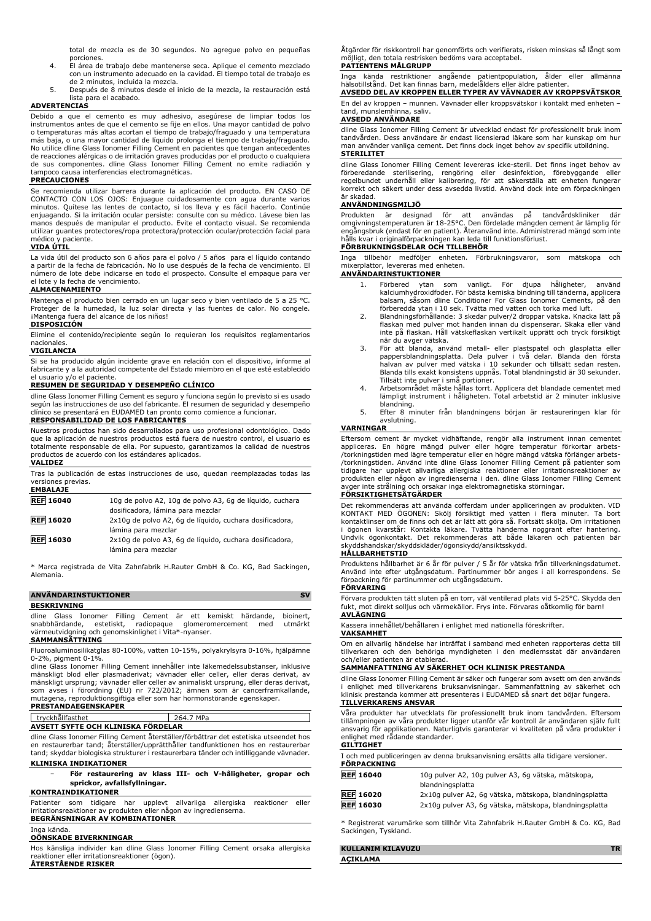total de mezcla es de 30 segundos. No agregue polvo en pequeñas porciones.

4. El área de trabajo debe mantenerse seca. Aplique el cemento mezclado con un instrumento adecuado en la cavidad. El tiempo total de trabajo es de 2 minutos, incluida la mezcla.
5. Después de 8 minutos desde el inicio de la mezcla, la restauración está lista para el acabado.

**ADVERTENCIAS**

Debido a que el cemento es muy adhesivo, asegúrese de limpiar todos los instrumentos antes de que el cemento se fije en ellos. Una mayor cantidad de polvo o temperaturas más altas acortan el tiempo de trabajo/fraguado y una temperatura más baja, o una mayor cantidad de líquido prolonga el tiempo de trabajo/fraguado. No utilice dline Glass Ionomer Filling Cement en pacientes que tengan antecedentes de reacciones alérgicas o de irritación graves producidas por el producto o cualquiera de sus componentes. dline Glass Ionomer Filling Cement no emite radiación y tampoco causa interferencias electromagnéticas.

**PRECAUCIONES**

Se recomienda utilizar barrera durante la aplicación del producto. EN CASO DE CONTACTO CON LOS OJOS: Enjuague cuidadosamente con agua durante varios minutos. Quítese las lentes de contacto, si los lleva y es fácil hacerlo. Continúe enjuagando. Si la irritación ocular persiste: consulte con su médico. Lávese bien las manos después de manipular el producto. Evite el contacto visual. Se recomienda utilizar guantes protectores/ropa protectora/protección ocular/protección facial para médico y paciente.

**VIDA ÚTIL**

La vida útil del producto son 6 años para el polvo / 5 años para el líquido contando a partir de la fecha de fabricación. No lo use después de la fecha de vencimiento. El número de lote debe indicarse en todo el prospecto. Consulte el empaque para ver el lote y la fecha de vencimiento.

**ALMACENAMIENTO**

Mantenga el producto bien cerrado en un lugar seco y bien ventilado de 5 a 25 °C. Proteger de la humedad, la luz solar directa y las fuentes de calor. No congele. ¡Mantenga fuera del alcance de los niños!

**DISPOSICIÓN**

Elimine el contenido/recipiente según lo requieran los requisitos reglamentarios nacionales.

**VIGILANCIA**

Si se ha producido algún incidente grave en relación con el dispositivo, informe al fabricante y a la autoridad competente del Estado miembro en el que esté establecido el usuario y/o el paciente.

**RESUMEN DE SEGURIDAD Y DESEMPEÑO CLÍNICO**

dline Glass Ionomer Filling Cement es seguro y funciona según lo previsto si es usado según las instrucciones de uso del fabricante. El resumen de seguridad y desempeño clínico se presentará en EUDAMED tan pronto como comience a funcionar.

**RESPONSABILIDAD DE LOS FABRICANTES**

Nuestros productos han sido desarrollados para uso profesional odontológico. Dado que la aplicación de nuestros productos está fuera de nuestro control, el usuario es totalmente responsable de ella. Por supuesto, garantizamos la calidad de nuestros productos de acuerdo con los estándares aplicados.

**VALIDEZ**

Tras la publicación de estas instrucciones de uso, quedan reemplazadas todas las versiones previas.

**EMBALAJE**

| | |
|---|---|
| REF 16040 | 10g de polvo A2, 10g de polvo A3, 6g de líquido, cuchara dosificadora, lámina para mezclar |
| REF 16020 | 2x10g de polvo A2, 6g de líquido, cuchara dosificadora, lámina para mezclar |
| REF 16030 | 2x10g de polvo A3, 6g de líquido, cuchara dosificadora, lámina para mezclar |

\* Marca registrada de Vita Zahnfabrik H.Rauter GmbH & Co. KG, Bad Sackingen, Alemania.

## ANVÄNDARINSTUKTIONER SV

**BESKRIVNING**

dline Glass Ionomer Filling Cement är ett kemiskt härdande, bioinert, snabbhärdande, estetiskt, radiopaque glomerorcement med utmärkt värmeutvidgning och genomskinlighet i Vita*-nyanser.

**SAMMANSÄTTNING**

Fluoroaluminosilikatglas 80-100%, vatten 10-15%, polyakrylsyra 0-16%, hjälpämne 0-2%, pigment 0-1%.

dline Glass Ionomer Filling Cement innehåller inte läkemedelssubstanser, inklusive mänskligt blod eller plasmaderivat; vävnader eller celler, eller deras derivat, av mänskligt ursprung; vävnader eller celler av animaliskt ursprung, eller deras derivat, som avses i förordning (EU) nr 722/2012; ämnen som är cancerframkallande, mutagena, reproduktionsgiftiga eller som har hormonstörande egenskaper.

**PRESTANDAEGENSKAPER**

| | |
|---|---|
| tryckhållfasthet | 264.7 MPa |

**AVSETT SYFTE OCH KLINISKA FÖRDELAR**

dline Glass Ionomer Filling Cement återställer/förbättrar det estetiska utseendet hos en restaurerbar tand; återställer/upprätthåller tandfunktionen hos en restaurerbar tand; skyddar biologiska strukturer i restaurerbara tänder och intilliggande vävnader.

**KLINISKA INDIKATIONER**

- **För restaurering av klass III- och V-håligheter, gropar och sprickor, avfallsfyllningar.**

**KONTRAINDIKATIONER**

Patienter som tidigare har upplevt allvarliga allergiska reaktioner eller irritationsreaktioner av produkten eller någon av ingredienserna.

**BEGRÄNSNINGAR AV KOMBINATIONER**

Inga kända.

**OÖNSKADE BIVERKNINGAR**

Hos känsliga individer kan dline Glass Ionomer Filling Cement orsaka allergiska reaktioner eller irritationsreaktioner (ögon).

**ÅTERSTÅENDE RISKER**

Åtgärder för riskkontroll har genomförts och verifierats, risken minskas så långt som möjligt, den totala restrisken bedöms vara acceptabel.

**PATIENTENS MÅLGRUPP**

Inga kända restriktioner angående patientpopulation, ålder eller allmänna hälsotillstånd. Det kan finnas barn, medelålders eller äldre patienter.

**AVSEDD DEL AV KROPPEN ELLER TYPER AV VÄVNADER AV KROPPSVÄTSKOR**

En del av kroppen – munnen. Vävnader eller kroppsvätskor i kontakt med enheten – tand, munslemhinna, saliv.

**AVSEDD ANVÄNDARE**

dline Glass Ionomer Filling Cement är utvecklad endast för professionellt bruk inom tandvården. Dess användare är endast licensierad läkare som har kunskap om hur man använder vanliga cement. Det finns dock inget behov av specifik utbildning.

**STERILITET**

dline Glass Ionomer Filling Cement levereras icke-steril. Det finns inget behov av förberedande sterilisering, rengöring eller desinfektion, förebyggande eller regelbundet underhåll eller kalibrering, för att säkerställa att enheten fungerar korrekt och säkert under dess avsedda livstid. Använd dock inte om förpackningen är skadad.

**ANVÄNDNINGSMILJÖ**

Produkten är designad för att användas på tandvårdskliniker där omgivningstemperaturen är 18-25°C. Den fördelade mängden cement är lämplig för engångsbruk (endast för en patient). Återanvänd inte. Administrerad mängd som inte hålls kvar i originalförpackningen kan leda till funktionsförlust.

**FÖRBRUKNINGSDELAR OCH TILLBEHÖR**

Inga tillbehör medföljer enheten. Förbrukningsvaror, som mätskopa och mixerplattor, levereras med enheten.

**ANVÄNDARINSTUKTIONER**

1. Förbered ytan som vanligt. För djupa håligheter, använd kalciumhydroxidfoder. För bästa kemiska bindning till tänderna, applicera balsam, såsom dline Conditioner For Glass Ionomer Cements, på den förberedda ytan i 10 sek. Tvätta med vatten och torka med luft.
2. Blandningsförhållande: 3 skedar pulver/2 droppar vätska. Knacka lätt på flaskan med pulver mot handen innan du dispenserar. Skaka eller vänd inte på flaskan. Håll vätskeflaskan vertikalt upprätt och tryck försiktigt när du avger vätska.
3. För att blanda, använd metall- eller plastspatel och glasplatta eller pappersblandningsplatta. Dela pulver i två delar. Blanda den första halvan av pulver med vätska i 10 sekunder och tillsätt sedan resten. Blanda tills exakt konsistens uppnås. Total blandningstid är 30 sekunder. Tillsätt inte pulver i små portioner.
4. Arbetsområdet måste hållas torrt. Applicera det blandade cementet med lämpligt instrument i håligheten. Total arbetstid är 2 minuter inklusive blandning.
5. Efter 8 minuter från blandningens början är restaureringen klar för avslutning.

**VARNINGAR**

Eftersom cement är mycket vidhäftande, rengör alla instrument innan cementet appliceras. En högre mängd pulver eller högre temperatur förkortar arbets-/torkningstiden med lägre temperatur eller en högre mängd vätska förlänger arbets-/torkningstiden. Använd inte dline Glass Ionomer Filling Cement på patienter som tidigare har upplevt allvarliga allergiska reaktioner eller irritationsreaktioner av produkten eller någon av ingredienserna i den. dline Glass Ionomer Filling Cement avger inte strålning och orsakar inga elektromagnetiska störningar.

**FÖRSIKTIGHETSÅTGÄRDER**

Det rekommenderas att använda cofferdam under appliceringen av produkten. VID KONTAKT MED ÖGONEN: Skölj försiktigt med vatten i flera minuter. Ta bort kontaktlinser om de finns och det är lätt att göra så. Fortsätt skölja. Om irritationen i ögonen kvarstår: Kontakta läkare. Tvätta händerna noggrant efter hantering. Undvik ögonkontakt. Det rekommenderas att både läkaren och patienten bär skyddshandskar/skyddskläder/ögonskydd/ansiktsskydd.

**HÅLLBARHETSTID**

Produktens hållbarhet är 6 år för pulver / 5 år för vätska från tillverkningsdatumet. Använd inte efter utgångsdatum. Partinummer bör anges i all korrespondens. Se förpackning för partinummer och utgångsdatum.

**FÖRVARING**

Förvara produkten tätt sluten på en torr, väl ventilerad plats vid 5-25°C. Skydda den fukt, mot direkt solljus och värmekällor. Frys inte. Förvaras oåtkomlig för barn!

**AVLÄGNING**

Kassera innehållet/behållaren i enlighet med nationella föreskrifter.

**VAKSAMHET**

Om en allvarlig händelse har inträffat i samband med enheten rapporteras detta till tillverkaren och den behöriga myndigheten i den medlemsstat där användaren och/eller patienten är etablerad.

**SAMMANFATTNING AV SÄKERHET OCH KLINISK PRESTANDA**

dline Glass Ionomer Filling Cement är säker och fungerar som avsett om den används i enlighet med tillverkarens bruksanvisningar. Sammanfattning av säkerhet och klinisk prestanda kommer att presenteras i EUDAMED så snart det böjar fungera.

**TILLVERKARENS ANSVAR**

Våra produkter har utvecklats för professionellt bruk inom tandvården. Eftersom tillämpningen av våra produkter ligger utanför vår kontroll är användaren själv fullt ansvarig för applikationen. Naturligtvis garanterar vi kvaliteten på våra produkter i enlighet med rådande standarder.

**GILTIGHET**

I och med publiceringen av denna bruksanvisning ersätts alla tidigare versioner.

**FÖRPACKNING**

| | |
|---|---|
| REF 16040 | 10g pulver A2, 10g pulver A3, 6g vätska, mätskopa, blandningsplatta |
| REF 16020 | 2x10g pulver A2, 6g vätska, mätskopa, blandningsplatta |
| REF 16030 | 2x10g pulver A3, 6g vätska, mätskopa, blandningsplatta |

\* Registrerat varumärke som tillhör Vita Zahnfabrik H.Rauter GmbH & Co. KG, Bad Sackingen, Tyskland.

## KULLANIM KILAVUZU TR

**AÇIKLAMA**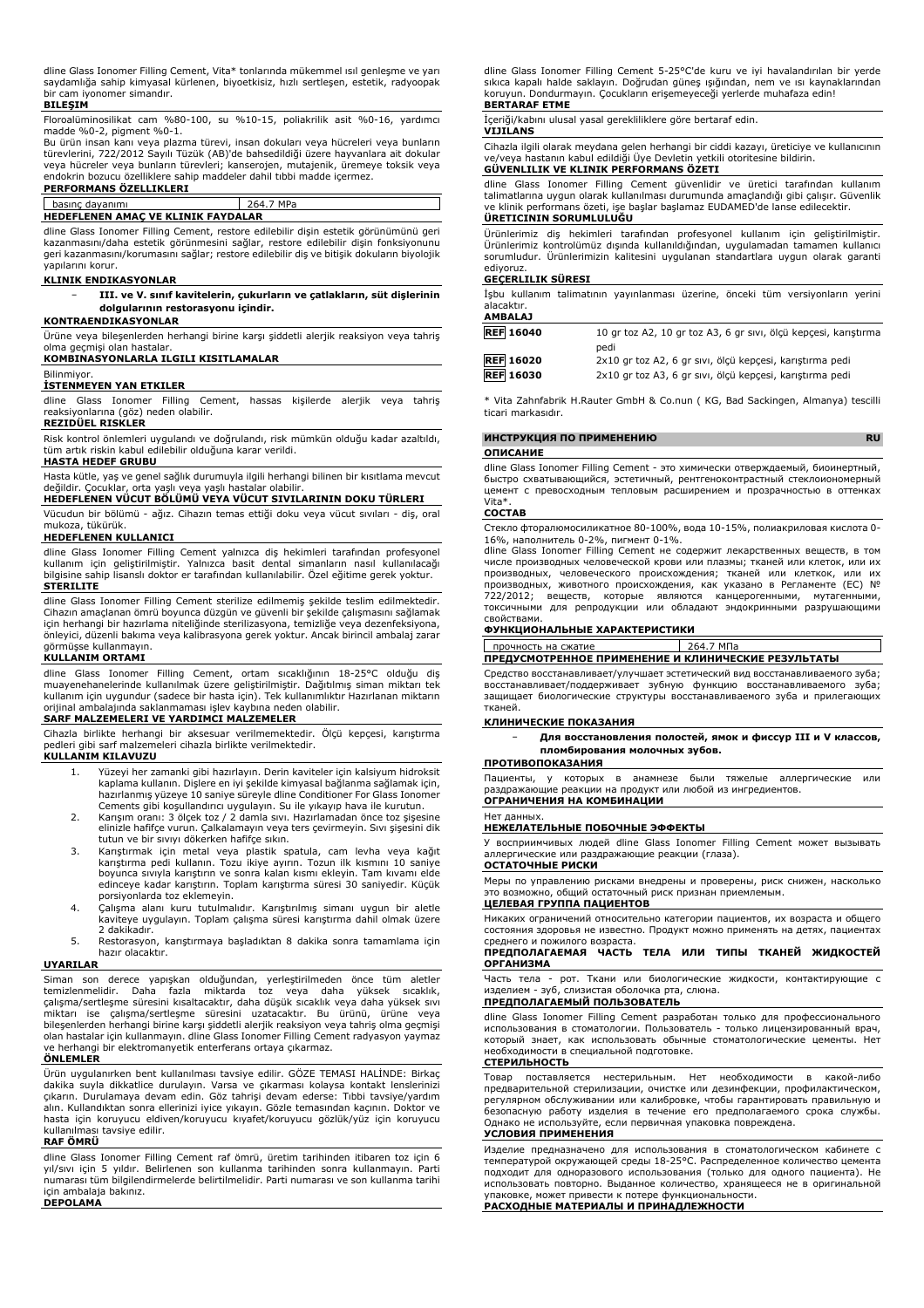dline Glass Ionomer Filling Cement, Vita* tonlarında mükemmel ısıl genleşme ve yarı saydamlığa sahip kimyasal kürlenen, biyoetkisiz, hızlı sertleşen, estetik, radyoopak bir cam iyonomer simandır.

**BILEŞIM**

Floroalüminosilikat cam %80-100, su %10-15, poliakrilik asit %0-16, yardımcı madde %0-2, pigment %0-1.

Bu ürün insan kanı veya plazma türevi, insan dokuları veya hücreleri veya bunların türevlerini, 722/2012 Sayılı Tüzük (AB)'de bahsedildiği üzere hayvanlara ait dokular veya hücreler veya bunların türevleri; kanserojen, mutajenik, üreme toksik veya endokrin bozucu özelliklere sahip maddeler dahil tıbbi madde içermez.

**PERFORMANS ÖZELLIKLERI**

| basınç dayanımı | 264.7 MPa |
|---|---|

**HEDEFLENEN AMAÇ VE KLINIK FAYDALAR**

dline Glass Ionomer Filling Cement, restore edilebilir dişin estetik görünümünü geri kazanmasını/daha estetik görünmesini sağlar, restore edilebilir dişin fonksiyonunu geri kazanmasını/korumasını sağlar; restore edilebilir diş ve bitişik dokuların biyolojik yapılarını korur.

**KLINIK ENDIKASYONLAR**

- **III. ve V. sınıf kavitelerin, çukurların ve çatlakların, süt dişlerinin dolgularının restorasyonu içindir.**

**KONTRAENDIKASYONLAR**

Ürüne veya bileşenlerden herhangi birine karşı şiddetli alerjik reaksiyon veya tahriş olma geçmişi olan hastalar.

**KOMBINASYONLARLA ILGILI KISITLAMALAR**

Bilinmiyor.

**İSTENMEYEN YAN ETKILER**

dline Glass Ionomer Filling Cement, hassas kişilerde alerjik veya tahriş reaksiyonlarına (göz) neden olabilir.

**REZIDÜEL RISKLER**

Risk kontrol önlemleri uygulandı ve doğrulandı, risk mümkün olduğu kadar azaltıldı, tüm artık riskin kabul edilebilir olduğuna karar verildi.

**HASTA HEDEF GRUBU**

Hasta kütle, yaş ve genel sağlık durumuyla ilgili herhangi bilinen bir kısıtlama mevcut değildir. Çocuklar, orta yaşlı veya yaşlı hastalar olabilir.

**HEDEFLENEN VÜCUT BÖLÜMÜ VEYA VÜCUT SIVILARININ DOKU TÜRLERI**

Vücudun bir bölümü - ağız. Cihazın temas ettiği doku veya vücut sıvıları - diş, oral mukoza, tükürük.

**HEDEFLENEN KULLANICI**

dline Glass Ionomer Filling Cement yalnızca diş hekimleri tarafından profesyonel kullanım için geliştirilmiştir. Yalnızca basit dental simanların nasıl kullanılacağı bilgisine sahip lisanslı doktor er tarafından kullanılabilir. Özel eğitime gerek yoktur.

**STERILITE**

dline Glass Ionomer Filling Cement sterilize edilmemiş şekilde teslim edilmektedir. Cihazın amaçlanan ömrü boyunca düzgün ve güvenli bir şekilde çalışmasını sağlamak için herhangi bir hazırlama niteliğinde sterilizasyona, temizliğe veya dezenfeksiyona, önleyici, düzenli bakıma veya kalibrasyona gerek yoktur. Ancak birincil ambalaj zarar görmüşse kullanmayın.

**KULLANIM ORTAMI**

dline Glass Ionomer Filling Cement, ortam sıcaklığının 18-25°C olduğu diş muayenehanelerinde kullanılmak üzere geliştirilmiştir. Dağıtılmış siman miktarı tek kullanım için uygundur (sadece bir hasta için). Tek kullanımlıktır Hazırlanan miktarın orijinal ambalajında saklanmaması işlev kaybına neden olabilir.

**SARF MALZEMELERI VE YARDIMCI MALZEMELER**

Cihazla birlikte herhangi bir aksesuar verilmemektedir. Ölçü kepçesi, karıştırma pedleri gibi sarf malzemeleri cihazla birlikte verilmektedir.

**KULLANIM KILAVUZU**

1. Yüzeyi her zamanki gibi hazırlayın. Derin kaviteler için kalsiyum hidroksit kaplama kullanın. Dişlere en iyi şekilde kimyasal bağlanma sağlamak için, hazırlanmış yüzeye 10 saniye süreyle dline Conditioner For Glass Ionomer Cements gibi koşullandırıcı uygulayın. Su ile yıkayıp hava ile kurutun.
2. Karışım oranı: 3 ölçek toz / 2 damla sıvı. Hazırlamadan önce toz şişesine elinizle hafifçe vurun. Çalkalamayın veya ters çevirmeyin. Sıvı şişesini dik tutun ve bir sıvıyı dökerken hafifçe sıkın.
3. Karıştırmak için metal veya plastik spatula, cam levha veya kağıt karıştırma pedi kullanın. Tozu ikiye ayırın. Tozun ilk kısmını 10 saniye boyunca sıvıyla karıştırın ve sonra kalan kısmı ekleyin. Tam kıvamı elde edinceye kadar karıştırın. Toplam karıştırma süresi 30 saniyedir. Küçük porsiyonlarda toz eklemeyin.
4. Çalışma alanı kuru tutulmalıdır. Karıştırılmış simanı uygun bir aletle kaviteye uygulayın. Toplam çalışma süresi karıştırma dahil olmak üzere 2 dakikadır.
5. Restorasyon, karıştırmaya başladıktan 8 dakika sonra tamamlama için hazır olacaktır.

**UYARILAR**

Siman son derece yapışkan olduğundan, yerleştirilmeden önce tüm aletler temizlenmelidir. Daha fazla miktarda toz veya daha yüksek sıcaklık, çalışma/sertleşme süresini kısaltacaktır, daha düşük sıcaklık veya daha yüksek sıvı miktarı ise çalışma/sertleşme süresini uzatacaktır. Bu ürünü, ürüne veya bileşenlerden herhangi birine karşı şiddetli alerjik reaksiyon veya tahriş olma geçmişi olan hastalar için kullanmayın. dline Glass Ionomer Filling Cement radyasyon yaymaz ve herhangi bir elektromanyetik enterferans ortaya çıkarmaz.

**ÖNLEMLER**

Ürün uygulanırken bent kullanılması tavsiye edilir. GÖZE TEMASI HALİNDE: Birkaç dakika suyla dikkatlice durulayın. Varsa ve çıkarması kolaysa kontakt lenslerinizi çıkarın. Durulamaya devam edin. Göz tahrişi devam ederse: Tıbbi tavsiye/yardım alın. Kullandıktan sonra ellerinizi iyice yıkayın. Gözle temasından kaçının. Doktor ve hasta için koruyucu eldiven/koruyucu kıyafet/koruyucu gözlük/yüz için koruyucu kullanılması tavsiye edilir.

**RAF ÖMRÜ**

dline Glass Ionomer Filling Cement raf ömrü, üretim tarihinden itibaren toz için 6 yıl/sıvı için 5 yıldır. Belirlenen son kullanma tarihinden sonra kullanmayın. Parti numarası tüm bilgilendirmelerde belirtilmelidir. Parti numarası ve son kullanma tarihi için ambalaja bakınız.

**DEPOLAMA**

dline Glass Ionomer Filling Cement 5-25°C'de kuru ve iyi havalandırılan bir yerde sıkıca kapalı halde saklayın. Doğrudan güneş ışığından, nem ve ısı kaynaklarından koruyun. Dondurmayın. Çocukların erişemeyeceği yerlerde muhafaza edin!

**BERTARAF ETME**

İçeriği/kabını ulusal yasal gerekliliklere göre bertaraf edin.

**VIJILANS**

Cihazla ilgili olarak meydana gelen herhangi bir ciddi kazayı, üreticiye ve kullanıcının ve/veya hastanın kabul edildiği Üye Devletin yetkili otoritesine bildirin.

**GÜVENLILIK VE KLINIK PERFORMANS ÖZETI**

dline Glass Ionomer Filling Cement güvenlidir ve üretici tarafından kullanım talimatlarına uygun olarak kullanılması durumunda amaçlandığı gibi çalışır. Güvenlik ve klinik performans özeti, işe başlar başlamaz EUDAMED'e lanse edilecektir.

**ÜRETICININ SORUMLULUĞU**

Ürünlerimiz diş hekimleri tarafından profesyonel kullanım için geliştirilmiştir. Ürünlerimiz kontrolümüz dışında kullanıldığından, uygulamadan tamamen kullanıcı sorumludur. Ürünlerimizin kalitesini uygulanan standartlara uygun olarak garanti ediyoruz.

**GEÇERLILIK SÜRESI**

İşbu kullanım talimatının yayınlanması üzerine, önceki tüm versiyonların yerini alacaktır.

**AMBALAJ**

| REF | İçerik |
|---|---|
| REF 16040 | 10 gr toz A2, 10 gr toz A3, 6 gr sıvı, ölçü kepçesi, karıştırma pedi |
| REF 16020 | 2x10 gr toz A2, 6 gr sıvı, ölçü kepçesi, karıştırma pedi |
| REF 16030 | 2x10 gr toz A3, 6 gr sıvı, ölçü kepçesi, karıştırma pedi |

\* Vita Zahnfabrik H.Rauter GmbH & Co.nun ( KG, Bad Sackingen, Almanya) tescilli ticari markasıdır.

## ИНСТРУКЦИЯ ПО ПРИМЕНЕНИЮ — RU

**ОПИСАНИЕ**

dline Glass Ionomer Filling Cement - это химически отверждаемый, биоинертный, быстро схватывающийся, эстетичный, рентгеноконтрастный стеклоиономерный цемент с превосходным тепловым расширением и прозрачностью в оттенках Vita*.

**СОСТАВ**

Стекло фторалюмосиликатное 80-100%, вода 10-15%, полиакриловая кислота 0-16%, наполнитель 0-2%, пигмент 0-1%.

dline Glass Ionomer Filling Cement не содержит лекарственных веществ, в том числе производных человеческой крови или плазмы; тканей или клеток, или их производных, человеческого происхождения; тканей или клеток, или их производных, животного происхождения, как указано в Регламенте (ЕС) № 722/2012; веществ, которые являются канцерогенными, мутагенными, токсичными для репродукции или обладают эндокринными разрушающими свойствами.

**ФУНКЦИОНАЛЬНЫЕ ХАРАКТЕРИСТИКИ**

| прочность на сжатие | 264.7 MПa |
|---|---|

**ПРЕДУСМОТРЕННОЕ ПРИМЕНЕНИЕ И КЛИНИЧЕСКИЕ РЕЗУЛЬТАТЫ**

Средство восстанавливает/улучшает эстетический вид восстанавливаемого зуба; восстанавливает/поддерживает зубную функцию восстанавливаемого зуба; защищает биологические структуры восстанавливаемого зуба и прилегающих тканей.

**КЛИНИЧЕСКИЕ ПОКАЗАНИЯ**

- **Для восстановления полостей, ямок и фиссур III и V классов, пломбирования молочных зубов.**

**ПРОТИВОПОКАЗАНИЯ**

Пациенты, у которых в анамнезе были тяжелые аллергические или раздражающие реакции на продукт или любой из ингредиентов.

**ОГРАНИЧЕНИЯ НА КОМБИНАЦИИ**

Нет данных.

**НЕЖЕЛАТЕЛЬНЫЕ ПОБОЧНЫЕ ЭФФЕКТЫ**

У восприимчивых людей dline Glass Ionomer Filling Cement может вызывать аллергические или раздражающие реакции (глаза).

**ОСТАТОЧНЫЕ РИСКИ**

Меры по управлению рисками внедрены и проверены, риск снижен, насколько это возможно, общий остаточный риск признан приемлемым.

**ЦЕЛЕВАЯ ГРУППА ПАЦИЕНТОВ**

Никаких ограничений относительно категории пациентов, их возраста и общего состояния здоровья не известно. Продукт можно применять на детях, пациентах среднего и пожилого возраста.

**ПРЕДПОЛАГАЕМАЯ ЧАСТЬ ТЕЛА ИЛИ ТИПЫ ТКАНЕЙ ЖИДКОСТЕЙ ОРГАНИЗМА**

Часть тела - рот. Ткани или биологические жидкости, контактирующие с изделием - зуб, слизистая оболочка рта, слюна.

**ПРЕДПОЛАГАЕМЫЙ ПОЛЬЗОВАТЕЛЬ**

dline Glass Ionomer Filling Cement разработан только для профессионального использования в стоматологии. Пользователь - только лицензированный врач, который знает, как использовать обычные стоматологические цементы. Нет необходимости в специальной подготовке.

**СТЕРИЛЬНОСТЬ**

Товар поставляется нестерильным. Нет необходимости в какой-либо предварительной стерилизации, очистке или дезинфекции, профилактическом, регулярном обслуживании или калибровке, чтобы гарантировать правильную и безопасную работу изделия в течение его предполагаемого срока службы. Однако не используйте, если первичная упаковка повреждена.

**УСЛОВИЯ ПРИМЕНЕНИЯ**

Изделие предназначено для использования в стоматологическом кабинете с температурой окружающей среды 18-25°C. Распределенное количество цемента подходит для одноразового использования (только для одного пациента). Не использовать повторно. Выданное количество, хранящееся не в оригинальной упаковке, может привести к потере функциональности.

**РАСХОДНЫЕ МАТЕРИАЛЫ И ПРИНАДЛЕЖНОСТИ**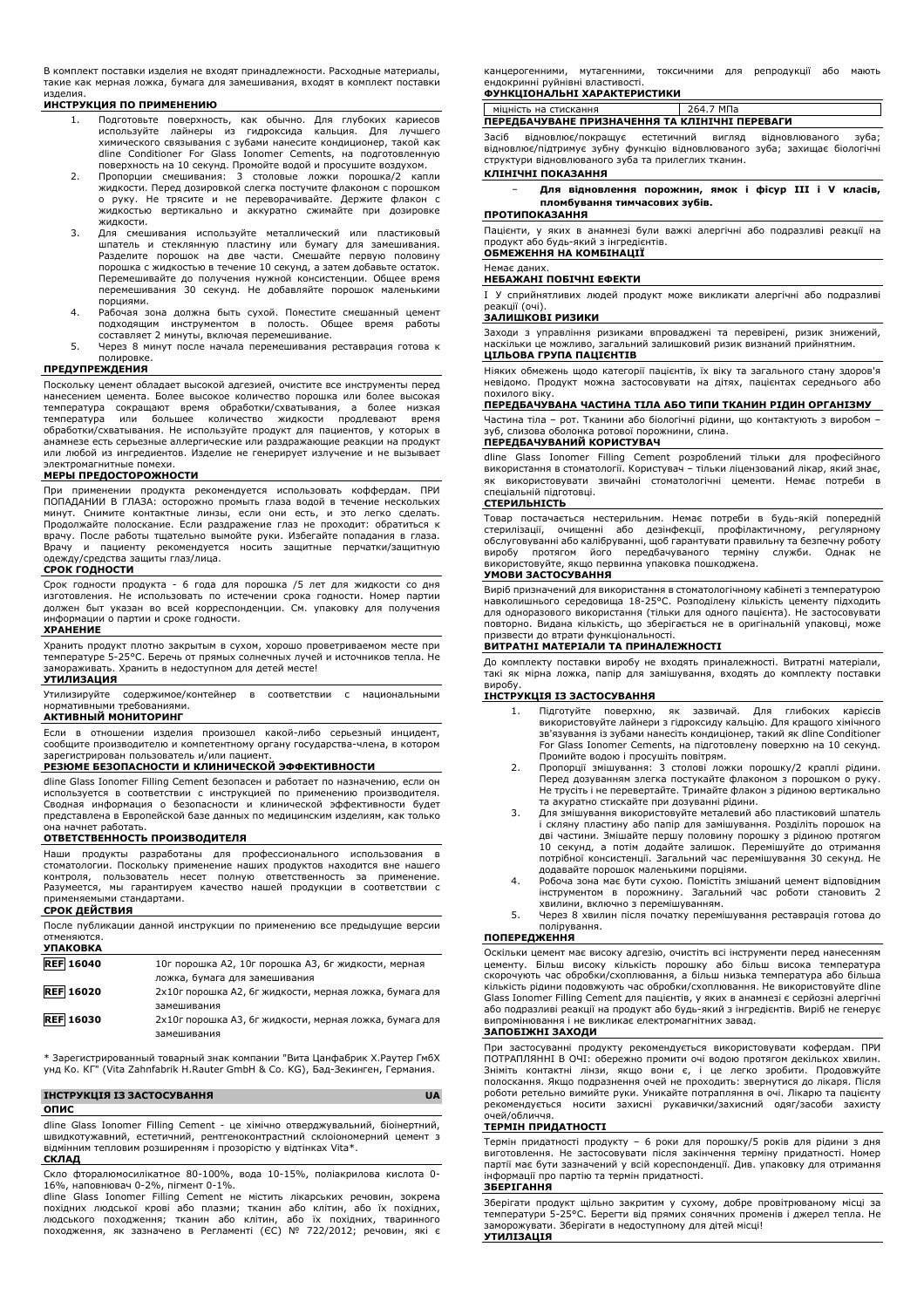В комплект поставки изделия не входят принадлежности. Расходные материалы, такие как мерная ложка, бумага для замешивания, входят в комплект поставки изделия.

**ИНСТРУКЦИЯ ПО ПРИМЕНЕНИЮ**

1. Подготовьте поверхность, как обычно. Для глубоких кариесов используйте лайнеры из гидроксида кальция. Для лучшего химического связывания с зубами нанесите кондиционер, такой как dline Conditioner For Glass Ionomer Cements, на подготовленную поверхность на 10 секунд. Промойте водой и просушите воздухом.
2. Пропорции смешивания: 3 столовые ложки порошка/2 капли жидкости. Перед дозировкой слегка постучите флаконом с порошком о руку. Не трясите и не переворачивайте. Держите флакон с жидкостью вертикально и аккуратно сжимайте при дозировке жидкости.
3. Для смешивания используйте металлический или пластиковый шпатель и стеклянную пластину или бумагу для замешивания. Разделите порошок на две части. Смешайте первую половину порошка с жидкостью в течение 10 секунд, а затем добавьте остаток. Перемешивайте до получения нужной консистенции. Общее время перемешивания 30 секунд. Не добавляйте порошок маленькими порциями.
4. Рабочая зона должна быть сухой. Поместите смешанный цемент подходящим инструментом в полость. Общее время работы составляет 2 минуты, включая перемешивание.
5. Через 8 минут после начала перемешивания реставрация готова к полировке.

**ПРЕДУПРЕЖДЕНИЯ**

Поскольку цемент обладает высокой адгезией, очистите все инструменты перед нанесением цемента. Более высокое количество порошка или более высокая температура сокращают время обработки/схватывания, а более низкая температура или большее количество жидкости продлевают время обработки/схватывания. Не используйте продукт для пациентов, у которых в анамнезе есть серьезные аллергические или раздражающие реакции на продукт или любой из ингредиентов. Изделие не генерирует излучение и не вызывает электромагнитные помехи.

**МЕРЫ ПРЕДОСТОРОЖНОСТИ**

При применении продукта рекомендуется использовать коффердам. ПРИ ПОПАДАНИИ В ГЛАЗА: осторожно промыть глаза водой в течение нескольких минут. Снимите контактные линзы, если они есть, и это легко сделать. Продолжайте полоскание. Если раздражение глаз не проходит: обратиться к врачу. После работы тщательно вымойте руки. Избегайте попадания в глаза. Врачу и пациенту рекомендуется носить защитные перчатки/защитную одежду/средства защиты глаз/лица.

**СРОК ГОДНОСТИ**

Срок годности продукта - 6 года для порошка /5 лет для жидкости со дня изготовления. Не использовать по истечении срока годности. Номер партии должен быт указан во всей корреспонденции. См. упаковку для получения информации о партии и сроке годности.

**ХРАНЕНИЕ**

Хранить продукт плотно закрытым в сухом, хорошо проветриваемом месте при температуре 5-25°C. Беречь от прямых солнечных лучей и источников тепла. Не замораживать. Хранить в недоступном для детей месте!

**УТИЛИЗАЦИЯ**

Утилизируйте содержимое/контейнер в соответствии с национальными нормативными требованиями.

**АКТИВНЫЙ МОНИТОРИНГ**

Если в отношении изделия произошел какой-либо серьезный инцидент, сообщите производителю и компетентному органу государства-члена, в котором зарегистрирован пользователь и/или пациент.

**РЕЗЮМЕ БЕЗОПАСНОСТИ И КЛИНИЧЕСКОЙ ЭФФЕКТИВНОСТИ**

dline Glass Ionomer Filling Cement безопасен и работает по назначению, если он используется в соответствии с инструкцией по применению производителя. Сводная информация о безопасности и клинической эффективности будет представлена в Европейской базе данных по медицинским изделиям, как только она начнет работать.

**ОТВЕТСТВЕННОСТЬ ПРОИЗВОДИТЕЛЯ**

Наши продукты разработаны для профессионального использования в стоматологии. Поскольку применение наших продуктов находится вне нашего контроля, пользователь несет полную ответственность за применение. Разумеется, мы гарантируем качество нашей продукции в соответствии с применяемыми стандартами.

**СРОК ДЕЙСТВИЯ**

После публикации данной инструкции по применению все предыдущие версии отменяются.

**УПАКОВКА**

| | |
|---|---|
| REF 16040 | 10г порошка A2, 10г порошка A3, 6г жидкости, мерная ложка, бумага для замешивания |
| REF 16020 | 2x10г порошка A2, 6г жидкости, мерная ложка, бумага для замешивания |
| REF 16030 | 2x10г порошка A3, 6г жидкости, мерная ложка, бумага для замешивания |

* Зарегистрированный товарный знак компании "Вита Цанфабрик Х.Раутер ГмбХ унд Ко. КГ" (Vita Zahnfabrik H.Rauter GmbH & Co. KG), Бад-Зекинген, Германия.

## ІНСТРУКЦІЯ ІЗ ЗАСТОСУВАННЯ — UA

**ОПИС**

dline Glass Ionomer Filling Cement - це хімічно отверджувальний, біоінертний, швидкотужавний, естетичний, рентгеноконтрастний склоіономерний цемент з відмінним тепловим розширенням і прозорістю у відтінках Vita*.

**СКЛАД**

Скло фторалюмосилікатне 80-100%, вода 10-15%, поліакрилова кислота 0-16%, наповнювач 0-2%, пігмент 0-1%.

dline Glass Ionomer Filling Cement не містить лікарських речовин, зокрема похідних людської крові або плазми; тканин або клітин, або їх похідних, людського походження; тканин або клітин, або їх похідних, тваринного походження, як зазначено в Регламенті (ЄС) № 722/2012; речовин, які є канцерогенними, мутагенними, токсичними для репродукції або мають ендокринні руйнівні властивості.

**ФУНКЦІОНАЛЬНІ ХАРАКТЕРИСТИКИ**

| | |
|---|---|
| міцність на стискання | 264.7 МПа |

**ПЕРЕДБАЧУВАНЕ ПРИЗНАЧЕННЯ ТА КЛІНІЧНІ ПЕРЕВАГИ**

Засіб відновлює/покращує естетичний вигляд відновлюваного зуба; відновлює/підтримує зубну функцію відновлюваного зуба; захищає біологічні структури відновлюваного зуба та прилеглих тканин.

**КЛІНІЧНІ ПОКАЗАННЯ**

- **Для відновлення порожнин, ямок і фісур III і V класів, пломбування тимчасових зубів.**

**ПРОТИПОКАЗАННЯ**

Пацієнти, у яких в анамнезі були важкі алергічні або подразливі реакції на продукт або будь-який з інгредієнтів.

**ОБМЕЖЕННЯ НА КОМБІНАЦІЇ**

Немає даних.

**НЕБАЖАНІ ПОБІЧНІ ЕФЕКТИ**

І У сприйнятливих людей продукт може викликати алергічні або подразливі реакції (очі).

**ЗАЛИШКОВІ РИЗИКИ**

Заходи з управління ризиками впроваджені та перевірені, ризик знижений, наскільки це можливо, загальний залишковий ризик визнаний прийнятним.

**ЦІЛЬОВА ГРУПА ПАЦІЄНТІВ**

Ніяких обмежень щодо категорії пацієнтів, їх віку та загального стану здоров'я невідомо. Продукт можна застосовувати на дітях, пацієнтах середнього або похилого віку.

**ПЕРЕДБАЧУВАНА ЧАСТИНА ТІЛА АБО ТИПИ ТКАНИН РІДИН ОРГАНІЗМУ**

Частина тіла – рот. Тканини або біологічні рідини, що контактують з виробом – зуб, слизова оболонка ротової порожнини, слина.

**ПЕРЕДБАЧУВАНИЙ КОРИСТУВАЧ**

dline Glass Ionomer Filling Cement розроблений тільки для професійного використання в стоматології. Користувач – тільки ліцензований лікар, який знає, як використовувати звичайні стоматологічні цементи. Немає потреби в спеціальній підготовці.

**СТЕРИЛЬНІСТЬ**

Товар постачається нестерильним. Немає потреби в будь-якій попередній стерилізації, очищенні або дезінфекції, профілактичному, регулярному обслуговуванні або калібруванні, щоб гарантувати правильну та безпечну роботу виробу протягом його передбачуваного терміну служби. Однак не використовуйте, якщо первинна упаковка пошкоджена.

**УМОВИ ЗАСТОСУВАННЯ**

Виріб призначений для використання в стоматологічному кабінеті з температурою навколишнього середовища 18-25°C. Розподілену кількість цементу підходить для одноразового використання (тільки для одного пацієнта). Не застосовувати повторно. Видана кількість, що зберігається не в оригінальній упаковці, може призвести до втрати функціональності.

**ВИТРАТНІ МАТЕРІАЛИ ТА ПРИНАЛЕЖНОСТІ**

До комплекту поставки виробу не входять приналежності. Витратні матеріали, такі як мірна ложка, папір для замішування, входять до комплекту поставки виробу.

**ІНСТРУКЦІЯ ІЗ ЗАСТОСУВАННЯ**

1. Підготуйте поверхню, як зазвичай. Для глибоких карієсів використовуйте лайнери з гідроксиду кальцію. Для кращого хімічного зв'язування із зубами нанесіть кондиціонер, такий як dline Conditioner For Glass Ionomer Cements, на підготовлену поверхню на 10 секунд. Промийте водою і просушіть повітрям.
2. Пропорції змішування: 3 столові ложки порошку/2 краплі рідини. Перед дозуванням злегка постукайте флаконом з порошком о руку. Не трусіть і не перевертайте. Тримайте флакон з рідиною вертикально та акуратно стискайте при дозуванні рідини.
3. Для змішування використовуйте металевий або пластиковий шпатель і скляну пластину або папір для замішування. Розділіть порошок на дві частини. Змішайте першу половину порошку з рідиною протягом 10 секунд, а потім додайте залишок. Перемішуйте до отримання потрібної консистенції. Загальний час перемішування 30 секунд. Не додавайте порошок маленькими порціями.
4. Робоча зона має бути сухою. Помістіть змішаний цемент відповідним інструментом в порожнину. Загальний час роботи становить 2 хвилини, включно з перемішуванням.
5. Через 8 хвилин після початку перемішування реставрація готова до полірування.

**ПОПЕРЕДЖЕННЯ**

Оскільки цемент має високу адгезію, очистіть всі інструменти перед нанесенням цементу. Більш високу кількість порошку або більш висока температура скорочують час обробки/схоплювання, а більш низька температура або більша кількість рідини подовжують час обробки/схоплювання. Не використовуйте dline Glass Ionomer Filling Cement для пацієнтів, у яких в анамнезі є серйозні алергічні або подразливі реакції на продукт або будь-який з інгредієнтів. Виріб не генерує випромінювання і не викликає електромагнітних завад.

**ЗАПОБІЖНІ ЗАХОДИ**

При застосуванні продукту рекомендується використовувати кофердам. ПРИ ПОТРАПЛЯННІ В ОЧІ: обережно промити очі водою протягом декількох хвилин. Зніміть контактні лінзи, якщо вони є, і це легко зробити. Продовжуйте полоскання. Якщо подразнення очей не проходить: зверніться до лікаря. Після роботи ретельно вимийте руки. Уникайте потрапляння в очі. Лікарю та пацієнту рекомендується носити захисні рукавички/захисний одяг/засоби захисту очей/обличчя.

**ТЕРМІН ПРИДАТНОСТІ**

Термін придатності продукту – 6 роки для порошку/5 років для рідини з дня виготовлення. Не застосовувати після закінчення терміну придатності. Номер партії має бути зазначений у всій кореспонденції. Див. упаковку для отримання інформації про партію та термін придатності.

**ЗБЕРІГАННЯ**

Зберігати продукт щільно закритим у сухому, добре провітрюваному місці за температури 5-25°C. Берегти від прямих сонячних променів і джерел тепла. Не заморожувати. Зберігати в недоступному для дітей місці!

**УТИЛІЗАЦІЯ**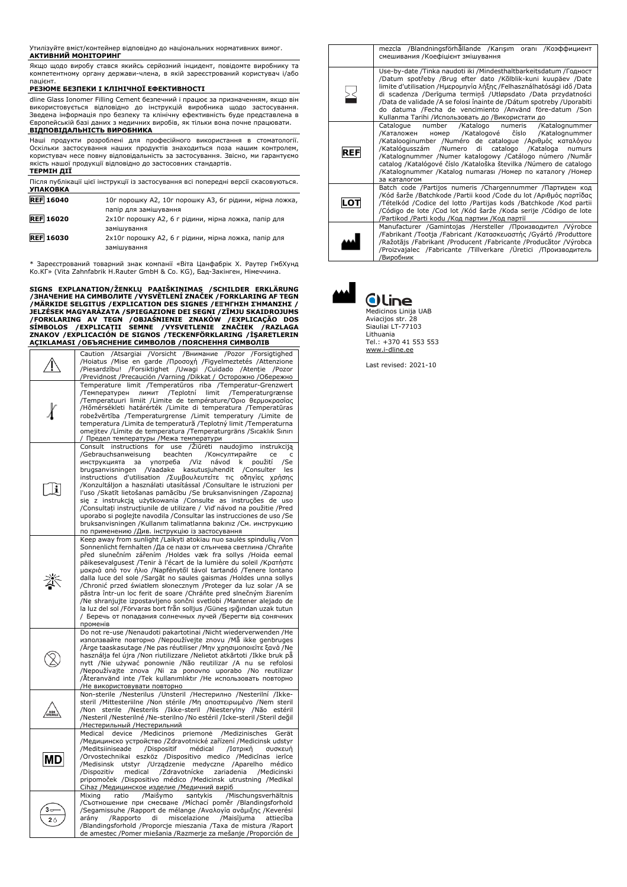Утилізуйте вміст/контейнер відповідно до національних нормативних вимог.

**АКТИВНИЙ МОНІТОРИНГ**

Якщо щодо виробу стався якийсь серйозний інцидент, повідомте виробнику та компетентному органу держави-члена, в якій зареєстрований користувач і/або пацієнт.

**РЕЗЮМЕ БЕЗПЕКИ І КЛІНІЧНОЇ ЕФЕКТИВНОСТІ**

dline Glass Ionomer Filling Cement безпечний і працює за призначенням, якщо він використовується відповідно до інструкцій виробника щодо застосування. Зведена інформація про безпеку та клінічну ефективність буде представлена в Європейській базі даних з медичних виробів, як тільки вона почне працювати.

**ВІДПОВІДАЛЬНІСТЬ ВИРОБНИКА**

Наші продукти розроблені для професійного використання в стоматології. Оскільки застосування наших продуктів знаходиться поза нашим контролем, користувач несе повну відповідальність за застосування. Звісно, ми гарантуємо якість нашої продукції відповідно до застосовних стандартів.

**ТЕРМІН ДІЇ**

Після публікації цієї інструкції із застосування всі попередні версії скасовуються.

**УПАКОВКА**

| | |
|---|---|
| REF 16040 | 10г порошку A2, 10г порошку A3, 6г рідини, мірна ложка, папір для замішування |
| REF 16020 | 2x10г порошку A2, 6 г рідини, мірна ложка, папір для замішування |
| REF 16030 | 2x10г порошку A2, 6 г рідини, мірна ложка, папір для замішування |

* Зареєстрований товарний знак компанії «Віта Цанфабрік Х. Раутер ГмбХунд Ко.КГ» (Vita Zahnfabrik H.Rauter GmbH & Co. KG), Бад-Закінген, Німеччина.

**SIGNS EXPLANATION/ŽENKLŲ PAAIŠKINIMAS /SCHILDER ERKLÄRUNG /ЗНАЧЕНИЕ НА СИМВОЛИТЕ /VYSVĚTLENÍ ZNAČEK /FORKLARING AF TEGN /MÄRKIDE SELGITUS /EXPLICATION DES SIGNES /ΕΞΉΓΗΣΗ ΣΉΜΑΝΣΗΣ / JELZÉSEK MAGYARÁZATA /SPIEGAZIONE DEI SEGNI /ZĪMJU SKAIDROJUMS /FORKLARING AV TEGN /OBJAŚNIENIE ZNAKÓW /EXPLICAÇÃO DOS SÍMBOLOS /EXPLICAȚII SEMNE /VYSVETLENIE ZNAČIEK /RAZLAGA ZNAKOV /EXPLICACIÓN DE SIGNOS /TECKENFÖRKLARING /İŞARETLERIN AÇIKLAMASI /ОБЪЯСНЕНИЕ СИМВОЛОВ /ПОЯСНЕННЯ СИМВОЛІВ**

| | |
|---|---|
| ⚠ | Caution /Atsargiai /Vorsicht /Внимание /Pozor /Forsigtighed /Hoiatus /Mise en garde /Προσοχή /Figyelmeztetés /Attenzione /Piesardzību! /Forsiktighet /Uwagi /Cuidado /Atenție /Pozor /Previdnost /Precaución /Varning /Dikkat / Осторожно /Обережно |
| (temperature symbol) | Temperature limit /Temperatūros riba /Temperatur-Grenzwert /Температурен лимит /Teplotní limit /Temperaturgrænse /Temperatuuri limit /Limite de température/Όριο θερμοκρασίας /Hőmérsékleti határérték /Limite di temperatura /Temperatūras robežvērtība /Temperaturgrense /Limit temperatury /Limite de temperatura /Limita de temperatură /Teplotný limit /Temperaturna omejitev /Límite de temperatura /Temperaturgräns /Sıcaklık Sınırı / Предел температуры /Межа температури |
| (instructions symbol) | Consult instructions for use /Žiūrėti naudojimo instrukciją /Gebrauchsanweisung beachten /Консултирайте се с инструкцията за употреба /Viz návod k použití /Se brugsanvisningen /Vaadake kasutusjuhendit /Consulter les instructions d'utilisation /Συμβουλευτείτε τις οδηγίες χρήσης /Konzultáljon a használati utasítással /Consultare le istruzioni per l'uso /Skatīt lietošanas pamācību /Se bruksanvisningen /Zapoznaj się z instrukcją użytkowania /Consulte as instruções de uso /Consultați instrucțiunile de utilizare / Viď návod na použitie /Pred uporabo si poglejte navodila /Consultar las instrucciones de uso /Se bruksanvisningen /Kullanım talimatlarına bakınız /См. инструкцию по применению /Див. інструкцію із застосування |
| (sunlight symbol) | Keep away from sunlight /Laikyti atokiau nuo saulės spindulių /Von Sonnenlicht fernhalten /Да се пази от слънчева светлина /Chraňte před slunečním zářením /Holdes væk fra sollys /Hoida eemal päikesevalgusest /Tenir à l'écart de la lumière du soleil /Κρατήστε μακριά από τον ήλιο /Napfénytől távol tartandó /Tenere lontano dalla luce del sole /Sargāt no saules gaismas /Holdes unna sollys /Chronić przed światłem słonecznym /Proteger da luz solar /A se păstra într-un loc ferit de soare /Chráňte pred slnečným žiarením /Ne shranjujte izpostavljeno sončni svetlobi /Mantener alejado de la luz del sol /Förvaras bort från solljus /Güneş ışığından uzak tutun / Беречь от попадания солнечных лучей /Берегти від сонячних променів |
| (do not re-use symbol) | Do not re-use /Nenaudoti pakartotinai /Nicht wiederverwenden /Не използвайте повторно /Nepoužívejte znovu /Må ikke genbruges /Ärge taaskasutage /Ne pas réutiliser /Μην χρησιμοποιείτε ξανά /Ne használja fel újra /Non riutilizzare /Nelietot atkārtoti /Ikke bruk på nytt /Nie używać ponownie /Não reutilizar /A nu se refolosi /Nepoužívajte znova /Ni za ponovno uporabo /No reutilizar /Återanvänd inte /Tek kullanımlıktır /Не использовать повторно /Не використовувати повторно |
| NON STERILE | Non-sterile /Nesterilus /Unsteril /Нестерилно /Nesterilní /Ikke-steril /Mittesteriilne /Non stérile /Μη αποστειρωμένο /Nem steril /Non sterile /Nesterils /Ikke-steril /Niesterylny /Não estéril /Nesteril /Nesterilné /Ne-sterilno /No estéril /Icke-steril /Steril değil /Нестерильный /Нестерильний |
| MD | Medical device /Medicinos priemonė /Medizinisches Gerät /Медицинско устройство /Zdravotnické zařízení /Medicinsk udstyr /Meditsiiniseade /Dispositif médical /Ιατρική συσκευή /Orvostechnikai eszköz /Dispositivo medico /Medicīnas ierīce /Medisinsk utstyr /Urządzenie medyczne /Aparelho médico /Dispozitiv medical /Zdravotnícke zariadenia /Medicinski pripomoček /Dispositivo médico /Medicinsk utrustning /Medikal Cihaz /Медицинское изделие /Медичний виріб |
| (mixing ratio symbol) | Mixing ratio /Maišymo santykis /Mischungsverhältnis /Съотношение при смесване /Míchací poměr /Blandingsforhold /Segamissuhe /Rapport de mélange /Αναλογία ανάμιξης /Keverési arány /Rapporto di miscelazione /Maisījuma attiecība /Blandingsforhold /Proporcje mieszania /Taxa de mistura /Raport de amestec /Pomer miešania /Razmerje za mešanje /Proporción de mezcla /Blandningsförhållande /Karışım oranı /Коэффициент смешивания /Коефіцієнт змішування |
| (use-by symbol) | Use-by-date /Tinka naudoti iki /Mindesthaltbarkeitsdatum /Годност /Datum spotřeby /Brug efter dato /Kõlblik-kuni kuupäev /Date limite d'utilisation /Ημερομηνία λήξης /Felhasználhatósági idő /Data di scadenza /Derīguma termiņš /Utløpsdato /Data przydatności /Data de validade /A se folosi înainte de /Dátum spotreby /Uporabiti do datuma /Fecha de vencimiento /Använd före-datum /Son Kullanma Tarihi /Использовать до /Використати до |
| REF | Catalogue number /Katalogo numeris /Katalognummer /Каталожен номер /Katalogové číslo /Katalognummer /Kataloogінumber /Numéro de catalogue /Αριθμός καταλόγου /Katalógusszám /Numero di catalogo /Kataloga numurs /Katalognummer /Numer katalogowy /Catálogo número /Număr catalog /Katalógové číslo /Kataloška številka /Número de catalogo /Katalognummer /Katalog numarası /Номер по каталогу /Номер за каталогом |
| LOT | Batch code /Partijos numeris /Chargennummer /Партиден код /Kód šarže /Batchkode /Partii kood /Code du lot /Αριθμός παρτίδας /Tételkód /Codice del lotto /Partijas kods /Batchkode /Kod partii /Código de lote /Cod lot /Kód šarže /Koda serije /Código de lote /Partikod /Parti kodu /Код партии /Код партії |
| (manufacturer symbol) | Manufacturer /Gamintojas /Hersteller /Производител /Výrobce /Fabrikant /Tootja /Fabricant /Κατασκευαστής /Gyártó /Produttore /Ražotājs /Fabrikant /Producent /Fabricante /Producător /Výrobca /Proizvajalec /Fabricante /Tillverkare /Üretici /Производитель /Виробник |

dline

Medicinos Linija UAB
Aviacijos str. 28
Siauliai LT-77103
Lithuania
Tel.: +370 41 553 553
www.i-dline.ee

Last revised: 2021-10